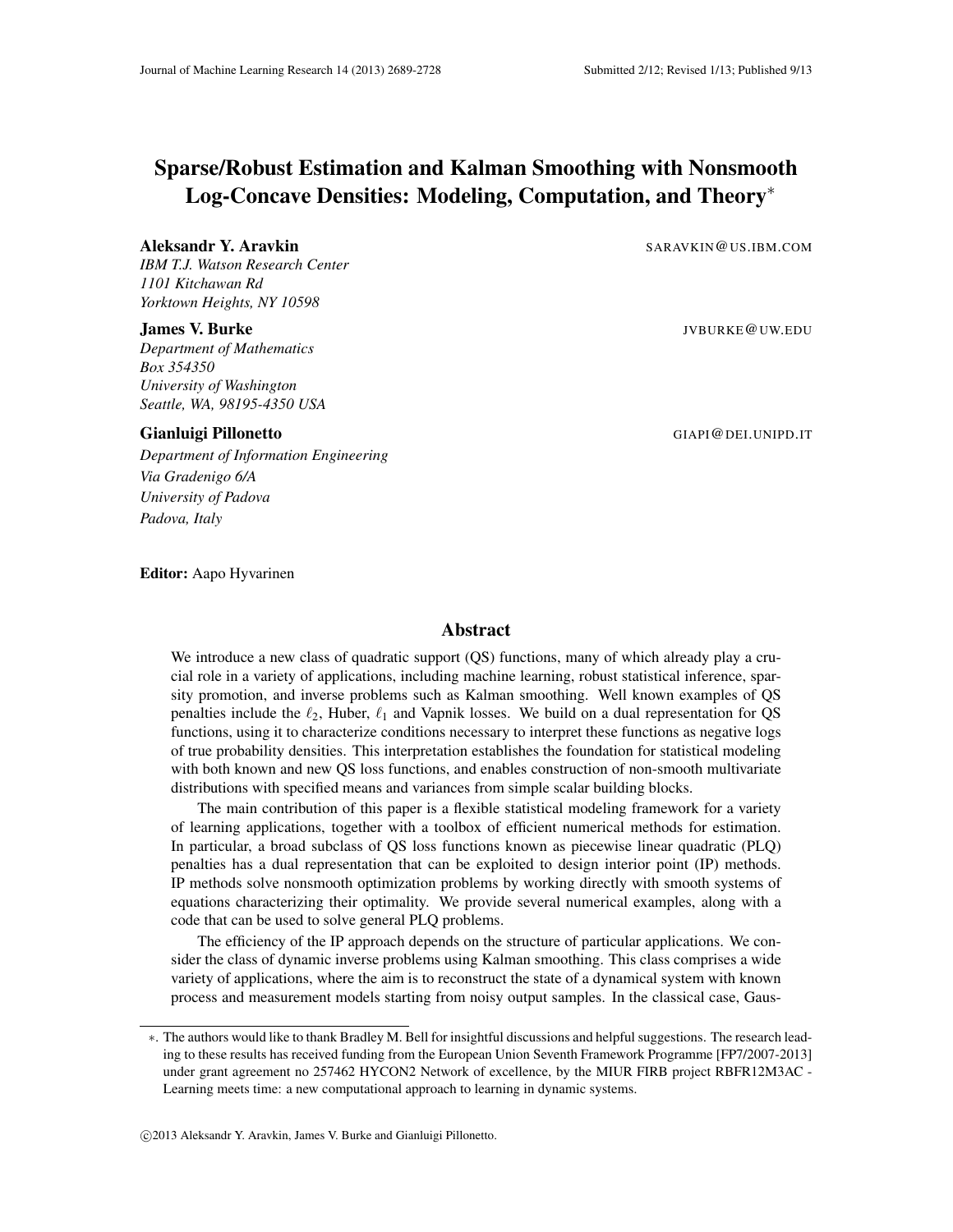# Sparse/Robust Estimation and Kalman Smoothing with Nonsmooth Log-Concave Densities: Modeling, Computation, and Theory*

**Aleksandr Y. Aravkin** SARAVKIN@US.IBM.COM  
*IBM T.J. Watson Research Center*  
*1101 Kitchawan Rd*  
*Yorktown Heights, NY 10598*

**James V. Burke** JVBURKE@UW.EDU  
*Department of Mathematics*  
*Box 354350*  
*University of Washington*  
*Seattle, WA, 98195-4350 USA*

**Gianluigi Pillonetto** GIAPI@DEI.UNIPD.IT  
*Department of Information Engineering*  
*Via Gradenigo 6/A*  
*University of Padova*  
*Padova, Italy*

**Editor:** Aapo Hyvarinen

## Abstract

We introduce a new class of quadratic support (QS) functions, many of which already play a crucial role in a variety of applications, including machine learning, robust statistical inference, sparsity promotion, and inverse problems such as Kalman smoothing. Well known examples of QS penalties include the $\ell_2$, Huber, $\ell_1$ and Vapnik losses. We build on a dual representation for QS functions, using it to characterize conditions necessary to interpret these functions as negative logs of true probability densities. This interpretation establishes the foundation for statistical modeling with both known and new QS loss functions, and enables construction of non-smooth multivariate distributions with specified means and variances from simple scalar building blocks.

The main contribution of this paper is a flexible statistical modeling framework for a variety of learning applications, together with a toolbox of efficient numerical methods for estimation. In particular, a broad subclass of QS loss functions known as piecewise linear quadratic (PLQ) penalties has a dual representation that can be exploited to design interior point (IP) methods. IP methods solve nonsmooth optimization problems by working directly with smooth systems of equations characterizing their optimality. We provide several numerical examples, along with a code that can be used to solve general PLQ problems.

The efficiency of the IP approach depends on the structure of particular applications. We consider the class of dynamic inverse problems using Kalman smoothing. This class comprises a wide variety of applications, where the aim is to reconstruct the state of a dynamical system with known process and measurement models starting from noisy output samples. In the classical case, Gaus-

---

*. The authors would like to thank Bradley M. Bell for insightful discussions and helpful suggestions. The research leading to these results has received funding from the European Union Seventh Framework Programme [FP7/2007-2013] under grant agreement no 257462 HYCON2 Network of excellence, by the MIUR FIRB project RBFR12M3AC - Learning meets time: a new computational approach to learning in dynamic systems.

©2013 Aleksandr Y. Aravkin, James V. Burke and Gianluigi Pillonetto.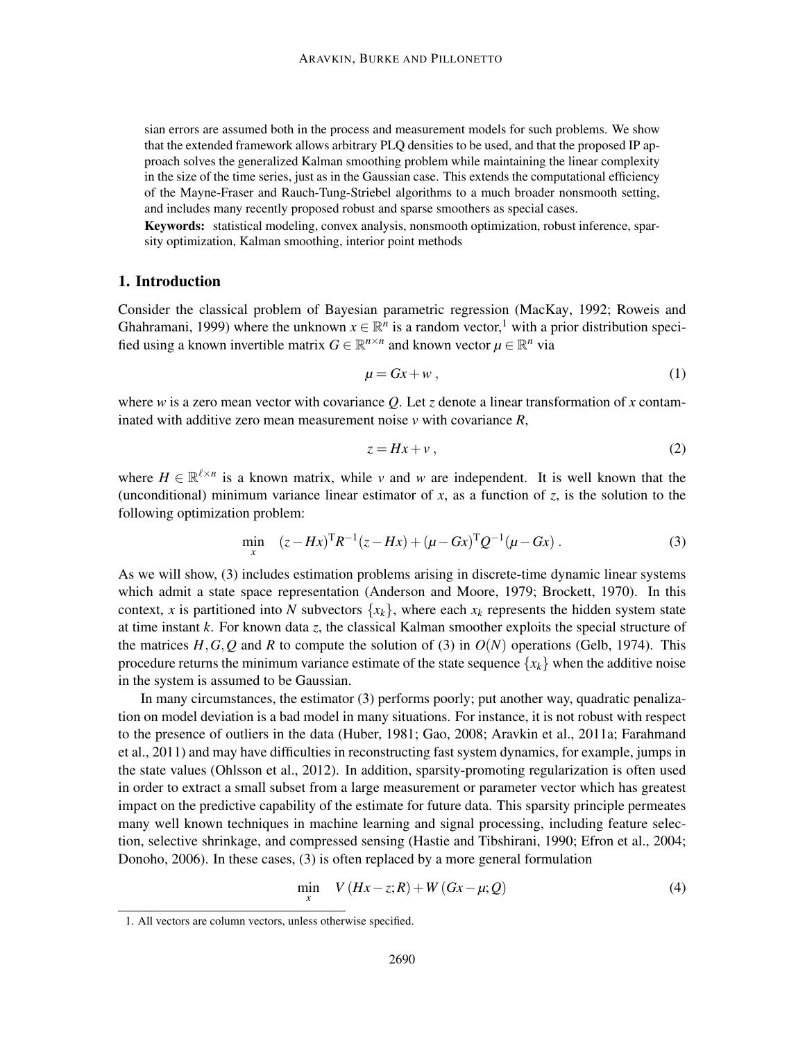sian errors are assumed both in the process and measurement models for such problems. We show that the extended framework allows arbitrary PLQ densities to be used, and that the proposed IP approach solves the generalized Kalman smoothing problem while maintaining the linear complexity in the size of the time series, just as in the Gaussian case. This extends the computational efficiency of the Mayne-Fraser and Rauch-Tung-Striebel algorithms to a much broader nonsmooth setting, and includes many recently proposed robust and sparse smoothers as special cases.

**Keywords:** statistical modeling, convex analysis, nonsmooth optimization, robust inference, sparsity optimization, Kalman smoothing, interior point methods

## 1. Introduction

Consider the classical problem of Bayesian parametric regression (MacKay, 1992; Roweis and Ghahramani, 1999) where the unknown $x \in \mathbb{R}^n$ is a random vector,[1] with a prior distribution specified using a known invertible matrix $G \in \mathbb{R}^{n\times n}$ and known vector $\mu \in \mathbb{R}^n$ via

$$\mu = Gx + w\,, \tag{1}$$

where $w$ is a zero mean vector with covariance $Q$. Let $z$ denote a linear transformation of $x$ contaminated with additive zero mean measurement noise $v$ with covariance $R$,

$$z = Hx + v\,, \tag{2}$$

where $H \in \mathbb{R}^{\ell\times n}$ is a known matrix, while $v$ and $w$ are independent. It is well known that the (unconditional) minimum variance linear estimator of $x$, as a function of $z$, is the solution to the following optimization problem:

$$\min_x \quad (z - Hx)^{\mathrm{T}} R^{-1}(z - Hx) + (\mu - Gx)^{\mathrm{T}} Q^{-1}(\mu - Gx)\,. \tag{3}$$

As we will show, (3) includes estimation problems arising in discrete-time dynamic linear systems which admit a state space representation (Anderson and Moore, 1979; Brockett, 1970). In this context, $x$ is partitioned into $N$ subvectors $\{x_k\}$, where each $x_k$ represents the hidden system state at time instant $k$. For known data $z$, the classical Kalman smoother exploits the special structure of the matrices $H, G, Q$ and $R$ to compute the solution of (3) in $O(N)$ operations (Gelb, 1974). This procedure returns the minimum variance estimate of the state sequence $\{x_k\}$ when the additive noise in the system is assumed to be Gaussian.

In many circumstances, the estimator (3) performs poorly; put another way, quadratic penalization on model deviation is a bad model in many situations. For instance, it is not robust with respect to the presence of outliers in the data (Huber, 1981; Gao, 2008; Aravkin et al., 2011a; Farahmand et al., 2011) and may have difficulties in reconstructing fast system dynamics, for example, jumps in the state values (Ohlsson et al., 2012). In addition, sparsity-promoting regularization is often used in order to extract a small subset from a large measurement or parameter vector which has greatest impact on the predictive capability of the estimate for future data. This sparsity principle permeates many well known techniques in machine learning and signal processing, including feature selection, selective shrinkage, and compressed sensing (Hastie and Tibshirani, 1990; Efron et al., 2004; Donoho, 2006). In these cases, (3) is often replaced by a more general formulation

$$\min_x \quad V\left(Hx - z; R\right) + W\left(Gx - \mu; Q\right) \tag{4}$$

[1] All vectors are column vectors, unless otherwise specified.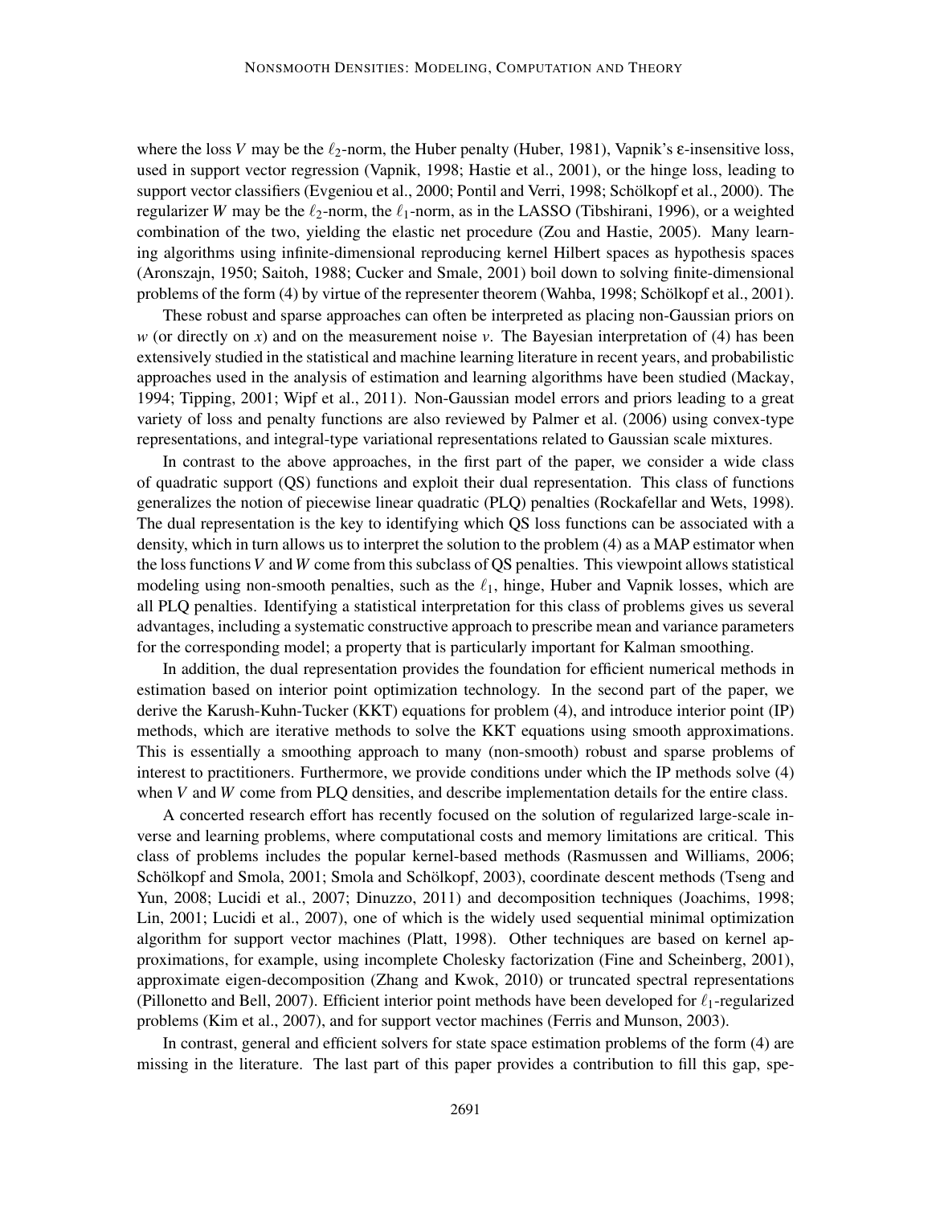where the loss $V$ may be the $\ell_2$-norm, the Huber penalty (Huber, 1981), Vapnik's $\varepsilon$-insensitive loss, used in support vector regression (Vapnik, 1998; Hastie et al., 2001), or the hinge loss, leading to support vector classifiers (Evgeniou et al., 2000; Pontil and Verri, 1998; Schölkopf et al., 2000). The regularizer $W$ may be the $\ell_2$-norm, the $\ell_1$-norm, as in the LASSO (Tibshirani, 1996), or a weighted combination of the two, yielding the elastic net procedure (Zou and Hastie, 2005). Many learning algorithms using infinite-dimensional reproducing kernel Hilbert spaces as hypothesis spaces (Aronszajn, 1950; Saitoh, 1988; Cucker and Smale, 2001) boil down to solving finite-dimensional problems of the form (4) by virtue of the representer theorem (Wahba, 1998; Schölkopf et al., 2001).

These robust and sparse approaches can often be interpreted as placing non-Gaussian priors on $w$ (or directly on $x$) and on the measurement noise $v$. The Bayesian interpretation of (4) has been extensively studied in the statistical and machine learning literature in recent years, and probabilistic approaches used in the analysis of estimation and learning algorithms have been studied (Mackay, 1994; Tipping, 2001; Wipf et al., 2011). Non-Gaussian model errors and priors leading to a great variety of loss and penalty functions are also reviewed by Palmer et al. (2006) using convex-type representations, and integral-type variational representations related to Gaussian scale mixtures.

In contrast to the above approaches, in the first part of the paper, we consider a wide class of quadratic support (QS) functions and exploit their dual representation. This class of functions generalizes the notion of piecewise linear quadratic (PLQ) penalties (Rockafellar and Wets, 1998). The dual representation is the key to identifying which QS loss functions can be associated with a density, which in turn allows us to interpret the solution to the problem (4) as a MAP estimator when the loss functions $V$ and $W$ come from this subclass of QS penalties. This viewpoint allows statistical modeling using non-smooth penalties, such as the $\ell_1$, hinge, Huber and Vapnik losses, which are all PLQ penalties. Identifying a statistical interpretation for this class of problems gives us several advantages, including a systematic constructive approach to prescribe mean and variance parameters for the corresponding model; a property that is particularly important for Kalman smoothing.

In addition, the dual representation provides the foundation for efficient numerical methods in estimation based on interior point optimization technology. In the second part of the paper, we derive the Karush-Kuhn-Tucker (KKT) equations for problem (4), and introduce interior point (IP) methods, which are iterative methods to solve the KKT equations using smooth approximations. This is essentially a smoothing approach to many (non-smooth) robust and sparse problems of interest to practitioners. Furthermore, we provide conditions under which the IP methods solve (4) when $V$ and $W$ come from PLQ densities, and describe implementation details for the entire class.

A concerted research effort has recently focused on the solution of regularized large-scale inverse and learning problems, where computational costs and memory limitations are critical. This class of problems includes the popular kernel-based methods (Rasmussen and Williams, 2006; Schölkopf and Smola, 2001; Smola and Schölkopf, 2003), coordinate descent methods (Tseng and Yun, 2008; Lucidi et al., 2007; Dinuzzo, 2011) and decomposition techniques (Joachims, 1998; Lin, 2001; Lucidi et al., 2007), one of which is the widely used sequential minimal optimization algorithm for support vector machines (Platt, 1998). Other techniques are based on kernel approximations, for example, using incomplete Cholesky factorization (Fine and Scheinberg, 2001), approximate eigen-decomposition (Zhang and Kwok, 2010) or truncated spectral representations (Pillonetto and Bell, 2007). Efficient interior point methods have been developed for $\ell_1$-regularized problems (Kim et al., 2007), and for support vector machines (Ferris and Munson, 2003).

In contrast, general and efficient solvers for state space estimation problems of the form (4) are missing in the literature. The last part of this paper provides a contribution to fill this gap, spe-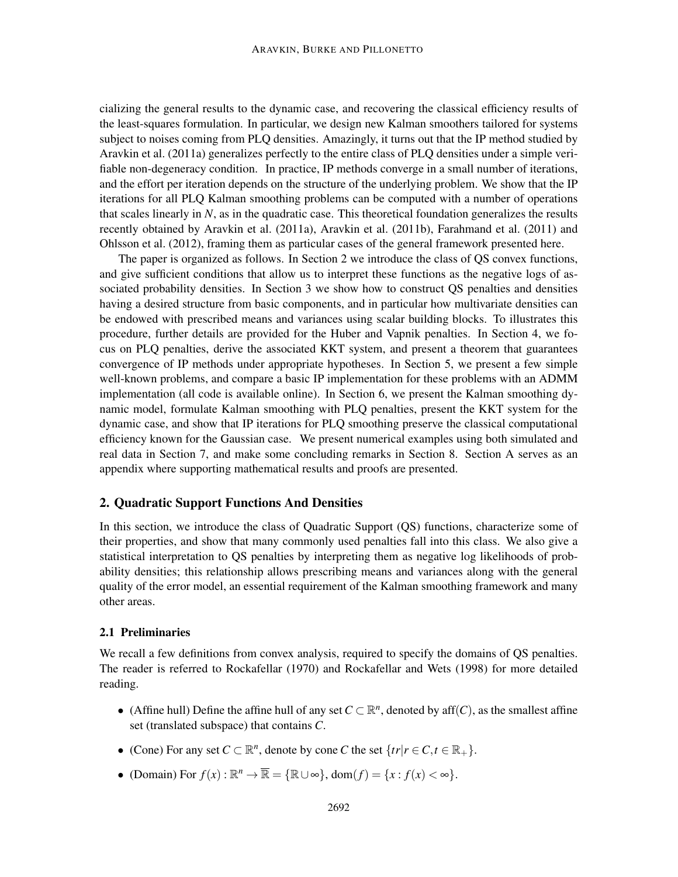cializing the general results to the dynamic case, and recovering the classical efficiency results of the least-squares formulation. In particular, we design new Kalman smoothers tailored for systems subject to noises coming from PLQ densities. Amazingly, it turns out that the IP method studied by Aravkin et al. (2011a) generalizes perfectly to the entire class of PLQ densities under a simple verifiable non-degeneracy condition. In practice, IP methods converge in a small number of iterations, and the effort per iteration depends on the structure of the underlying problem. We show that the IP iterations for all PLQ Kalman smoothing problems can be computed with a number of operations that scales linearly in $N$, as in the quadratic case. This theoretical foundation generalizes the results recently obtained by Aravkin et al. (2011a), Aravkin et al. (2011b), Farahmand et al. (2011) and Ohlsson et al. (2012), framing them as particular cases of the general framework presented here.

The paper is organized as follows. In Section 2 we introduce the class of QS convex functions, and give sufficient conditions that allow us to interpret these functions as the negative logs of associated probability densities. In Section 3 we show how to construct QS penalties and densities having a desired structure from basic components, and in particular how multivariate densities can be endowed with prescribed means and variances using scalar building blocks. To illustrates this procedure, further details are provided for the Huber and Vapnik penalties. In Section 4, we focus on PLQ penalties, derive the associated KKT system, and present a theorem that guarantees convergence of IP methods under appropriate hypotheses. In Section 5, we present a few simple well-known problems, and compare a basic IP implementation for these problems with an ADMM implementation (all code is available online). In Section 6, we present the Kalman smoothing dynamic model, formulate Kalman smoothing with PLQ penalties, present the KKT system for the dynamic case, and show that IP iterations for PLQ smoothing preserve the classical computational efficiency known for the Gaussian case. We present numerical examples using both simulated and real data in Section 7, and make some concluding remarks in Section 8. Section A serves as an appendix where supporting mathematical results and proofs are presented.

## 2. Quadratic Support Functions And Densities

In this section, we introduce the class of Quadratic Support (QS) functions, characterize some of their properties, and show that many commonly used penalties fall into this class. We also give a statistical interpretation to QS penalties by interpreting them as negative log likelihoods of probability densities; this relationship allows prescribing means and variances along with the general quality of the error model, an essential requirement of the Kalman smoothing framework and many other areas.

### 2.1 Preliminaries

We recall a few definitions from convex analysis, required to specify the domains of QS penalties. The reader is referred to Rockafellar (1970) and Rockafellar and Wets (1998) for more detailed reading.

- (Affine hull) Define the affine hull of any set $C \subset \mathbb{R}^n$, denoted by $\text{aff}(C)$, as the smallest affine set (translated subspace) that contains $C$.
- (Cone) For any set $C \subset \mathbb{R}^n$, denote by $\text{cone}\, C$ the set $\{tr | r \in C, t \in \mathbb{R}_+\}$.
- (Domain) For $f(x) : \mathbb{R}^n \to \overline{\mathbb{R}} = \{\mathbb{R} \cup \infty\}$, $\text{dom}(f) = \{x : f(x) < \infty\}$.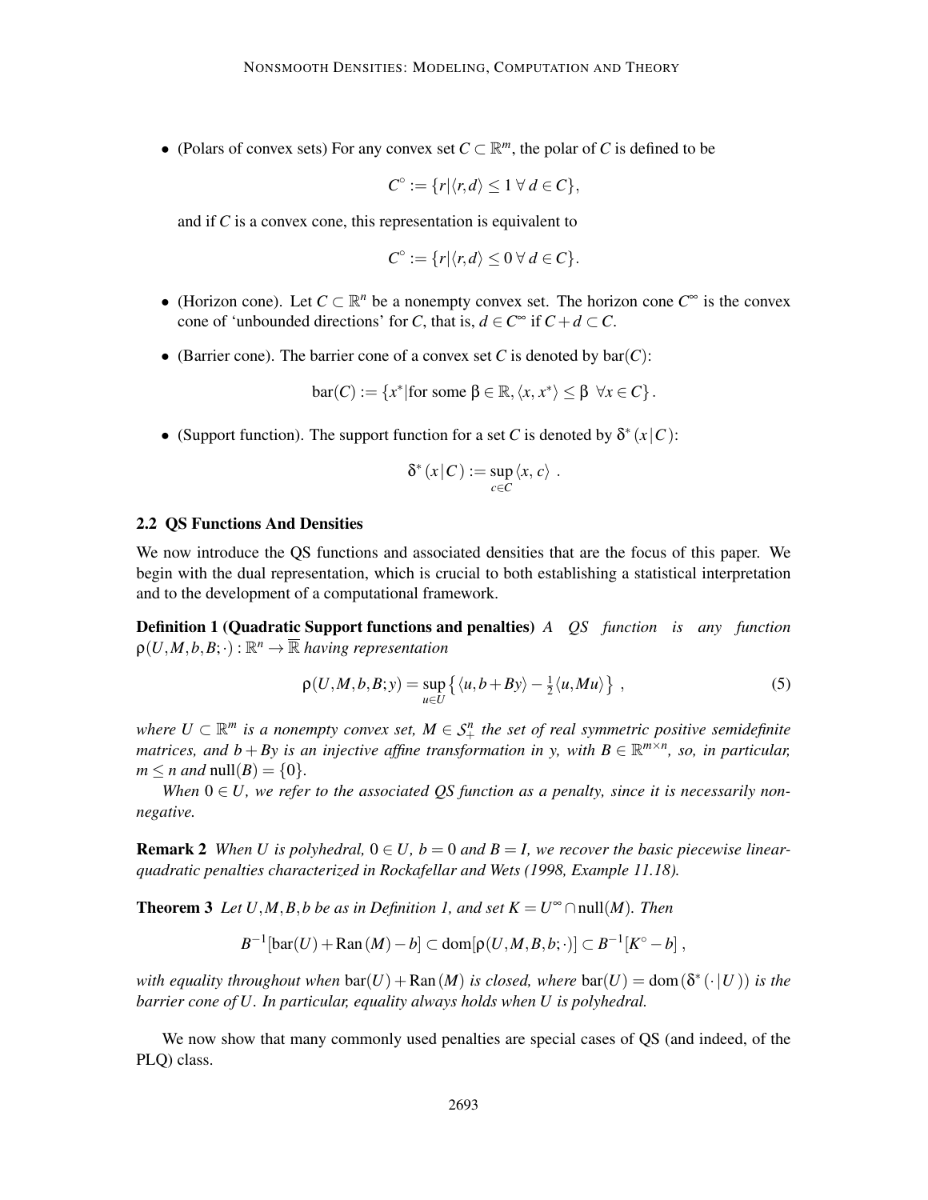- (Polars of convex sets) For any convex set $C \subset \mathbb{R}^m$, the polar of $C$ is defined to be

$$C^\circ := \{r | \langle r, d \rangle \le 1 \;\forall\; d \in C\},$$

and if $C$ is a convex cone, this representation is equivalent to

$$C^\circ := \{r | \langle r, d \rangle \le 0 \;\forall\; d \in C\}.$$

- (Horizon cone). Let $C \subset \mathbb{R}^n$ be a nonempty convex set. The horizon cone $C^\infty$ is the convex cone of 'unbounded directions' for $C$, that is, $d \in C^\infty$ if $C + d \subset C$.

- (Barrier cone). The barrier cone of a convex set $C$ is denoted by $\text{bar}(C)$:

$$\text{bar}(C) := \{x^* | \text{for some } \beta \in \mathbb{R}, \langle x, x^* \rangle \le \beta \;\; \forall x \in C\}.$$

- (Support function). The support function for a set $C$ is denoted by $\delta^*(x|C)$:

$$\delta^*(x|C) := \sup_{c \in C} \langle x, c \rangle \; .$$

### 2.2 QS Functions And Densities

We now introduce the QS functions and associated densities that are the focus of this paper. We begin with the dual representation, which is crucial to both establishing a statistical interpretation and to the development of a computational framework.

**Definition 1 (Quadratic Support functions and penalties)** *A QS function is any function $\rho(U, M, b, B; \cdot) : \mathbb{R}^n \to \overline{\mathbb{R}}$ having representation*

$$\rho(U, M, b, B; y) = \sup_{u \in U} \left\{ \langle u, b + By \rangle - \tfrac{1}{2} \langle u, Mu \rangle \right\} \; , \tag{5}$$

*where $U \subset \mathbb{R}^m$ is a nonempty convex set, $M \in \mathcal{S}^n_+$ the set of real symmetric positive semidefinite matrices, and $b + By$ is an injective affine transformation in $y$, with $B \in \mathbb{R}^{m \times n}$, so, in particular, $m \le n$ and $\text{null}(B) = \{0\}$.*

*When $0 \in U$, we refer to the associated QS function as a penalty, since it is necessarily nonnegative.*

**Remark 2** *When $U$ is polyhedral, $0 \in U$, $b = 0$ and $B = I$, we recover the basic piecewise linear-quadratic penalties characterized in Rockafellar and Wets (1998, Example 11.18).*

**Theorem 3** *Let $U, M, B, b$ be as in Definition 1, and set $K = U^\infty \cap \text{null}(M)$. Then*

$$B^{-1}[\text{bar}(U) + \text{Ran}(M) - b] \subset \text{dom}[\rho(U, M, B, b; \cdot)] \subset B^{-1}[K^\circ - b] \; ,$$

*with equality throughout when $\text{bar}(U) + \text{Ran}(M)$ is closed, where $\text{bar}(U) = \text{dom}(\delta^*(\cdot|U))$ is the barrier cone of $U$. In particular, equality always holds when $U$ is polyhedral.*

We now show that many commonly used penalties are special cases of QS (and indeed, of the PLQ) class.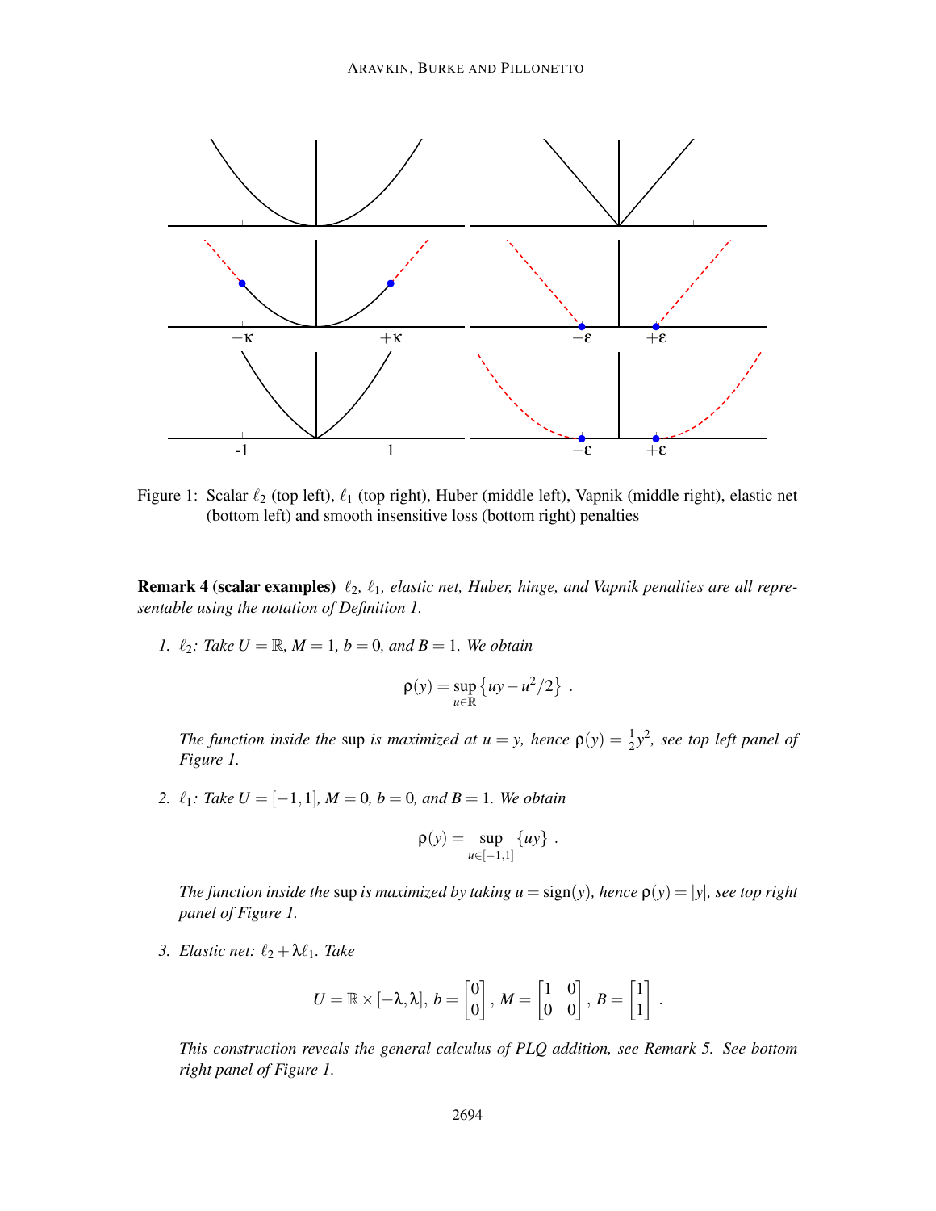Figure 1: Scalar $\ell_2$ (top left), $\ell_1$ (top right), Huber (middle left), Vapnik (middle right), elastic net (bottom left) and smooth insensitive loss (bottom right) penalties

**Remark 4 (scalar examples)** *$\ell_2$, $\ell_1$, elastic net, Huber, hinge, and Vapnik penalties are all representable using the notation of Definition 1.*

1. *$\ell_2$: Take $U = \mathbb{R}$, $M = 1$, $b = 0$, and $B = 1$. We obtain*

$$\rho(y) = \sup_{u \in \mathbb{R}} \left\{ uy - u^2/2 \right\} .$$

*The function inside the* sup *is maximized at $u = y$, hence $\rho(y) = \frac{1}{2}y^2$, see top left panel of Figure 1.*

2. *$\ell_1$: Take $U = [-1, 1]$, $M = 0$, $b = 0$, and $B = 1$. We obtain*

$$\rho(y) = \sup_{u \in [-1,1]} \{uy\} .$$

*The function inside the* sup *is maximized by taking $u = \text{sign}(y)$, hence $\rho(y) = |y|$, see top right panel of Figure 1.*

3. *Elastic net: $\ell_2 + \lambda\ell_1$. Take*

$$U = \mathbb{R} \times [-\lambda, \lambda],\; b = \begin{bmatrix} 0 \\ 0 \end{bmatrix},\; M = \begin{bmatrix} 1 & 0 \\ 0 & 0 \end{bmatrix},\; B = \begin{bmatrix} 1 \\ 1 \end{bmatrix} .$$

*This construction reveals the general calculus of PLQ addition, see Remark 5. See bottom right panel of Figure 1.*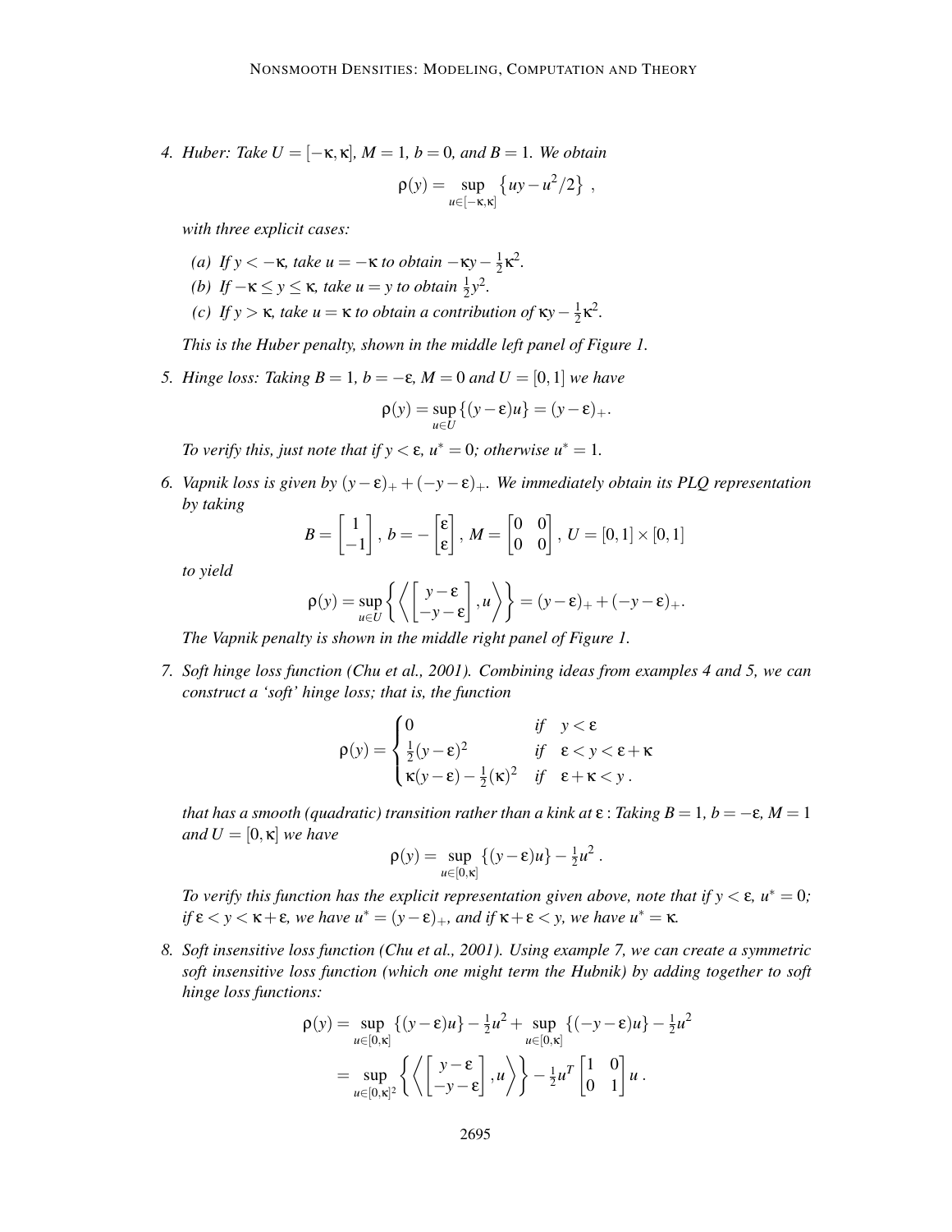4. *Huber: Take $U = [-\kappa, \kappa]$, $M = 1$, $b = 0$, and $B = 1$. We obtain*

$$\rho(y) = \sup_{u \in [-\kappa, \kappa]} \left\{ uy - u^2/2 \right\} ,$$

   *with three explicit cases:*

   *(a) If $y < -\kappa$, take $u = -\kappa$ to obtain $-\kappa y - \frac{1}{2}\kappa^2$.*

   *(b) If $-\kappa \leq y \leq \kappa$, take $u = y$ to obtain $\frac{1}{2}y^2$.*

   *(c) If $y > \kappa$, take $u = \kappa$ to obtain a contribution of $\kappa y - \frac{1}{2}\kappa^2$.*

   *This is the Huber penalty, shown in the middle left panel of Figure 1.*

5. *Hinge loss: Taking $B = 1$, $b = -\varepsilon$, $M = 0$ and $U = [0, 1]$ we have*

$$\rho(y) = \sup_{u \in U} \{(y - \varepsilon)u\} = (y - \varepsilon)_+ .$$

   *To verify this, just note that if $y < \varepsilon$, $u^* = 0$; otherwise $u^* = 1$.*

6. *Vapnik loss is given by $(y - \varepsilon)_+ + (-y - \varepsilon)_+$. We immediately obtain its PLQ representation by taking*

$$B = \begin{bmatrix} 1 \\ -1 \end{bmatrix}, \; b = -\begin{bmatrix} \varepsilon \\ \varepsilon \end{bmatrix}, \; M = \begin{bmatrix} 0 & 0 \\ 0 & 0 \end{bmatrix}, \; U = [0, 1] \times [0, 1]$$

   *to yield*

$$\rho(y) = \sup_{u \in U} \left\{ \left\langle \begin{bmatrix} y - \varepsilon \\ -y - \varepsilon \end{bmatrix}, u \right\rangle \right\} = (y - \varepsilon)_+ + (-y - \varepsilon)_+ .$$

   *The Vapnik penalty is shown in the middle right panel of Figure 1.*

7. *Soft hinge loss function (Chu et al., 2001). Combining ideas from examples 4 and 5, we can construct a 'soft' hinge loss; that is, the function*

$$\rho(y) = \begin{cases} 0 & \text{if} \quad y < \varepsilon \\ \frac{1}{2}(y - \varepsilon)^2 & \text{if} \quad \varepsilon < y < \varepsilon + \kappa \\ \kappa(y - \varepsilon) - \frac{1}{2}(\kappa)^2 & \text{if} \quad \varepsilon + \kappa < y \, . \end{cases}$$

   *that has a smooth (quadratic) transition rather than a kink at $\varepsilon$ : Taking $B = 1$, $b = -\varepsilon$, $M = 1$ and $U = [0, \kappa]$ we have*

$$\rho(y) = \sup_{u \in [0, \kappa]} \{(y - \varepsilon)u\} - \tfrac{1}{2}u^2 \, .$$

   *To verify this function has the explicit representation given above, note that if $y < \varepsilon$, $u^* = 0$; if $\varepsilon < y < \kappa + \varepsilon$, we have $u^* = (y - \varepsilon)_+$, and if $\kappa + \varepsilon < y$, we have $u^* = \kappa$.*

8. *Soft insensitive loss function (Chu et al., 2001). Using example 7, we can create a symmetric soft insensitive loss function (which one might term the Hubnik) by adding together to soft hinge loss functions:*

$$\begin{aligned} \rho(y) &= \sup_{u \in [0, \kappa]} \{(y - \varepsilon)u\} - \tfrac{1}{2}u^2 + \sup_{u \in [0, \kappa]} \{(-y - \varepsilon)u\} - \tfrac{1}{2}u^2 \\ &= \sup_{u \in [0, \kappa]^2} \left\{ \left\langle \begin{bmatrix} y - \varepsilon \\ -y - \varepsilon \end{bmatrix}, u \right\rangle \right\} - \tfrac{1}{2}u^T \begin{bmatrix} 1 & 0 \\ 0 & 1 \end{bmatrix} u \, . \end{aligned}$$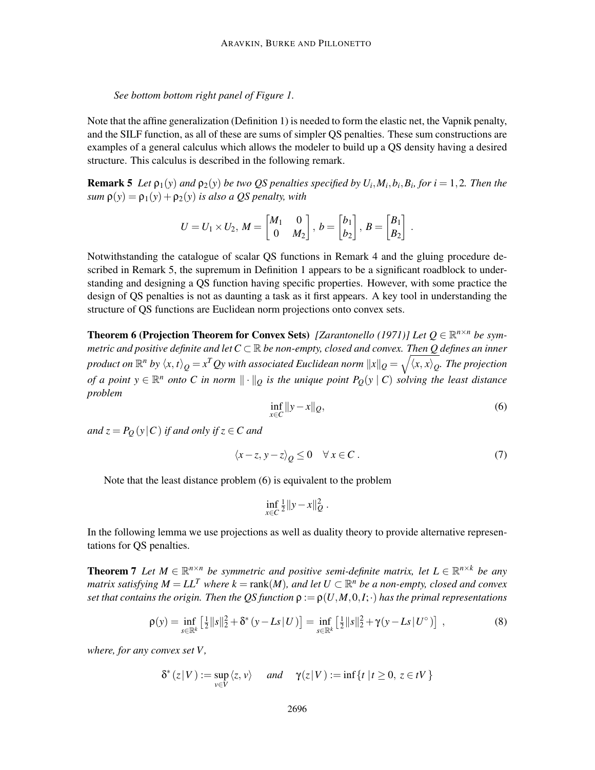*See bottom bottom right panel of Figure 1.*

Note that the affine generalization (Definition 1) is needed to form the elastic net, the Vapnik penalty, and the SILF function, as all of these are sums of simpler QS penalties. These sum constructions are examples of a general calculus which allows the modeler to build up a QS density having a desired structure. This calculus is described in the following remark.

**Remark 5** *Let $\rho_1(y)$ and $\rho_2(y)$ be two QS penalties specified by $U_i, M_i, b_i, B_i$, for $i = 1,2$. Then the sum $\rho(y) = \rho_1(y) + \rho_2(y)$ is also a QS penalty, with*

$$U = U_1 \times U_2,\ M = \begin{bmatrix} M_1 & 0 \\ 0 & M_2 \end{bmatrix},\ b = \begin{bmatrix} b_1 \\ b_2 \end{bmatrix},\ B = \begin{bmatrix} B_1 \\ B_2 \end{bmatrix}.$$

Notwithstanding the catalogue of scalar QS functions in Remark 4 and the gluing procedure described in Remark 5, the supremum in Definition 1 appears to be a significant roadblock to understanding and designing a QS function having specific properties. However, with some practice the design of QS penalties is not as daunting a task as it first appears. A key tool in understanding the structure of QS functions are Euclidean norm projections onto convex sets.

**Theorem 6 (Projection Theorem for Convex Sets)** *[Zarantonello (1971)] Let $Q \in \mathbb{R}^{n\times n}$ be symmetric and positive definite and let $C \subset \mathbb{R}$ be non-empty, closed and convex. Then $Q$ defines an inner product on $\mathbb{R}^n$ by $\langle x, t\rangle_Q = x^T Q y$ with associated Euclidean norm $\|x\|_Q = \sqrt{\langle x, x\rangle_Q}$. The projection of a point $y \in \mathbb{R}^n$ onto $C$ in norm $\|\cdot\|_Q$ is the unique point $P_Q(y \mid C)$ solving the least distance problem*

$$\inf_{x\in C} \|y - x\|_Q, \tag{6}$$

*and $z = P_Q(y \mid C)$ if and only if $z \in C$ and*

$$\langle x - z,\, y - z\rangle_Q \le 0 \quad \forall\, x \in C\,. \tag{7}$$

Note that the least distance problem (6) is equivalent to the problem

$$\inf_{x\in C} \tfrac{1}{2}\|y - x\|_Q^2\,.$$

In the following lemma we use projections as well as duality theory to provide alternative representations for QS penalties.

**Theorem 7** *Let $M \in \mathbb{R}^{n\times n}$ be symmetric and positive semi-definite matrix, let $L \in \mathbb{R}^{n\times k}$ be any matrix satisfying $M = LL^T$ where $k = \operatorname{rank}(M)$, and let $U \subset \mathbb{R}^n$ be a non-empty, closed and convex set that contains the origin. Then the QS function $\rho := \rho(U, M, 0, I; \cdot)$ has the primal representations*

$$\rho(y) = \inf_{s\in\mathbb{R}^k} \left[\tfrac{1}{2}\|s\|_2^2 + \delta^*\left(y - Ls \,|\, U\right)\right] = \inf_{s\in\mathbb{R}^k} \left[\tfrac{1}{2}\|s\|_2^2 + \gamma\left(y - Ls \,|\, U^\circ\right)\right], \tag{8}$$

*where, for any convex set $V$,*

$$\delta^*\left(z \,|\, V\right) := \sup_{v\in V} \langle z, v\rangle \quad \text{and} \quad \gamma\left(z \,|\, V\right) := \inf\{t \mid t \ge 0,\ z \in tV\}$$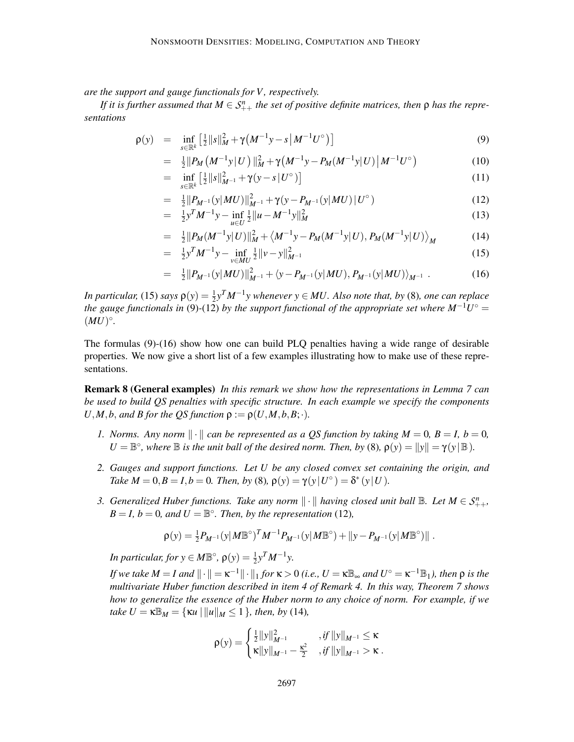*are the support and gauge functionals for $V$, respectively.*

*If it is further assumed that $M \in \mathcal{S}^n_{++}$ the set of positive definite matrices, then $\rho$ has the representations*

$$
\begin{aligned}
\rho(y) &= \inf_{s\in\mathbb{R}^k} \left[\tfrac{1}{2}\|s\|_M^2 + \gamma\left(M^{-1}y - s \,\middle|\, M^{-1}U^\circ\right)\right] && (9)\\
&= \tfrac{1}{2}\|P_M\left(M^{-1}y\,|\,U\right)\|_M^2 + \gamma\left(M^{-1}y - P_M(M^{-1}y|U) \,\middle|\, M^{-1}U^\circ\right) && (10)\\
&= \inf_{s\in\mathbb{R}^k} \left[\tfrac{1}{2}\|s\|_{M^{-1}}^2 + \gamma(y-s\,|\,U^\circ)\right] && (11)\\
&= \tfrac{1}{2}\|P_{M^{-1}}(y|MU)\|_{M^{-1}}^2 + \gamma(y - P_{M^{-1}}(y|MU)\,|\,U^\circ) && (12)\\
&= \tfrac{1}{2}y^TM^{-1}y - \inf_{u\in U}\tfrac{1}{2}\|u - M^{-1}y\|_M^2 && (13)\\
&= \tfrac{1}{2}\|P_M(M^{-1}y|U)\|_M^2 + \left\langle M^{-1}y - P_M(M^{-1}y|U),\, P_M(M^{-1}y|U)\right\rangle_M && (14)\\
&= \tfrac{1}{2}y^TM^{-1}y - \inf_{v\in MU}\tfrac{1}{2}\|v-y\|_{M^{-1}}^2 && (15)\\
&= \tfrac{1}{2}\|P_{M^{-1}}(y|MU)\|_{M^{-1}}^2 + \langle y - P_{M^{-1}}(y|MU),\, P_{M^{-1}}(y|MU)\rangle_{M^{-1}}\ . && (16)
\end{aligned}
$$

*In particular,* (15) *says $\rho(y) = \frac{1}{2}y^TM^{-1}y$ whenever $y \in MU$. Also note that, by* (8)*, one can replace the gauge functionals in* (9)*-*(12) *by the support functional of the appropriate set where $M^{-1}U^\circ = (MU)^\circ$.*

The formulas (9)-(16) show how one can build PLQ penalties having a wide range of desirable properties. We now give a short list of a few examples illustrating how to make use of these representations.

**Remark 8 (General examples)** *In this remark we show how the representations in Lemma 7 can be used to build QS penalties with specific structure. In each example we specify the components $U, M, b$, and $B$ for the QS function $\rho := \rho(U,M,b,B;\cdot)$.*

1. *Norms. Any norm $\|\cdot\|$ can be represented as a QS function by taking $M = 0$, $B = I$, $b = 0$, $U = \mathbb{B}^\circ$, where $\mathbb{B}$ is the unit ball of the desired norm. Then, by* (8)*, $\rho(y) = \|y\| = \gamma(y\,|\,\mathbb{B})$.*

2. *Gauges and support functions. Let $U$ be any closed convex set containing the origin, and Take $M = 0, B = I, b = 0$. Then, by* (8)*, $\rho(y) = \gamma(y\,|\,U^\circ) = \delta^*(y\,|\,U)$.*

3. *Generalized Huber functions. Take any norm $\|\cdot\|$ having closed unit ball $\mathbb{B}$. Let $M \in \mathcal{S}^n_{++}$, $B = I$, $b = 0$, and $U = \mathbb{B}^\circ$. Then, by the representation* (12)*,*

$$
\rho(y) = \tfrac{1}{2}P_{M^{-1}}(y|M\mathbb{B}^\circ)^TM^{-1}P_{M^{-1}}(y|M\mathbb{B}^\circ) + \|y - P_{M^{-1}}(y|M\mathbb{B}^\circ)\|\ .
$$

   *In particular, for $y \in M\mathbb{B}^\circ$, $\rho(y) = \frac{1}{2}y^TM^{-1}y$.*

   *If we take $M = I$ and $\|\cdot\| = \kappa^{-1}\|\cdot\|_1$ for $\kappa > 0$ (i.e., $U = \kappa\mathbb{B}_\infty$ and $U^\circ = \kappa^{-1}\mathbb{B}_1$), then $\rho$ is the multivariate Huber function described in item 4 of Remark 4. In this way, Theorem 7 shows how to generalize the essence of the Huber norm to any choice of norm. For example, if we take $U = \kappa\mathbb{B}_M = \{\kappa u\,|\,\|u\|_M \le 1\}$, then, by* (14)*,*

$$
\rho(y) = \begin{cases} \frac{1}{2}\|y\|_{M^{-1}}^2 & ,\text{if } \|y\|_{M^{-1}} \le \kappa \\ \kappa\|y\|_{M^{-1}} - \frac{\kappa^2}{2} & ,\text{if } \|y\|_{M^{-1}} > \kappa\ . \end{cases}
$$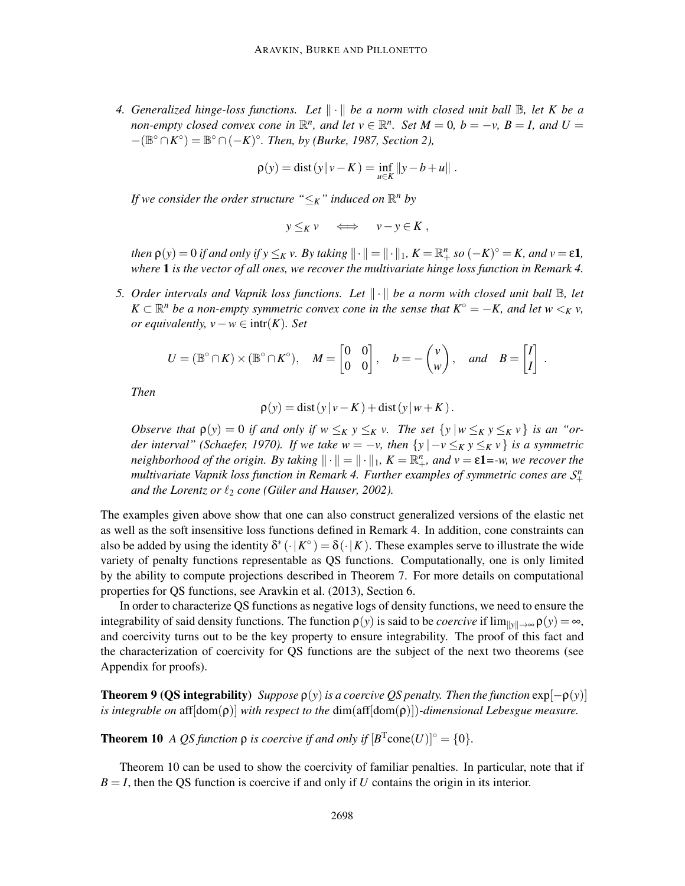4. *Generalized hinge-loss functions. Let $\|\cdot\|$ be a norm with closed unit ball $\mathbb{B}$, let $K$ be a non-empty closed convex cone in $\mathbb{R}^n$, and let $v \in \mathbb{R}^n$. Set $M = 0$, $b = -v$, $B = I$, and $U = -(\mathbb{B}^\circ \cap K^\circ) = \mathbb{B}^\circ \cap (-K)^\circ$. Then, by (Burke, 1987, Section 2),*

$$\rho(y) = \operatorname{dist}(y \,|\, v - K) = \inf_{u \in K} \|y - b + u\| \, .$$

*If we consider the order structure "$\leq_K$" induced on $\mathbb{R}^n$ by*

$$y \leq_K v \quad \iff \quad v - y \in K \, ,$$

*then $\rho(y) = 0$ if and only if $y \leq_K v$. By taking $\|\cdot\| = \|\cdot\|_1$, $K = \mathbb{R}^n_+$ so $(-K)^\circ = K$, and $v = \varepsilon \mathbf{1}$, where $\mathbf{1}$ is the vector of all ones, we recover the multivariate hinge loss function in Remark 4.*

5. *Order intervals and Vapnik loss functions. Let $\|\cdot\|$ be a norm with closed unit ball $\mathbb{B}$, let $K \subset \mathbb{R}^n$ be a non-empty symmetric convex cone in the sense that $K^\circ = -K$, and let $w <_K v$, or equivalently, $v - w \in \operatorname{intr}(K)$. Set*

$$U = (\mathbb{B}^\circ \cap K) \times (\mathbb{B}^\circ \cap K^\circ), \quad M = \begin{bmatrix} 0 & 0 \\ 0 & 0 \end{bmatrix}, \quad b = -\begin{pmatrix} v \\ w \end{pmatrix}, \quad \text{and} \quad B = \begin{bmatrix} I \\ I \end{bmatrix} \, .$$

*Then*

$$\rho(y) = \operatorname{dist}(y \,|\, v - K) + \operatorname{dist}(y \,|\, w + K) \, .$$

*Observe that $\rho(y) = 0$ if and only if $w \leq_K y \leq_K v$. The set $\{y \,|\, w \leq_K y \leq_K v\}$ is an "order interval" (Schaefer, 1970). If we take $w = -v$, then $\{y \,|\, -v \leq_K y \leq_K v\}$ is a symmetric neighborhood of the origin. By taking $\|\cdot\| = \|\cdot\|_1$, $K = \mathbb{R}^n_+$, and $v = \varepsilon\mathbf{1}$=-$w$, we recover the multivariate Vapnik loss function in Remark 4. Further examples of symmetric cones are $\mathcal{S}^n_+$ and the Lorentz or $\ell_2$ cone (Güler and Hauser, 2002).*

The examples given above show that one can also construct generalized versions of the elastic net as well as the soft insensitive loss functions defined in Remark 4. In addition, cone constraints can also be added by using the identity $\delta^*(\cdot \,|\, K^\circ) = \delta(\cdot \,|\, K)$. These examples serve to illustrate the wide variety of penalty functions representable as QS functions. Computationally, one is only limited by the ability to compute projections described in Theorem 7. For more details on computational properties for QS functions, see Aravkin et al. (2013), Section 6.

In order to characterize QS functions as negative logs of density functions, we need to ensure the integrability of said density functions. The function $\rho(y)$ is said to be *coercive* if $\lim_{\|y\| \to \infty} \rho(y) = \infty$, and coercivity turns out to be the key property to ensure integrability. The proof of this fact and the characterization of coercivity for QS functions are the subject of the next two theorems (see Appendix for proofs).

**Theorem 9 (QS integrability)** *Suppose $\rho(y)$ is a coercive QS penalty. Then the function $\exp[-\rho(y)]$ is integrable on $\operatorname{aff}[\operatorname{dom}(\rho)]$ with respect to the $\dim(\operatorname{aff}[\operatorname{dom}(\rho)])$-dimensional Lebesgue measure.*

**Theorem 10** *A QS function $\rho$ is coercive if and only if $[B^{\mathrm{T}}\operatorname{cone}(U)]^\circ = \{0\}$.*

Theorem 10 can be used to show the coercivity of familiar penalties. In particular, note that if $B = I$, then the QS function is coercive if and only if $U$ contains the origin in its interior.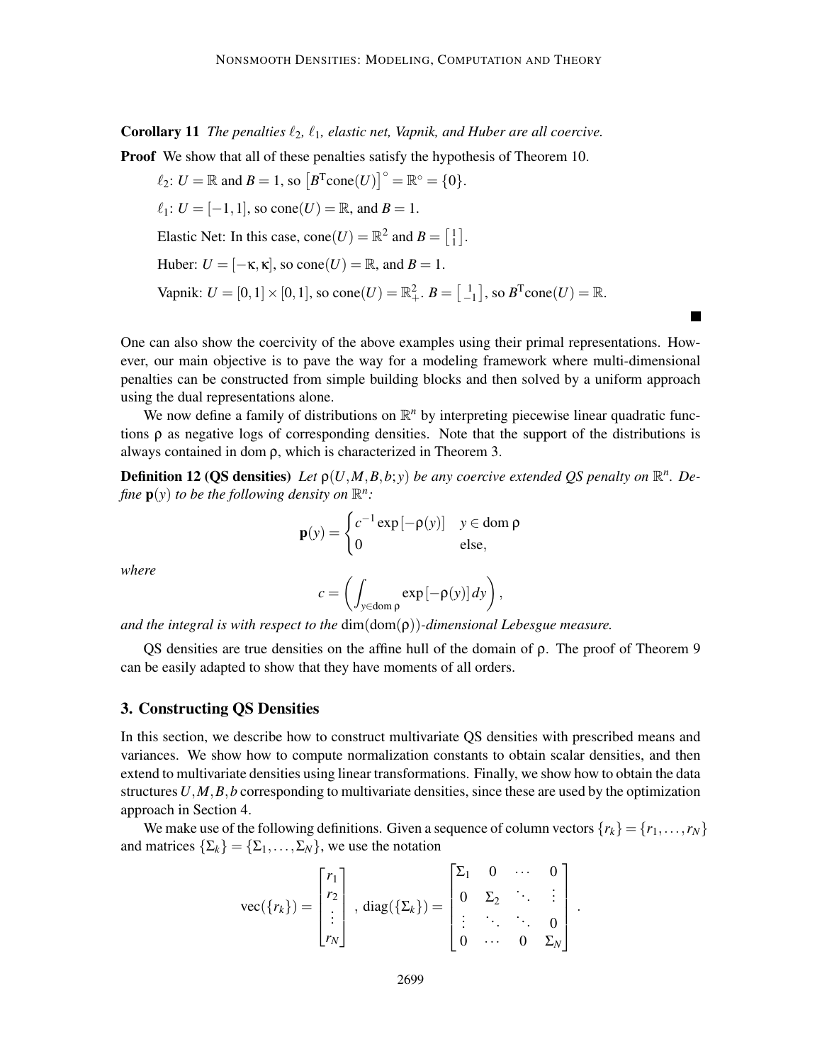**Corollary 11** *The penalties $\ell_2$, $\ell_1$, elastic net, Vapnik, and Huber are all coercive.*

**Proof** We show that all of these penalties satisfy the hypothesis of Theorem 10.

$\ell_2$: $U = \mathbb{R}$ and $B = 1$, so $\left[B^{\mathrm{T}}\mathrm{cone}(U)\right]^\circ = \mathbb{R}^\circ = \{0\}$.

$\ell_1$: $U = [-1, 1]$, so $\mathrm{cone}(U) = \mathbb{R}$, and $B = 1$.

Elastic Net: In this case, $\mathrm{cone}(U) = \mathbb{R}^2$ and $B = \left[\begin{smallmatrix}1\\1\end{smallmatrix}\right]$.

Huber: $U = [-\kappa, \kappa]$, so $\mathrm{cone}(U) = \mathbb{R}$, and $B = 1$.

Vapnik: $U = [0, 1] \times [0, 1]$, so $\mathrm{cone}(U) = \mathbb{R}^2_+$. $B = \left[\begin{smallmatrix}1\\-1\end{smallmatrix}\right]$, so $B^{\mathrm{T}}\mathrm{cone}(U) = \mathbb{R}$.

■

One can also show the coercivity of the above examples using their primal representations. However, our main objective is to pave the way for a modeling framework where multi-dimensional penalties can be constructed from simple building blocks and then solved by a uniform approach using the dual representations alone.

We now define a family of distributions on $\mathbb{R}^n$ by interpreting piecewise linear quadratic functions $\rho$ as negative logs of corresponding densities. Note that the support of the distributions is always contained in dom $\rho$, which is characterized in Theorem 3.

**Definition 12 (QS densities)** *Let $\rho(U, M, B, b; y)$ be any coercive extended QS penalty on $\mathbb{R}^n$. Define $\mathbf{p}(y)$ to be the following density on $\mathbb{R}^n$:*

$$\mathbf{p}(y) = \begin{cases} c^{-1}\exp\left[-\rho(y)\right] & y \in \mathrm{dom}\,\rho \\ 0 & \text{else}, \end{cases}$$

*where*

$$c = \left(\int_{y \in \mathrm{dom}\,\rho} \exp\left[-\rho(y)\right] dy\right),$$

*and the integral is with respect to the* $\dim(\mathrm{dom}(\rho))$*-dimensional Lebesgue measure.*

QS densities are true densities on the affine hull of the domain of $\rho$. The proof of Theorem 9 can be easily adapted to show that they have moments of all orders.

## 3. Constructing QS Densities

In this section, we describe how to construct multivariate QS densities with prescribed means and variances. We show how to compute normalization constants to obtain scalar densities, and then extend to multivariate densities using linear transformations. Finally, we show how to obtain the data structures $U, M, B, b$ corresponding to multivariate densities, since these are used by the optimization approach in Section 4.

We make use of the following definitions. Given a sequence of column vectors $\{r_k\} = \{r_1, \ldots, r_N\}$ and matrices $\{\Sigma_k\} = \{\Sigma_1, \ldots, \Sigma_N\}$, we use the notation

$$\mathrm{vec}(\{r_k\}) = \begin{bmatrix} r_1 \\ r_2 \\ \vdots \\ r_N \end{bmatrix}, \ \mathrm{diag}(\{\Sigma_k\}) = \begin{bmatrix} \Sigma_1 & 0 & \cdots & 0 \\ 0 & \Sigma_2 & \ddots & \vdots \\ \vdots & \ddots & \ddots & 0 \\ 0 & \cdots & 0 & \Sigma_N \end{bmatrix}.$$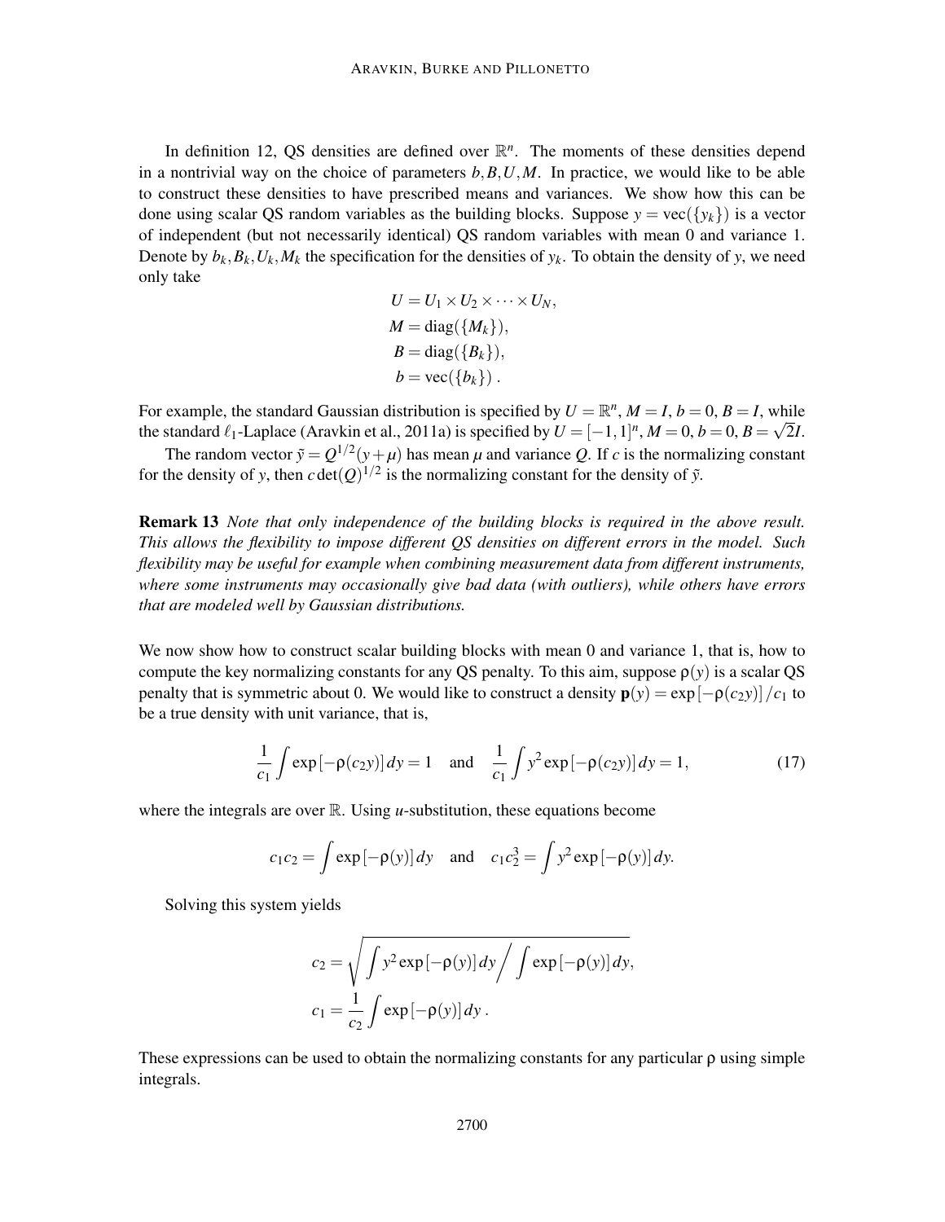In definition 12, QS densities are defined over $\mathbb{R}^n$. The moments of these densities depend in a nontrivial way on the choice of parameters $b, B, U, M$. In practice, we would like to be able to construct these densities to have prescribed means and variances. We show how this can be done using scalar QS random variables as the building blocks. Suppose $y = \text{vec}(\{y_k\})$ is a vector of independent (but not necessarily identical) QS random variables with mean 0 and variance 1. Denote by $b_k, B_k, U_k, M_k$ the specification for the densities of $y_k$. To obtain the density of $y$, we need only take

$$
\begin{aligned}
U &= U_1 \times U_2 \times \cdots \times U_N, \\
M &= \text{diag}(\{M_k\}), \\
B &= \text{diag}(\{B_k\}), \\
b &= \text{vec}(\{b_k\}) .
\end{aligned}
$$

For example, the standard Gaussian distribution is specified by $U = \mathbb{R}^n$, $M = I$, $b = 0$, $B = I$, while the standard $\ell_1$-Laplace (Aravkin et al., 2011a) is specified by $U = [-1, 1]^n$, $M = 0$, $b = 0$, $B = \sqrt{2}I$.

The random vector $\tilde{y} = Q^{1/2}(y + \mu)$ has mean $\mu$ and variance $Q$. If $c$ is the normalizing constant for the density of $y$, then $c \det(Q)^{1/2}$ is the normalizing constant for the density of $\tilde{y}$.

**Remark 13** *Note that only independence of the building blocks is required in the above result. This allows the flexibility to impose different QS densities on different errors in the model. Such flexibility may be useful for example when combining measurement data from different instruments, where some instruments may occasionally give bad data (with outliers), while others have errors that are modeled well by Gaussian distributions.*

We now show how to construct scalar building blocks with mean 0 and variance 1, that is, how to compute the key normalizing constants for any QS penalty. To this aim, suppose $\rho(y)$ is a scalar QS penalty that is symmetric about 0. We would like to construct a density $\mathbf{p}(y) = \exp[-\rho(c_2 y)]/c_1$ to be a true density with unit variance, that is,

$$
\frac{1}{c_1}\int \exp[-\rho(c_2 y)]\, dy = 1 \quad \text{and} \quad \frac{1}{c_1}\int y^2 \exp[-\rho(c_2 y)]\, dy = 1, \tag{17}
$$

where the integrals are over $\mathbb{R}$. Using $u$-substitution, these equations become

$$
c_1 c_2 = \int \exp[-\rho(y)]\, dy \quad \text{and} \quad c_1 c_2^3 = \int y^2 \exp[-\rho(y)]\, dy.
$$

Solving this system yields

$$
\begin{aligned}
c_2 &= \sqrt{\int y^2 \exp[-\rho(y)]\, dy \bigg/ \int \exp[-\rho(y)]\, dy}, \\
c_1 &= \frac{1}{c_2}\int \exp[-\rho(y)]\, dy .
\end{aligned}
$$

These expressions can be used to obtain the normalizing constants for any particular $\rho$ using simple integrals.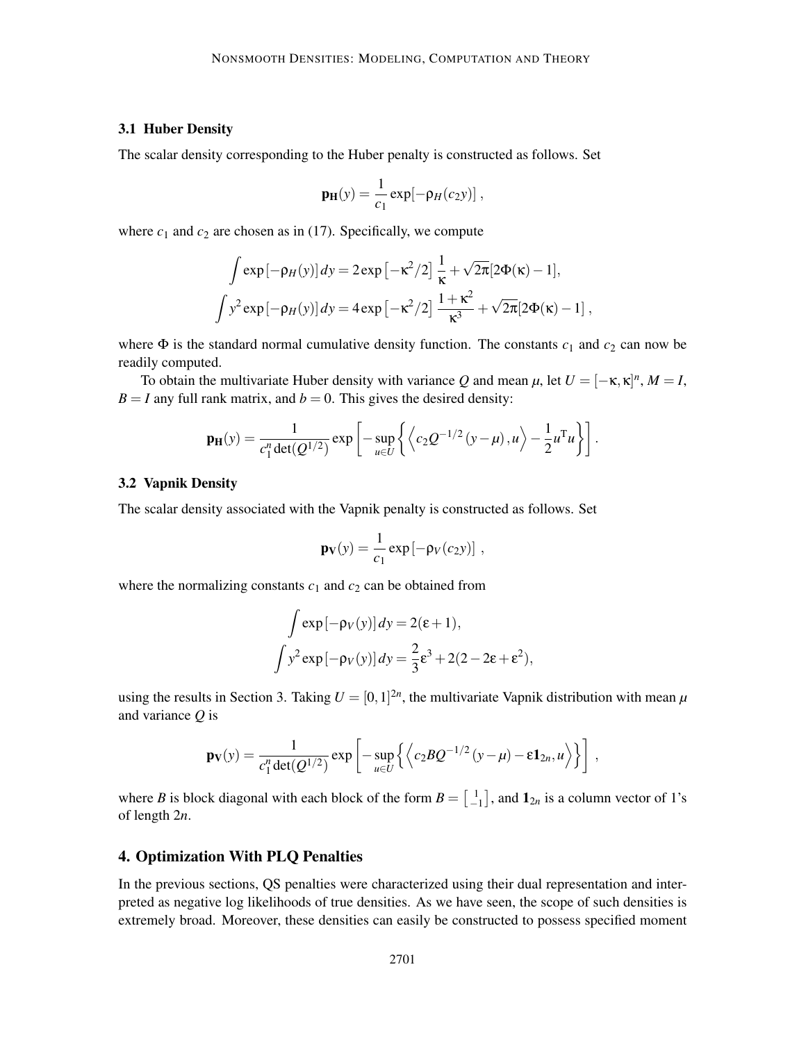### 3.1 Huber Density

The scalar density corresponding to the Huber penalty is constructed as follows. Set

$$\mathbf{p_H}(y) = \frac{1}{c_1} \exp[-\rho_H(c_2 y)] \ ,$$

where $c_1$ and $c_2$ are chosen as in (17). Specifically, we compute

$$\int \exp\left[-\rho_H(y)\right] dy = 2\exp\left[-\kappa^2/2\right] \frac{1}{\kappa} + \sqrt{2\pi}[2\Phi(\kappa) - 1],$$
$$\int y^2 \exp\left[-\rho_H(y)\right] dy = 4\exp\left[-\kappa^2/2\right] \frac{1+\kappa^2}{\kappa^3} + \sqrt{2\pi}[2\Phi(\kappa) - 1] \ ,$$

where $\Phi$ is the standard normal cumulative density function. The constants $c_1$ and $c_2$ can now be readily computed.

To obtain the multivariate Huber density with variance $Q$ and mean $\mu$, let $U = [-\kappa, \kappa]^n$, $M = I$, $B = I$ any full rank matrix, and $b = 0$. This gives the desired density:

$$\mathbf{p_H}(y) = \frac{1}{c_1^n \det(Q^{1/2})} \exp\left[ -\sup_{u \in U} \left\{ \left\langle c_2 Q^{-1/2}(y - \mu), u \right\rangle - \frac{1}{2} u^{\mathrm{T}} u \right\} \right] .$$

### 3.2 Vapnik Density

The scalar density associated with the Vapnik penalty is constructed as follows. Set

$$\mathbf{p_V}(y) = \frac{1}{c_1} \exp\left[-\rho_V(c_2 y)\right] \ ,$$

where the normalizing constants $c_1$ and $c_2$ can be obtained from

$$\int \exp\left[-\rho_V(y)\right] dy = 2(\varepsilon + 1),$$
$$\int y^2 \exp\left[-\rho_V(y)\right] dy = \frac{2}{3}\varepsilon^3 + 2(2 - 2\varepsilon + \varepsilon^2),$$

using the results in Section 3. Taking $U = [0,1]^{2n}$, the multivariate Vapnik distribution with mean $\mu$ and variance $Q$ is

$$\mathbf{p_V}(y) = \frac{1}{c_1^n \det(Q^{1/2})} \exp\left[ -\sup_{u \in U} \left\{ \left\langle c_2 B Q^{-1/2}(y - \mu) - \varepsilon \mathbf{1}_{2n}, u \right\rangle \right\} \right] ,$$

where $B$ is block diagonal with each block of the form $B = \left[\begin{smallmatrix} 1 \\ -1 \end{smallmatrix}\right]$, and $\mathbf{1}_{2n}$ is a column vector of 1's of length $2n$.

## 4. Optimization With PLQ Penalties

In the previous sections, QS penalties were characterized using their dual representation and interpreted as negative log likelihoods of true densities. As we have seen, the scope of such densities is extremely broad. Moreover, these densities can easily be constructed to possess specified moment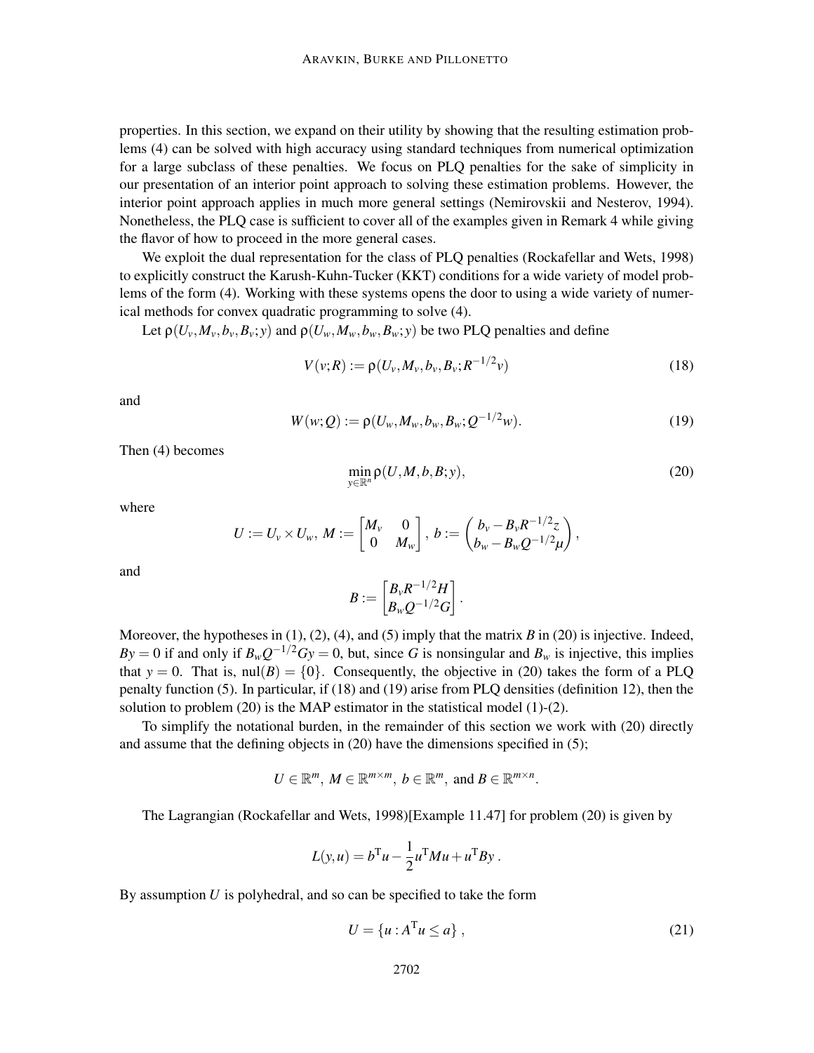properties. In this section, we expand on their utility by showing that the resulting estimation problems (4) can be solved with high accuracy using standard techniques from numerical optimization for a large subclass of these penalties. We focus on PLQ penalties for the sake of simplicity in our presentation of an interior point approach to solving these estimation problems. However, the interior point approach applies in much more general settings (Nemirovskii and Nesterov, 1994). Nonetheless, the PLQ case is sufficient to cover all of the examples given in Remark 4 while giving the flavor of how to proceed in the more general cases.

We exploit the dual representation for the class of PLQ penalties (Rockafellar and Wets, 1998) to explicitly construct the Karush-Kuhn-Tucker (KKT) conditions for a wide variety of model problems of the form (4). Working with these systems opens the door to using a wide variety of numerical methods for convex quadratic programming to solve (4).

Let $\rho(U_v, M_v, b_v, B_v; y)$ and $\rho(U_w, M_w, b_w, B_w; y)$ be two PLQ penalties and define

$$V(v;R) := \rho(U_v, M_v, b_v, B_v; R^{-1/2}v) \tag{18}$$

and

$$W(w;Q) := \rho(U_w, M_w, b_w, B_w; Q^{-1/2}w). \tag{19}$$

Then (4) becomes

$$\min_{y\in\mathbb{R}^n} \rho(U, M, b, B; y), \tag{20}$$

where

$$U := U_v \times U_w,\ M := \begin{bmatrix} M_v & 0 \\ 0 & M_w \end{bmatrix},\ b := \begin{pmatrix} b_v - B_v R^{-1/2} z \\ b_w - B_w Q^{-1/2}\mu \end{pmatrix},$$

and

$$B := \begin{bmatrix} B_v R^{-1/2} H \\ B_w Q^{-1/2} G \end{bmatrix}.$$

Moreover, the hypotheses in (1), (2), (4), and (5) imply that the matrix $B$ in (20) is injective. Indeed, $By = 0$ if and only if $B_w Q^{-1/2} G y = 0$, but, since $G$ is nonsingular and $B_w$ is injective, this implies that $y = 0$. That is, $\text{nul}(B) = \{0\}$. Consequently, the objective in (20) takes the form of a PLQ penalty function (5). In particular, if (18) and (19) arise from PLQ densities (definition 12), then the solution to problem (20) is the MAP estimator in the statistical model (1)-(2).

To simplify the notational burden, in the remainder of this section we work with (20) directly and assume that the defining objects in (20) have the dimensions specified in (5);

$$U \in \mathbb{R}^m,\ M \in \mathbb{R}^{m\times m},\ b \in \mathbb{R}^m,\ \text{and } B \in \mathbb{R}^{m\times n}.$$

The Lagrangian (Rockafellar and Wets, 1998)[Example 11.47] for problem (20) is given by

$$L(y,u) = b^{\mathrm{T}}u - \frac{1}{2}u^{\mathrm{T}}Mu + u^{\mathrm{T}}By\,.$$

By assumption $U$ is polyhedral, and so can be specified to take the form

$$U = \{u : A^{\mathrm{T}}u \leq a\}\,, \tag{21}$$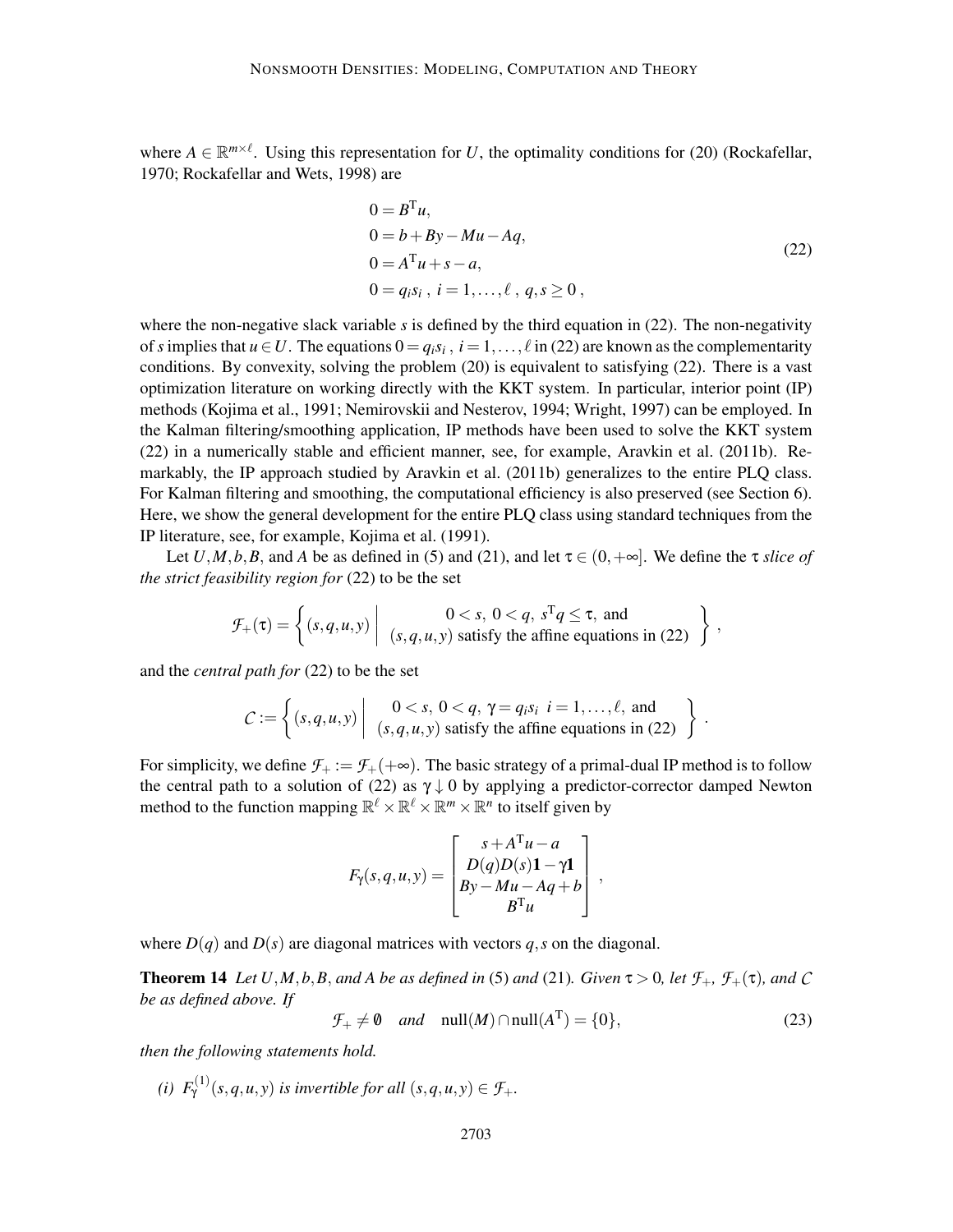where $A \in \mathbb{R}^{m\times \ell}$. Using this representation for $U$, the optimality conditions for (20) (Rockafellar, 1970; Rockafellar and Wets, 1998) are

$$
\begin{aligned}
0 &= B^{\mathrm{T}}u, \\
0 &= b + By - Mu - Aq, \\
0 &= A^{\mathrm{T}}u + s - a, \\
0 &= q_i s_i \;,\; i = 1,\ldots,\ell \;,\; q, s \geq 0 \;,
\end{aligned}
\tag{22}
$$

where the non-negative slack variable $s$ is defined by the third equation in (22). The non-negativity of $s$ implies that $u \in U$. The equations $0 = q_i s_i$ , $i = 1,\ldots,\ell$ in (22) are known as the complementarity conditions. By convexity, solving the problem (20) is equivalent to satisfying (22). There is a vast optimization literature on working directly with the KKT system. In particular, interior point (IP) methods (Kojima et al., 1991; Nemirovskii and Nesterov, 1994; Wright, 1997) can be employed. In the Kalman filtering/smoothing application, IP methods have been used to solve the KKT system (22) in a numerically stable and efficient manner, see, for example, Aravkin et al. (2011b). Remarkably, the IP approach studied by Aravkin et al. (2011b) generalizes to the entire PLQ class. For Kalman filtering and smoothing, the computational efficiency is also preserved (see Section 6). Here, we show the general development for the entire PLQ class using standard techniques from the IP literature, see, for example, Kojima et al. (1991).

Let $U, M, b, B$, and $A$ be as defined in (5) and (21), and let $\tau \in (0, +\infty]$. We define the $\tau$ *slice of the strict feasibility region for* (22) to be the set

$$
\mathcal{F}_+(\tau) = \left\{ (s,q,u,y) \;\middle|\; \begin{array}{c} 0 < s,\ 0 < q,\ s^{\mathrm{T}}q \leq \tau, \text{ and} \\ (s,q,u,y) \text{ satisfy the affine equations in (22)} \end{array} \right\},
$$

and the *central path for* (22) to be the set

$$
\mathcal{C} := \left\{ (s,q,u,y) \;\middle|\; \begin{array}{c} 0 < s,\ 0 < q,\ \gamma = q_i s_i \ \ i = 1,\ldots,\ell, \text{ and} \\ (s,q,u,y) \text{ satisfy the affine equations in (22)} \end{array} \right\}.
$$

For simplicity, we define $\mathcal{F}_+ := \mathcal{F}_+(+\infty)$. The basic strategy of a primal-dual IP method is to follow the central path to a solution of (22) as $\gamma \downarrow 0$ by applying a predictor-corrector damped Newton method to the function mapping $\mathbb{R}^\ell \times \mathbb{R}^\ell \times \mathbb{R}^m \times \mathbb{R}^n$ to itself given by

$$
F_\gamma(s,q,u,y) = \begin{bmatrix} s + A^{\mathrm{T}}u - a \\ D(q)D(s)\mathbf{1} - \gamma\mathbf{1} \\ By - Mu - Aq + b \\ B^{\mathrm{T}}u \end{bmatrix},
$$

where $D(q)$ and $D(s)$ are diagonal matrices with vectors $q, s$ on the diagonal.

**Theorem 14** *Let $U, M, b, B$, and $A$ be as defined in* (5) *and* (21)*. Given $\tau > 0$, let $\mathcal{F}_+$, $\mathcal{F}_+(\tau)$, and $\mathcal{C}$ be as defined above. If*

$$
\mathcal{F}_+ \neq \emptyset \quad \text{and} \quad \operatorname{null}(M) \cap \operatorname{null}(A^{\mathrm{T}}) = \{0\},
\tag{23}
$$

*then the following statements hold.*

*(i) $F_\gamma^{(1)}(s,q,u,y)$ is invertible for all $(s,q,u,y) \in \mathcal{F}_+$.*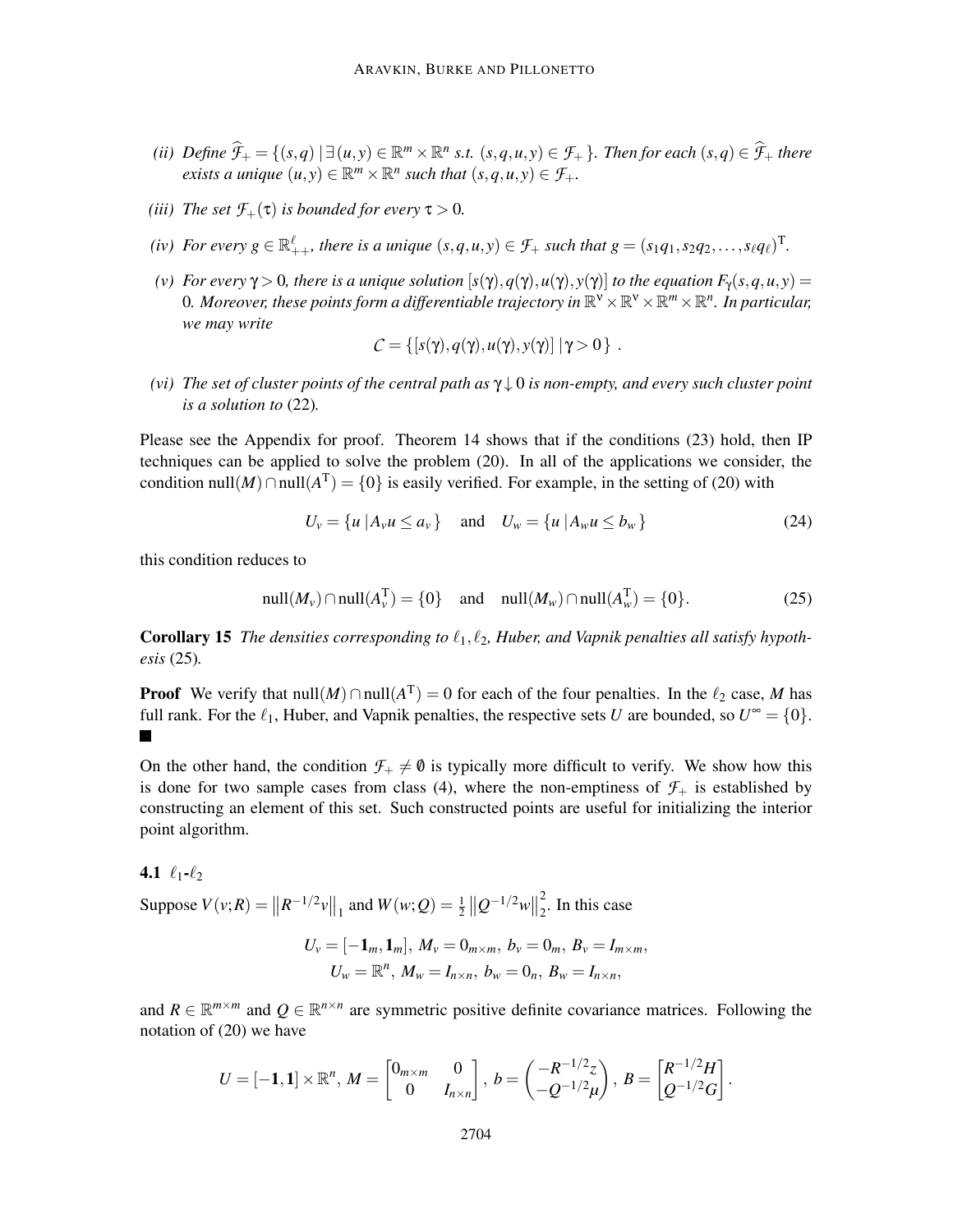*(ii) Define* $\widehat{\mathcal{F}}_+ = \{(s,q) \,|\, \exists (u,y) \in \mathbb{R}^m \times \mathbb{R}^n \text{ s.t. } (s,q,u,y) \in \mathcal{F}_+\}$*. Then for each* $(s,q) \in \widehat{\mathcal{F}}_+$ *there exists a unique* $(u,y) \in \mathbb{R}^m \times \mathbb{R}^n$ *such that* $(s,q,u,y) \in \mathcal{F}_+$*.*

*(iii) The set* $\mathcal{F}_+(\tau)$ *is bounded for every* $\tau > 0$*.*

*(iv) For every* $g \in \mathbb{R}^\ell_{++}$*, there is a unique* $(s,q,u,y) \in \mathcal{F}_+$ *such that* $g = (s_1q_1, s_2q_2, \ldots, s_\ell q_\ell)^{\mathrm{T}}$*.*

*(v) For every* $\gamma > 0$*, there is a unique solution* $[s(\gamma), q(\gamma), u(\gamma), y(\gamma)]$ *to the equation* $F_\gamma(s,q,u,y) = 0$*. Moreover, these points form a differentiable trajectory in* $\mathbb{R}^\nu \times \mathbb{R}^\nu \times \mathbb{R}^m \times \mathbb{R}^n$*. In particular, we may write*

$$\mathcal{C} = \{[s(\gamma), q(\gamma), u(\gamma), y(\gamma)] \,|\, \gamma > 0\}\ .$$

*(vi) The set of cluster points of the central path as* $\gamma \downarrow 0$ *is non-empty, and every such cluster point is a solution to* (22)*.*

Please see the Appendix for proof. Theorem 14 shows that if the conditions (23) hold, then IP techniques can be applied to solve the problem (20). In all of the applications we consider, the condition $\text{null}(M) \cap \text{null}(A^{\mathrm{T}}) = \{0\}$ is easily verified. For example, in the setting of (20) with

$$U_v = \{u \,|\, A_v u \le a_v\} \quad \text{and} \quad U_w = \{u \,|\, A_w u \le b_w\} \tag{24}$$

this condition reduces to

$$\text{null}(M_v) \cap \text{null}(A_v^{\mathrm{T}}) = \{0\} \quad \text{and} \quad \text{null}(M_w) \cap \text{null}(A_w^{\mathrm{T}}) = \{0\}. \tag{25}$$

**Corollary 15** *The densities corresponding to* $\ell_1, \ell_2$*, Huber, and Vapnik penalties all satisfy hypothesis* (25)*.*

**Proof** We verify that $\text{null}(M) \cap \text{null}(A^{\mathrm{T}}) = 0$ for each of the four penalties. In the $\ell_2$ case, $M$ has full rank. For the $\ell_1$, Huber, and Vapnik penalties, the respective sets $U$ are bounded, so $U^\infty = \{0\}$. ■

On the other hand, the condition $\mathcal{F}_+ \neq \emptyset$ is typically more difficult to verify. We show how this is done for two sample cases from class (4), where the non-emptiness of $\mathcal{F}_+$ is established by constructing an element of this set. Such constructed points are useful for initializing the interior point algorithm.

### 4.1 $\ell_1$-$\ell_2$

Suppose $V(v;R) = \left\|R^{-1/2}v\right\|_1$ and $W(w;Q) = \frac{1}{2}\left\|Q^{-1/2}w\right\|_2^2$. In this case

$$U_v = [-\mathbf{1}_m, \mathbf{1}_m],\ M_v = 0_{m\times m},\ b_v = 0_m,\ B_v = I_{m\times m},$$
$$U_w = \mathbb{R}^n,\ M_w = I_{n\times n},\ b_w = 0_n,\ B_w = I_{n\times n},$$

and $R \in \mathbb{R}^{m\times m}$ and $Q \in \mathbb{R}^{n\times n}$ are symmetric positive definite covariance matrices. Following the notation of (20) we have

$$U = [-\mathbf{1}, \mathbf{1}] \times \mathbb{R}^n,\ M = \begin{bmatrix} 0_{m\times m} & 0 \\ 0 & I_{n\times n} \end{bmatrix},\ b = \begin{pmatrix} -R^{-1/2}z \\ -Q^{-1/2}\mu \end{pmatrix},\ B = \begin{bmatrix} R^{-1/2}H \\ Q^{-1/2}G \end{bmatrix}.$$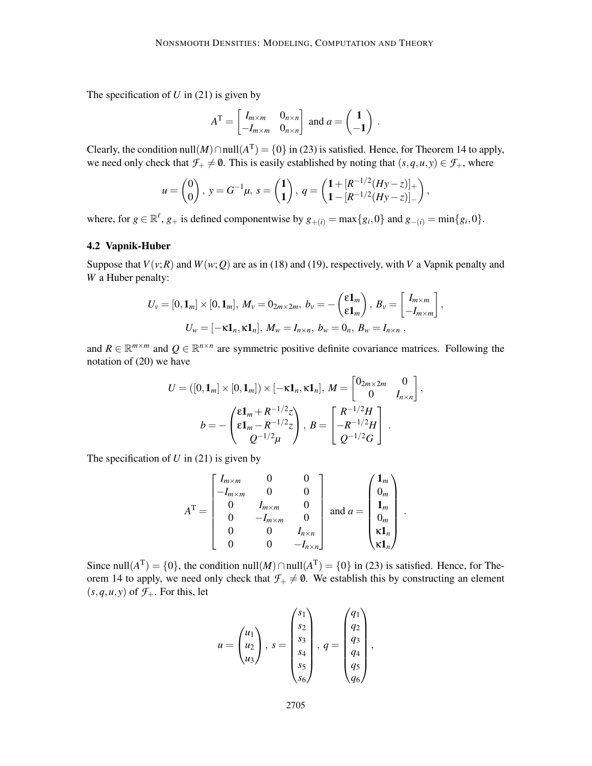The specification of $U$ in (21) is given by

$$A^{\mathsf{T}} = \begin{bmatrix} I_{m\times m} & 0_{n\times n} \\ -I_{m\times m} & 0_{n\times n} \end{bmatrix} \text{ and } a = \begin{pmatrix} \mathbf{1} \\ -\mathbf{1} \end{pmatrix} .$$

Clearly, the condition $\text{null}(M) \cap \text{null}(A^{\mathsf{T}}) = \{0\}$ in (23) is satisfied. Hence, for Theorem 14 to apply, we need only check that $\mathcal{F}_+ \neq \emptyset$. This is easily established by noting that $(s,q,u,y) \in \mathcal{F}_+$, where

$$u = \begin{pmatrix} 0 \\ 0 \end{pmatrix},\; y = G^{-1}\mu,\; s = \begin{pmatrix} \mathbf{1} \\ \mathbf{1} \end{pmatrix},\; q = \begin{pmatrix} \mathbf{1} + [R^{-1/2}(Hy - z)]_+ \\ \mathbf{1} - [R^{-1/2}(Hy - z)]_- \end{pmatrix},$$

where, for $g \in \mathbb{R}^\ell$, $g_+$ is defined componentwise by $g_{+(i)} = \max\{g_i, 0\}$ and $g_{-(i)} = \min\{g_i, 0\}$.

### 4.2 Vapnik-Huber

Suppose that $V(v;R)$ and $W(w;Q)$ are as in (18) and (19), respectively, with $V$ a Vapnik penalty and $W$ a Huber penalty:

$$U_v = [0, \mathbf{1}_m] \times [0, \mathbf{1}_m],\; M_v = 0_{2m\times 2m},\; b_v = -\begin{pmatrix} \varepsilon \mathbf{1}_m \\ \varepsilon \mathbf{1}_m \end{pmatrix},\; B_v = \begin{bmatrix} I_{m\times m} \\ -I_{m\times m} \end{bmatrix},$$
$$U_w = [-\kappa \mathbf{1}_n, \kappa \mathbf{1}_n],\; M_w = I_{n\times n},\; b_w = 0_n,\; B_w = I_{n\times n} ,$$

and $R \in \mathbb{R}^{m\times m}$ and $Q \in \mathbb{R}^{n\times n}$ are symmetric positive definite covariance matrices. Following the notation of (20) we have

$$U = ([0,\mathbf{1}_m] \times [0,\mathbf{1}_m]) \times [-\kappa \mathbf{1}_n, \kappa \mathbf{1}_n],\; M = \begin{bmatrix} 0_{2m\times 2m} & 0 \\ 0 & I_{n\times n} \end{bmatrix},$$
$$b = -\begin{pmatrix} \varepsilon \mathbf{1}_m + R^{-1/2}z \\ \varepsilon \mathbf{1}_m - R^{-1/2}z \\ Q^{-1/2}\mu \end{pmatrix},\; B = \begin{bmatrix} R^{-1/2}H \\ -R^{-1/2}H \\ Q^{-1/2}G \end{bmatrix} .$$

The specification of $U$ in (21) is given by

$$A^{\mathsf{T}} = \begin{bmatrix} I_{m\times m} & 0 & 0 \\ -I_{m\times m} & 0 & 0 \\ 0 & I_{m\times m} & 0 \\ 0 & -I_{m\times m} & 0 \\ 0 & 0 & I_{n\times n} \\ 0 & 0 & -I_{n\times n} \end{bmatrix} \text{ and } a = \begin{pmatrix} \mathbf{1}_m \\ 0_m \\ \mathbf{1}_m \\ 0_m \\ \kappa \mathbf{1}_n \\ \kappa \mathbf{1}_n \end{pmatrix} .$$

Since $\text{null}(A^{\mathsf{T}}) = \{0\}$, the condition $\text{null}(M) \cap \text{null}(A^{\mathsf{T}}) = \{0\}$ in (23) is satisfied. Hence, for Theorem 14 to apply, we need only check that $\mathcal{F}_+ \neq \emptyset$. We establish this by constructing an element $(s,q,u,y)$ of $\mathcal{F}_+$. For this, let

$$u = \begin{pmatrix} u_1 \\ u_2 \\ u_3 \end{pmatrix},\; s = \begin{pmatrix} s_1 \\ s_2 \\ s_3 \\ s_4 \\ s_5 \\ s_6 \end{pmatrix},\; q = \begin{pmatrix} q_1 \\ q_2 \\ q_3 \\ q_4 \\ q_5 \\ q_6 \end{pmatrix},$$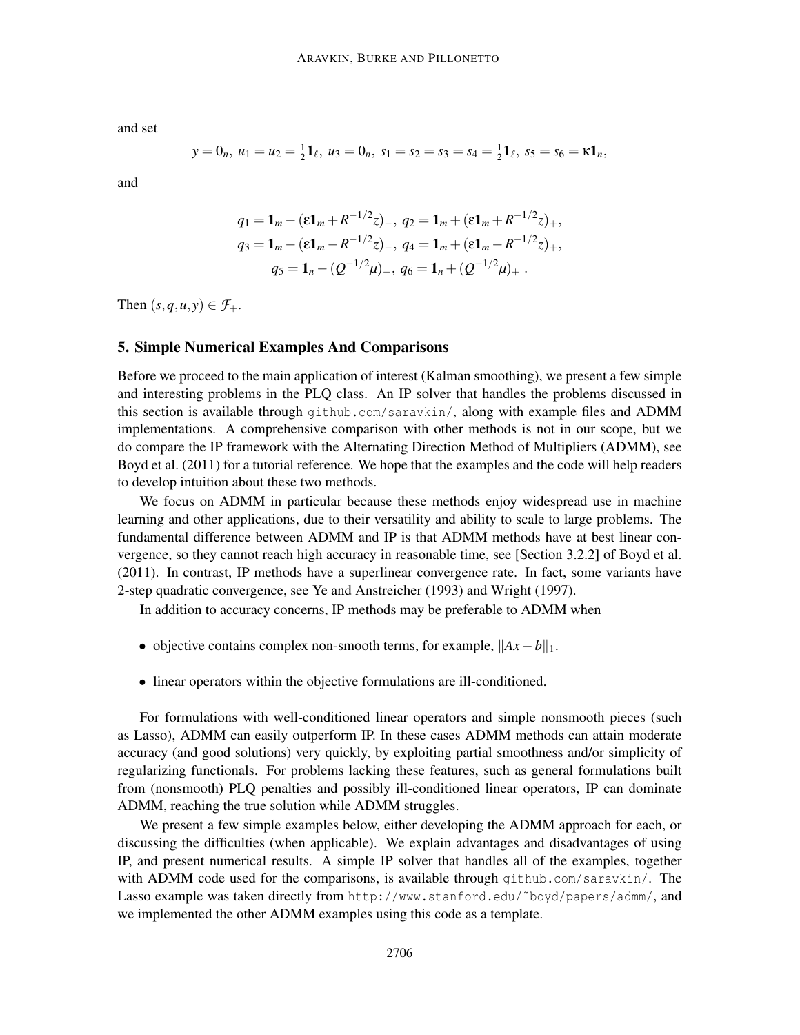and set

$$y = 0_n,\ u_1 = u_2 = \tfrac{1}{2}\mathbf{1}_\ell,\ u_3 = 0_n,\ s_1 = s_2 = s_3 = s_4 = \tfrac{1}{2}\mathbf{1}_\ell,\ s_5 = s_6 = \kappa\mathbf{1}_n,$$

and

$$\begin{aligned}
q_1 = \mathbf{1}_m - (\varepsilon\mathbf{1}_m + R^{-1/2}z)_-,\ q_2 = \mathbf{1}_m + (\varepsilon\mathbf{1}_m + R^{-1/2}z)_+,\\
q_3 = \mathbf{1}_m - (\varepsilon\mathbf{1}_m - R^{-1/2}z)_-,\ q_4 = \mathbf{1}_m + (\varepsilon\mathbf{1}_m - R^{-1/2}z)_+,\\
q_5 = \mathbf{1}_n - (Q^{-1/2}\mu)_-,\ q_6 = \mathbf{1}_n + (Q^{-1/2}\mu)_+\ .
\end{aligned}$$

Then $(s,q,u,y) \in \mathcal{F}_+$.

## 5. Simple Numerical Examples And Comparisons

Before we proceed to the main application of interest (Kalman smoothing), we present a few simple and interesting problems in the PLQ class. An IP solver that handles the problems discussed in this section is available through github.com/saravkin/, along with example files and ADMM implementations. A comprehensive comparison with other methods is not in our scope, but we do compare the IP framework with the Alternating Direction Method of Multipliers (ADMM), see Boyd et al. (2011) for a tutorial reference. We hope that the examples and the code will help readers to develop intuition about these two methods.

We focus on ADMM in particular because these methods enjoy widespread use in machine learning and other applications, due to their versatility and ability to scale to large problems. The fundamental difference between ADMM and IP is that ADMM methods have at best linear convergence, so they cannot reach high accuracy in reasonable time, see [Section 3.2.2] of Boyd et al. (2011). In contrast, IP methods have a superlinear convergence rate. In fact, some variants have 2-step quadratic convergence, see Ye and Anstreicher (1993) and Wright (1997).

In addition to accuracy concerns, IP methods may be preferable to ADMM when

- objective contains complex non-smooth terms, for example, $\|Ax-b\|_1$.
- linear operators within the objective formulations are ill-conditioned.

For formulations with well-conditioned linear operators and simple nonsmooth pieces (such as Lasso), ADMM can easily outperform IP. In these cases ADMM methods can attain moderate accuracy (and good solutions) very quickly, by exploiting partial smoothness and/or simplicity of regularizing functionals. For problems lacking these features, such as general formulations built from (nonsmooth) PLQ penalties and possibly ill-conditioned linear operators, IP can dominate ADMM, reaching the true solution while ADMM struggles.

We present a few simple examples below, either developing the ADMM approach for each, or discussing the difficulties (when applicable). We explain advantages and disadvantages of using IP, and present numerical results. A simple IP solver that handles all of the examples, together with ADMM code used for the comparisons, is available through github.com/saravkin/. The Lasso example was taken directly from http://www.stanford.edu/~boyd/papers/admm/, and we implemented the other ADMM examples using this code as a template.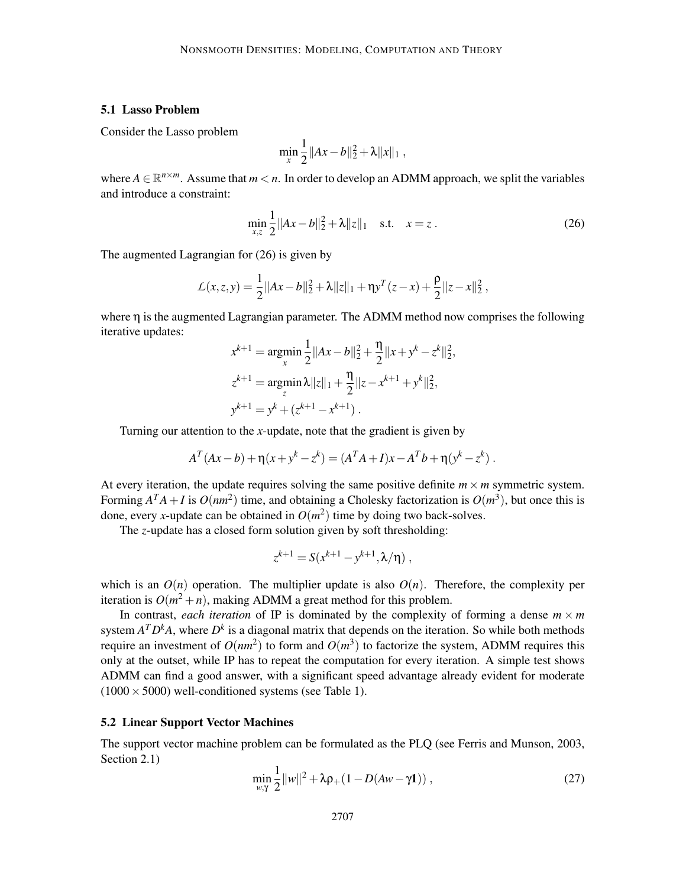### 5.1 Lasso Problem

Consider the Lasso problem

$$\min_x \frac{1}{2}\|Ax-b\|_2^2 + \lambda\|x\|_1 ,$$

where $A \in \mathbb{R}^{n\times m}$. Assume that $m < n$. In order to develop an ADMM approach, we split the variables and introduce a constraint:

$$\min_{x,z} \frac{1}{2}\|Ax-b\|_2^2 + \lambda\|z\|_1 \quad \text{s.t.} \quad x = z . \tag{26}$$

The augmented Lagrangian for (26) is given by

$$\mathcal{L}(x,z,y) = \frac{1}{2}\|Ax-b\|_2^2 + \lambda\|z\|_1 + \eta y^T(z-x) + \frac{\rho}{2}\|z-x\|_2^2 ,$$

where $\eta$ is the augmented Lagrangian parameter. The ADMM method now comprises the following iterative updates:

$$\begin{aligned}
x^{k+1} &= \underset{x}{\operatorname{argmin}} \frac{1}{2}\|Ax-b\|_2^2 + \frac{\eta}{2}\|x+y^k-z^k\|_2^2, \\
z^{k+1} &= \underset{z}{\operatorname{argmin}} \lambda\|z\|_1 + \frac{\eta}{2}\|z-x^{k+1}+y^k\|_2^2, \\
y^{k+1} &= y^k + (z^{k+1}-x^{k+1}) .
\end{aligned}$$

Turning our attention to the $x$-update, note that the gradient is given by

$$A^T(Ax-b) + \eta(x+y^k-z^k) = (A^TA+I)x - A^Tb + \eta(y^k-z^k) .$$

At every iteration, the update requires solving the same positive definite $m\times m$ symmetric system. Forming $A^TA+I$ is $O(nm^2)$ time, and obtaining a Cholesky factorization is $O(m^3)$, but once this is done, every $x$-update can be obtained in $O(m^2)$ time by doing two back-solves.

The $z$-update has a closed form solution given by soft thresholding:

$$z^{k+1} = S(x^{k+1} - y^{k+1}, \lambda/\eta) ,$$

which is an $O(n)$ operation. The multiplier update is also $O(n)$. Therefore, the complexity per iteration is $O(m^2+n)$, making ADMM a great method for this problem.

In contrast, *each iteration* of IP is dominated by the complexity of forming a dense $m\times m$ system $A^TD^kA$, where $D^k$ is a diagonal matrix that depends on the iteration. So while both methods require an investment of $O(nm^2)$ to form and $O(m^3)$ to factorize the system, ADMM requires this only at the outset, while IP has to repeat the computation for every iteration. A simple test shows ADMM can find a good answer, with a significant speed advantage already evident for moderate $(1000\times 5000)$ well-conditioned systems (see Table 1).

### 5.2 Linear Support Vector Machines

The support vector machine problem can be formulated as the PLQ (see Ferris and Munson, 2003, Section 2.1)

$$\min_{w,\gamma} \frac{1}{2}\|w\|^2 + \lambda\rho_+(1 - D(Aw - \gamma\mathbf{1})) , \tag{27}$$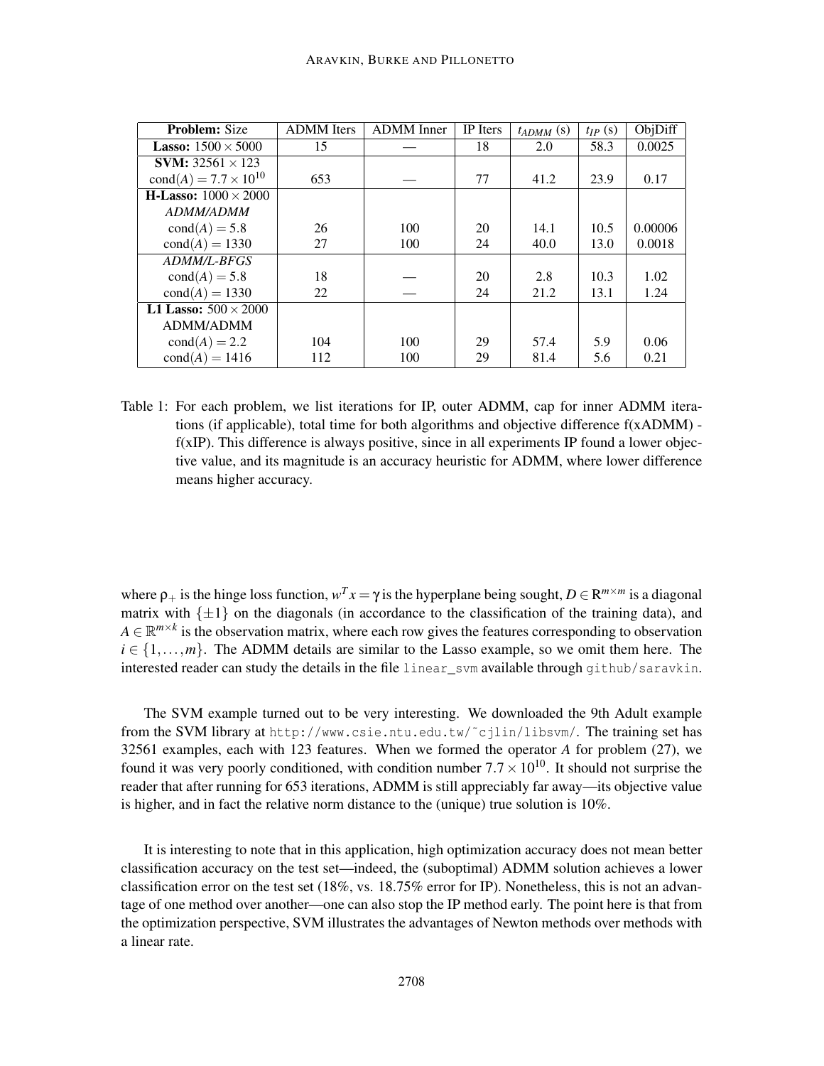| **Problem:** Size | ADMM Iters | ADMM Inner | IP Iters | $t_{ADMM}$ (s) | $t_{IP}$ (s) | ObjDiff |
|---|---|---|---|---|---|---|
| **Lasso:** $1500 \times 5000$ | 15 | — | 18 | 2.0 | 58.3 | 0.0025 |
| **SVM:** $32561 \times 123$ | | | | | | |
| $\text{cond}(A) = 7.7 \times 10^{10}$ | 653 | — | 77 | 41.2 | 23.9 | 0.17 |
| **H-Lasso:** $1000 \times 2000$ | | | | | | |
| *ADMM/ADMM* | | | | | | |
| $\text{cond}(A) = 5.8$ | 26 | 100 | 20 | 14.1 | 10.5 | 0.00006 |
| $\text{cond}(A) = 1330$ | 27 | 100 | 24 | 40.0 | 13.0 | 0.0018 |
| *ADMM/L-BFGS* | | | | | | |
| $\text{cond}(A) = 5.8$ | 18 | — | 20 | 2.8 | 10.3 | 1.02 |
| $\text{cond}(A) = 1330$ | 22 | — | 24 | 21.2 | 13.1 | 1.24 |
| **L1 Lasso:** $500 \times 2000$ | | | | | | |
| ADMM/ADMM | | | | | | |
| $\text{cond}(A) = 2.2$ | 104 | 100 | 29 | 57.4 | 5.9 | 0.06 |
| $\text{cond}(A) = 1416$ | 112 | 100 | 29 | 81.4 | 5.6 | 0.21 |

Table 1: For each problem, we list iterations for IP, outer ADMM, cap for inner ADMM iterations (if applicable), total time for both algorithms and objective difference f(xADMM) - f(xIP). This difference is always positive, since in all experiments IP found a lower objective value, and its magnitude is an accuracy heuristic for ADMM, where lower difference means higher accuracy.

where $\rho_+$ is the hinge loss function, $w^T x = \gamma$ is the hyperplane being sought, $D \in \mathbb{R}^{m \times m}$ is a diagonal matrix with $\{\pm 1\}$ on the diagonals (in accordance to the classification of the training data), and $A \in \mathbb{R}^{m \times k}$ is the observation matrix, where each row gives the features corresponding to observation $i \in \{1, \dots, m\}$. The ADMM details are similar to the Lasso example, so we omit them here. The interested reader can study the details in the file `linear_svm` available through `github/saravkin`.

The SVM example turned out to be very interesting. We downloaded the 9th Adult example from the SVM library at `http://www.csie.ntu.edu.tw/~cjlin/libsvm/`. The training set has 32561 examples, each with 123 features. When we formed the operator $A$ for problem (27), we found it was very poorly conditioned, with condition number $7.7 \times 10^{10}$. It should not surprise the reader that after running for 653 iterations, ADMM is still appreciably far away—its objective value is higher, and in fact the relative norm distance to the (unique) true solution is 10%.

It is interesting to note that in this application, high optimization accuracy does not mean better classification accuracy on the test set—indeed, the (suboptimal) ADMM solution achieves a lower classification error on the test set (18%, vs. 18.75% error for IP). Nonetheless, this is not an advantage of one method over another—one can also stop the IP method early. The point here is that from the optimization perspective, SVM illustrates the advantages of Newton methods over methods with a linear rate.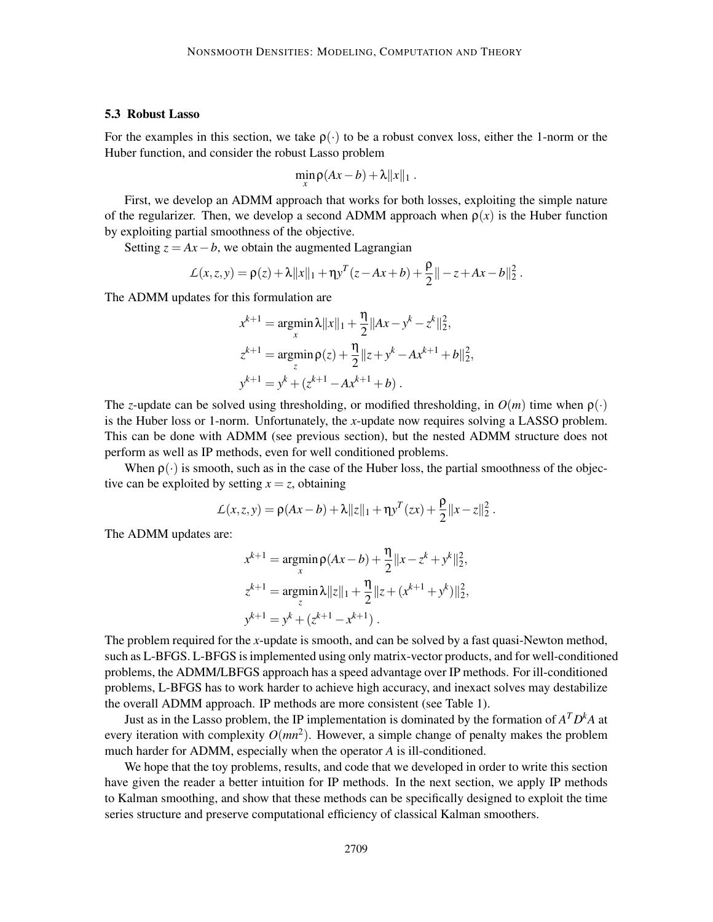### 5.3 Robust Lasso

For the examples in this section, we take $\rho(\cdot)$ to be a robust convex loss, either the 1-norm or the Huber function, and consider the robust Lasso problem

$$\min_x \rho(Ax-b) + \lambda\|x\|_1 \,.$$

First, we develop an ADMM approach that works for both losses, exploiting the simple nature of the regularizer. Then, we develop a second ADMM approach when $\rho(x)$ is the Huber function by exploiting partial smoothness of the objective.

Setting $z = Ax - b$, we obtain the augmented Lagrangian

$$\mathcal{L}(x,z,y) = \rho(z) + \lambda\|x\|_1 + \eta y^T(z - Ax + b) + \frac{\rho}{2}\| - z + Ax - b\|_2^2 \,.$$

The ADMM updates for this formulation are

$$\begin{aligned}
x^{k+1} &= \underset{x}{\operatorname{argmin}}\, \lambda\|x\|_1 + \frac{\eta}{2}\|Ax - y^k - z^k\|_2^2, \\
z^{k+1} &= \underset{z}{\operatorname{argmin}}\, \rho(z) + \frac{\eta}{2}\|z + y^k - Ax^{k+1} + b\|_2^2, \\
y^{k+1} &= y^k + (z^{k+1} - Ax^{k+1} + b) \,.
\end{aligned}$$

The $z$-update can be solved using thresholding, or modified thresholding, in $O(m)$ time when $\rho(\cdot)$ is the Huber loss or 1-norm. Unfortunately, the $x$-update now requires solving a LASSO problem. This can be done with ADMM (see previous section), but the nested ADMM structure does not perform as well as IP methods, even for well conditioned problems.

When $\rho(\cdot)$ is smooth, such as in the case of the Huber loss, the partial smoothness of the objective can be exploited by setting $x = z$, obtaining

$$\mathcal{L}(x,z,y) = \rho(Ax-b) + \lambda\|z\|_1 + \eta y^T(zx) + \frac{\rho}{2}\|x - z\|_2^2 \,.$$

The ADMM updates are:

$$\begin{aligned}
x^{k+1} &= \underset{x}{\operatorname{argmin}}\, \rho(Ax-b) + \frac{\eta}{2}\|x - z^k + y^k\|_2^2, \\
z^{k+1} &= \underset{z}{\operatorname{argmin}}\, \lambda\|z\|_1 + \frac{\eta}{2}\|z + (x^{k+1} + y^k)\|_2^2, \\
y^{k+1} &= y^k + (z^{k+1} - x^{k+1}) \,.
\end{aligned}$$

The problem required for the $x$-update is smooth, and can be solved by a fast quasi-Newton method, such as L-BFGS. L-BFGS is implemented using only matrix-vector products, and for well-conditioned problems, the ADMM/LBFGS approach has a speed advantage over IP methods. For ill-conditioned problems, L-BFGS has to work harder to achieve high accuracy, and inexact solves may destabilize the overall ADMM approach. IP methods are more consistent (see Table 1).

Just as in the Lasso problem, the IP implementation is dominated by the formation of $A^T D^k A$ at every iteration with complexity $O(mn^2)$. However, a simple change of penalty makes the problem much harder for ADMM, especially when the operator $A$ is ill-conditioned.

We hope that the toy problems, results, and code that we developed in order to write this section have given the reader a better intuition for IP methods. In the next section, we apply IP methods to Kalman smoothing, and show that these methods can be specifically designed to exploit the time series structure and preserve computational efficiency of classical Kalman smoothers.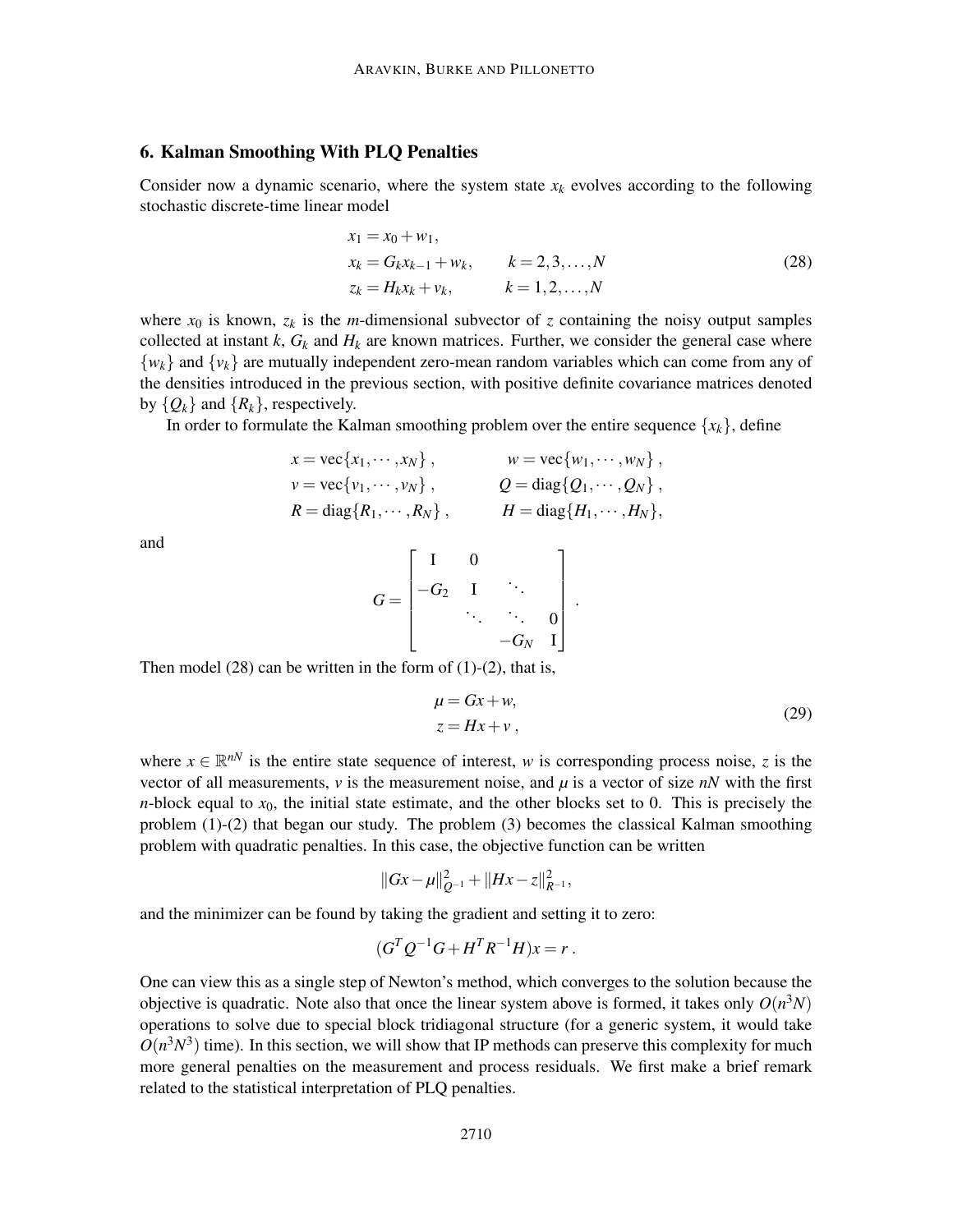## 6. Kalman Smoothing With PLQ Penalties

Consider now a dynamic scenario, where the system state $x_k$ evolves according to the following stochastic discrete-time linear model

$$
\begin{aligned}
x_1 &= x_0 + w_1, \\
x_k &= G_k x_{k-1} + w_k, \qquad k = 2, 3, \ldots, N \\
z_k &= H_k x_k + v_k, \qquad k = 1, 2, \ldots, N
\end{aligned}
\tag{28}
$$

where $x_0$ is known, $z_k$ is the $m$-dimensional subvector of $z$ containing the noisy output samples collected at instant $k$, $G_k$ and $H_k$ are known matrices. Further, we consider the general case where $\{w_k\}$ and $\{v_k\}$ are mutually independent zero-mean random variables which can come from any of the densities introduced in the previous section, with positive definite covariance matrices denoted by $\{Q_k\}$ and $\{R_k\}$, respectively.

In order to formulate the Kalman smoothing problem over the entire sequence $\{x_k\}$, define

$$
\begin{aligned}
x &= \text{vec}\{x_1, \cdots, x_N\}, & w &= \text{vec}\{w_1, \cdots, w_N\}, \\
v &= \text{vec}\{v_1, \cdots, v_N\}, & Q &= \text{diag}\{Q_1, \cdots, Q_N\}, \\
R &= \text{diag}\{R_1, \cdots, R_N\}, & H &= \text{diag}\{H_1, \cdots, H_N\},
\end{aligned}
$$

and

$$
G = \begin{bmatrix} \mathrm{I} & 0 & & \\ -G_2 & \mathrm{I} & \ddots & \\ & \ddots & \ddots & 0 \\ & & -G_N & \mathrm{I} \end{bmatrix}.
$$

Then model (28) can be written in the form of (1)-(2), that is,

$$
\begin{aligned}
\mu &= Gx + w, \\
z &= Hx + v,
\end{aligned}
\tag{29}
$$

where $x \in \mathbb{R}^{nN}$ is the entire state sequence of interest, $w$ is corresponding process noise, $z$ is the vector of all measurements, $v$ is the measurement noise, and $\mu$ is a vector of size $nN$ with the first $n$-block equal to $x_0$, the initial state estimate, and the other blocks set to 0. This is precisely the problem (1)-(2) that began our study. The problem (3) becomes the classical Kalman smoothing problem with quadratic penalties. In this case, the objective function can be written

$$
\|Gx - \mu\|^2_{Q^{-1}} + \|Hx - z\|^2_{R^{-1}},
$$

and the minimizer can be found by taking the gradient and setting it to zero:

$$
(G^T Q^{-1} G + H^T R^{-1} H)x = r.
$$

One can view this as a single step of Newton's method, which converges to the solution because the objective is quadratic. Note also that once the linear system above is formed, it takes only $O(n^3 N)$ operations to solve due to special block tridiagonal structure (for a generic system, it would take $O(n^3 N^3)$ time). In this section, we will show that IP methods can preserve this complexity for much more general penalties on the measurement and process residuals. We first make a brief remark related to the statistical interpretation of PLQ penalties.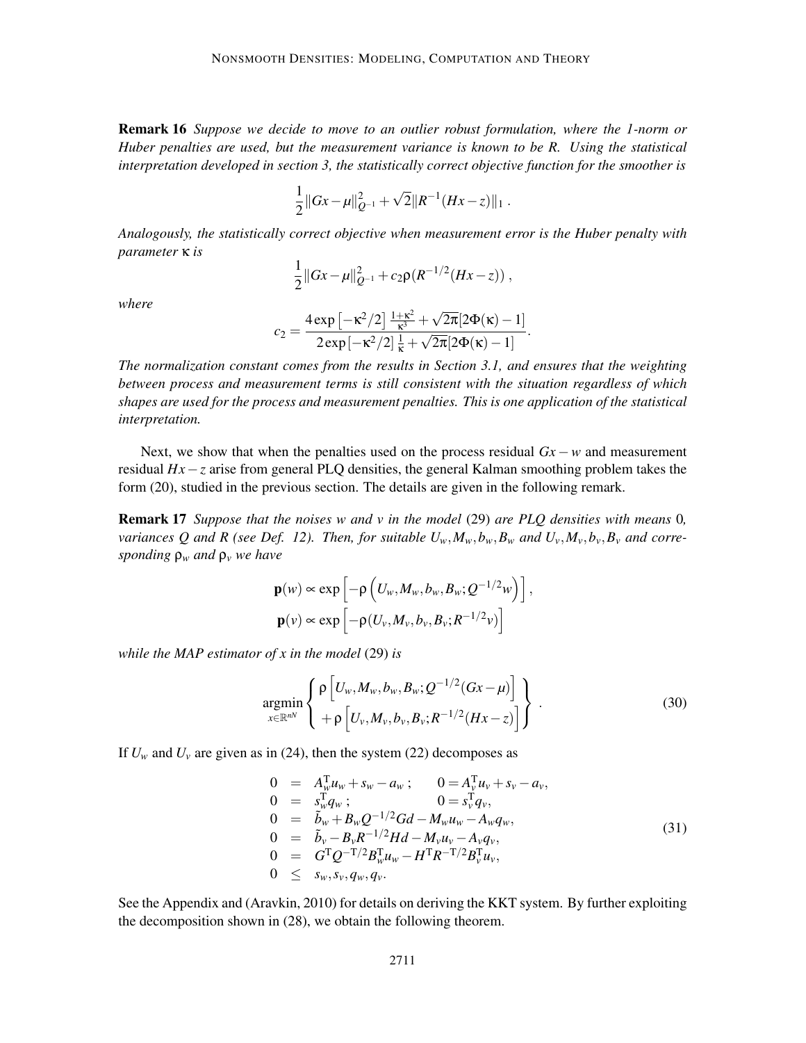**Remark 16** *Suppose we decide to move to an outlier robust formulation, where the 1-norm or Huber penalties are used, but the measurement variance is known to be R. Using the statistical interpretation developed in section 3, the statistically correct objective function for the smoother is*

$$\frac{1}{2}\|Gx-\mu\|_{Q^{-1}}^2 + \sqrt{2}\|R^{-1}(Hx-z)\|_1 \,.$$

*Analogously, the statistically correct objective when measurement error is the Huber penalty with parameter* $\kappa$ *is*

$$\frac{1}{2}\|Gx-\mu\|_{Q^{-1}}^2 + c_2\rho(R^{-1/2}(Hx-z))\,,$$

*where*

$$c_2 = \frac{4\exp\left[-\kappa^2/2\right]\frac{1+\kappa^2}{\kappa^3} + \sqrt{2\pi}[2\Phi(\kappa)-1]}{2\exp\left[-\kappa^2/2\right]\frac{1}{\kappa} + \sqrt{2\pi}[2\Phi(\kappa)-1]}.$$

*The normalization constant comes from the results in Section 3.1, and ensures that the weighting between process and measurement terms is still consistent with the situation regardless of which shapes are used for the process and measurement penalties. This is one application of the statistical interpretation.*

Next, we show that when the penalties used on the process residual $Gx-w$ and measurement residual $Hx-z$ arise from general PLQ densities, the general Kalman smoothing problem takes the form (20), studied in the previous section. The details are given in the following remark.

**Remark 17** *Suppose that the noises w and v in the model* (29) *are PLQ densities with means* 0*, variances Q and R (see Def. 12). Then, for suitable* $U_w, M_w, b_w, B_w$ *and* $U_v, M_v, b_v, B_v$ *and corresponding* $\rho_w$ *and* $\rho_v$ *we have*

$$\mathbf{p}(w) \propto \exp\left[-\rho\left(U_w, M_w, b_w, B_w; Q^{-1/2}w\right)\right],$$
$$\mathbf{p}(v) \propto \exp\left[-\rho(U_v, M_v, b_v, B_v; R^{-1/2}v)\right]$$

*while the MAP estimator of x in the model* (29) *is*

$$\operatorname*{argmin}_{x\in\mathbb{R}^{nN}} \left\{ \begin{array}{l} \rho\left[U_w, M_w, b_w, B_w; Q^{-1/2}(Gx-\mu)\right] \\ +\rho\left[U_v, M_v, b_v, B_v; R^{-1/2}(Hx-z)\right] \end{array} \right\} . \tag{30}$$

If $U_w$ and $U_v$ are given as in (24), then the system (22) decomposes as

$$\begin{array}{rcll} 0 & = & A_w^{\mathrm{T}}u_w + s_w - a_w\,; & 0 = A_v^{\mathrm{T}}u_v + s_v - a_v, \\ 0 & = & s_w^{\mathrm{T}}q_w\,; & 0 = s_v^{\mathrm{T}}q_v, \\ 0 & = & \tilde{b}_w + B_wQ^{-1/2}Gd - M_wu_w - A_wq_w, & \\ 0 & = & \tilde{b}_v - B_vR^{-1/2}Hd - M_vu_v - A_vq_v, & \\ 0 & = & G^{\mathrm{T}}Q^{-\mathrm{T}/2}B_w^{\mathrm{T}}u_w - H^{\mathrm{T}}R^{-\mathrm{T}/2}B_v^{\mathrm{T}}u_v, & \\ 0 & \leq & s_w, s_v, q_w, q_v. & \end{array} \tag{31}$$

See the Appendix and (Aravkin, 2010) for details on deriving the KKT system. By further exploiting the decomposition shown in (28), we obtain the following theorem.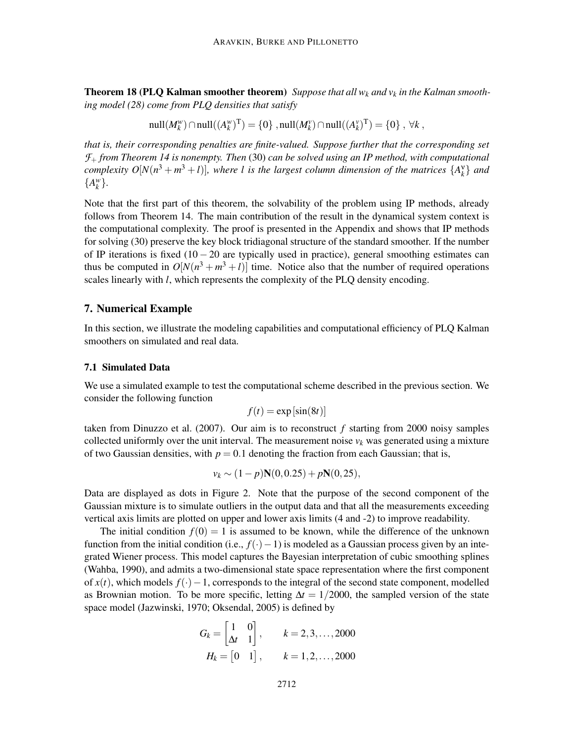**Theorem 18 (PLQ Kalman smoother theorem)** *Suppose that all $w_k$ and $v_k$ in the Kalman smoothing model (28) come from PLQ densities that satisfy*

$$\text{null}(M_k^w) \cap \text{null}((A_k^w)^\text{T}) = \{0\}\ , \text{null}(M_k^v) \cap \text{null}((A_k^v)^\text{T}) = \{0\}\ ,\ \forall k\ ,$$

*that is, their corresponding penalties are finite-valued. Suppose further that the corresponding set $\mathcal{F}_+$ from Theorem 14 is nonempty. Then* (30) *can be solved using an IP method, with computational complexity $O[N(n^3+m^3+l)]$, where $l$ is the largest column dimension of the matrices $\{A_k^v\}$ and $\{A_k^w\}$.*

Note that the first part of this theorem, the solvability of the problem using IP methods, already follows from Theorem 14. The main contribution of the result in the dynamical system context is the computational complexity. The proof is presented in the Appendix and shows that IP methods for solving (30) preserve the key block tridiagonal structure of the standard smoother. If the number of IP iterations is fixed ($10-20$ are typically used in practice), general smoothing estimates can thus be computed in $O[N(n^3+m^3+l)]$ time. Notice also that the number of required operations scales linearly with $l$, which represents the complexity of the PLQ density encoding.

## 7. Numerical Example

In this section, we illustrate the modeling capabilities and computational efficiency of PLQ Kalman smoothers on simulated and real data.

### 7.1 Simulated Data

We use a simulated example to test the computational scheme described in the previous section. We consider the following function

$$f(t) = \exp\left[\sin(8t)\right]$$

taken from Dinuzzo et al. (2007). Our aim is to reconstruct $f$ starting from 2000 noisy samples collected uniformly over the unit interval. The measurement noise $v_k$ was generated using a mixture of two Gaussian densities, with $p = 0.1$ denoting the fraction from each Gaussian; that is,

$$v_k \sim (1-p)\mathbf{N}(0, 0.25) + p\mathbf{N}(0, 25),$$

Data are displayed as dots in Figure 2. Note that the purpose of the second component of the Gaussian mixture is to simulate outliers in the output data and that all the measurements exceeding vertical axis limits are plotted on upper and lower axis limits (4 and -2) to improve readability.

The initial condition $f(0) = 1$ is assumed to be known, while the difference of the unknown function from the initial condition (i.e., $f(\cdot)-1$) is modeled as a Gaussian process given by an integrated Wiener process. This model captures the Bayesian interpretation of cubic smoothing splines (Wahba, 1990), and admits a two-dimensional state space representation where the first component of $x(t)$, which models $f(\cdot)-1$, corresponds to the integral of the second state component, modelled as Brownian motion. To be more specific, letting $\Delta t = 1/2000$, the sampled version of the state space model (Jazwinski, 1970; Oksendal, 2005) is defined by

$$G_k = \begin{bmatrix} 1 & 0 \\ \Delta t & 1 \end{bmatrix}, \qquad k = 2, 3, \ldots, 2000$$

$$H_k = \begin{bmatrix} 0 & 1 \end{bmatrix}, \qquad k = 1, 2, \ldots, 2000$$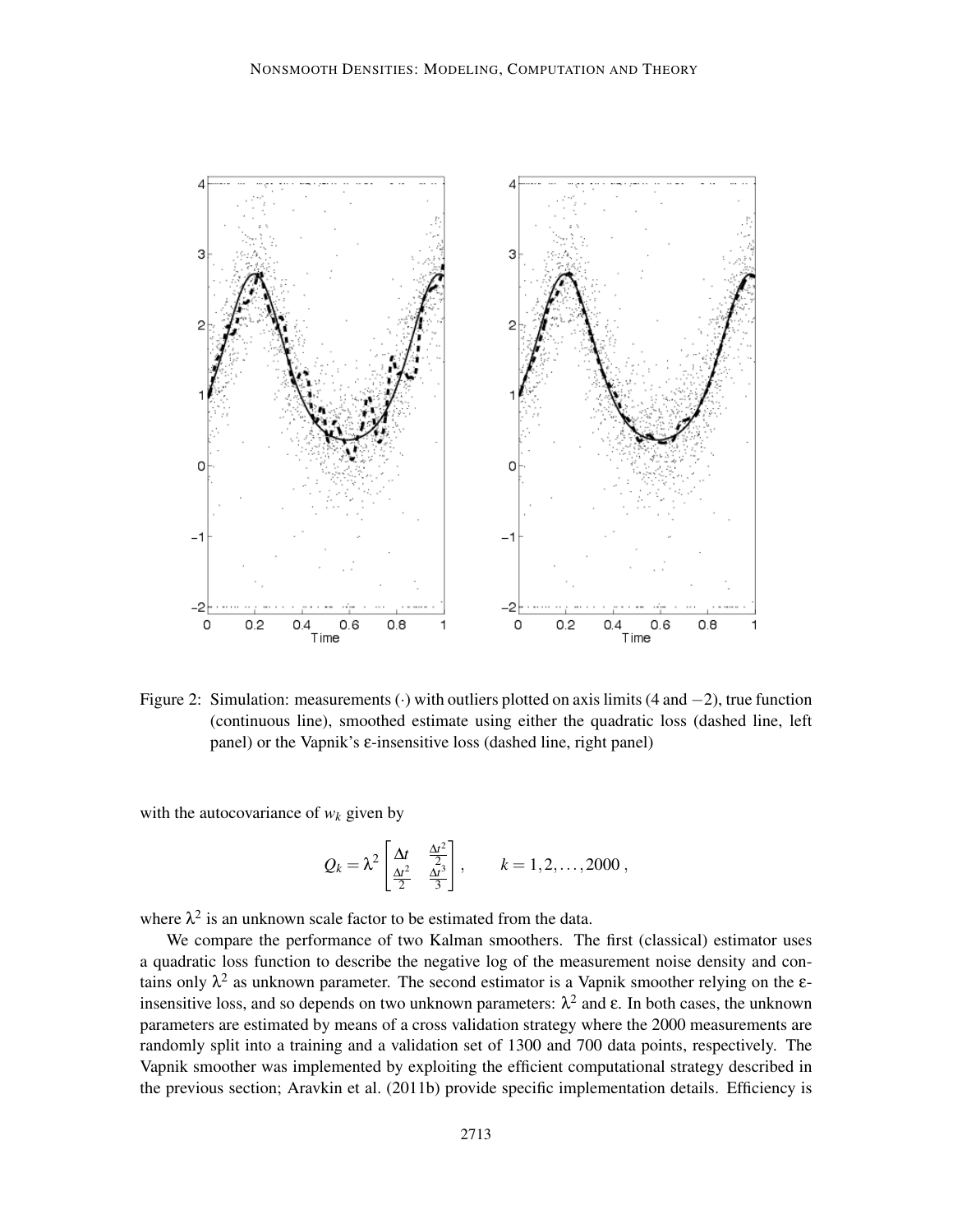Figure 2: Simulation: measurements $(\cdot)$ with outliers plotted on axis limits (4 and $-2$), true function (continuous line), smoothed estimate using either the quadratic loss (dashed line, left panel) or the Vapnik's $\varepsilon$-insensitive loss (dashed line, right panel)

with the autocovariance of $w_k$ given by

$$
Q_k = \lambda^2 \begin{bmatrix} \Delta t & \frac{\Delta t^2}{2} \\ \frac{\Delta t^2}{2} & \frac{\Delta t^3}{3} \end{bmatrix}, \qquad k = 1, 2, \ldots, 2000 \,,
$$

where $\lambda^2$ is an unknown scale factor to be estimated from the data.

We compare the performance of two Kalman smoothers. The first (classical) estimator uses a quadratic loss function to describe the negative of log of the measurement noise density and contains only $\lambda^2$ as unknown parameter. The second estimator is a Vapnik smoother relying on the $\varepsilon$-insensitive loss, and so depends on two unknown parameters: $\lambda^2$ and $\varepsilon$. In both cases, the unknown parameters are estimated by means of a cross validation strategy where the 2000 measurements are randomly split into a training and a validation set of 1300 and 700 data points, respectively. The Vapnik smoother was implemented by exploiting the efficient computational strategy described in the previous section; Aravkin et al. (2011b) provide specific implementation details. Efficiency is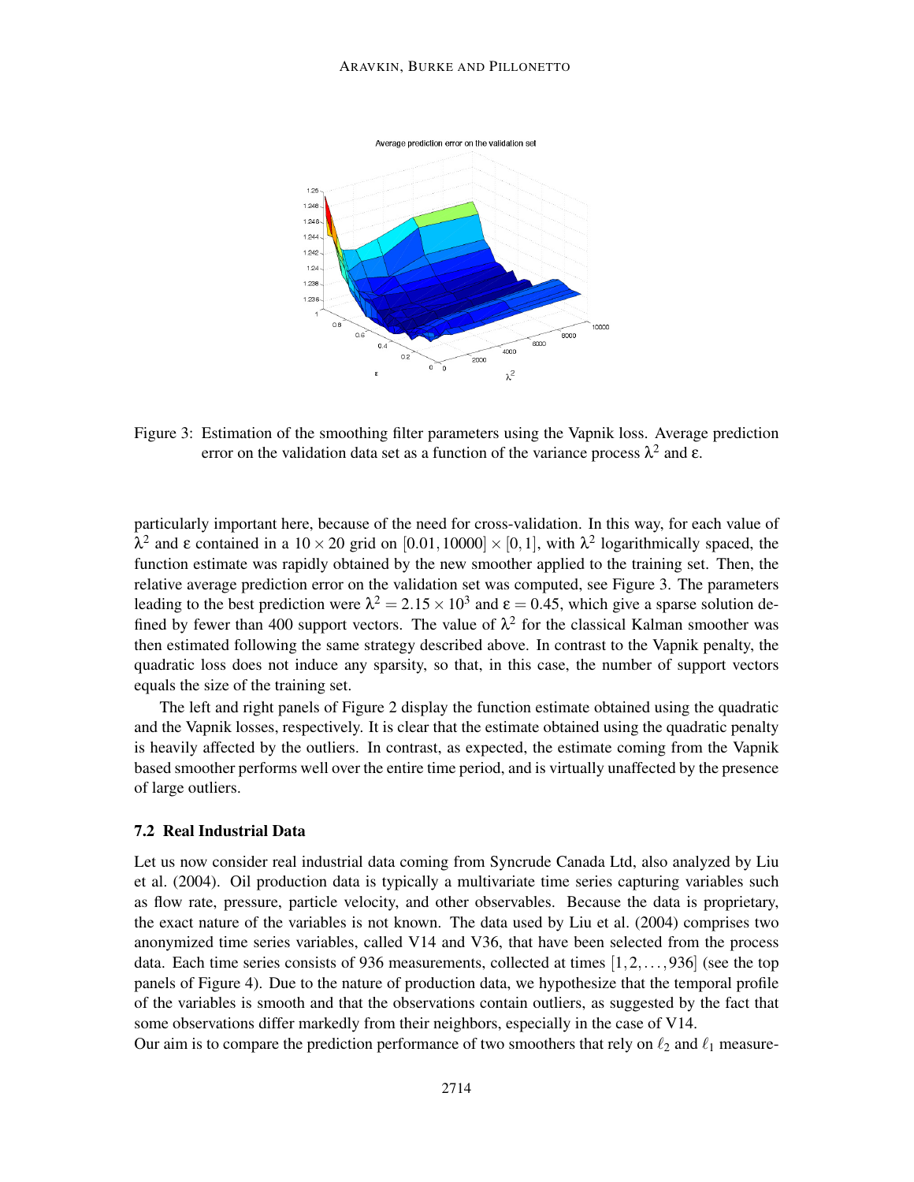Figure 3: Estimation of the smoothing filter parameters using the Vapnik loss. Average prediction error on the validation data set as a function of the variance process $\lambda^2$ and $\varepsilon$.

particularly important here, because of the need for cross-validation. In this way, for each value of $\lambda^2$ and $\varepsilon$ contained in a $10 \times 20$ grid on $[0.01, 10000] \times [0, 1]$, with $\lambda^2$ logarithmically spaced, the function estimate was rapidly obtained by the new smoother applied to the training set. Then, the relative average prediction error on the validation set was computed, see Figure 3. The parameters leading to the best prediction were $\lambda^2 = 2.15 \times 10^3$ and $\varepsilon = 0.45$, which give a sparse solution defined by fewer than 400 support vectors. The value of $\lambda^2$ for the classical Kalman smoother was then estimated following the same strategy described above. In contrast to the Vapnik penalty, the quadratic loss does not induce any sparsity, so that, in this case, the number of support vectors equals the size of the training set.

The left and right panels of Figure 2 display the function estimate obtained using the quadratic and the Vapnik losses, respectively. It is clear that the estimate obtained using the quadratic penalty is heavily affected by the outliers. In contrast, as expected, the estimate coming from the Vapnik based smoother performs well over the entire time period, and is virtually unaffected by the presence of large outliers.

### 7.2 Real Industrial Data

Let us now consider real industrial data coming from Syncrude Canada Ltd, also analyzed by Liu et al. (2004). Oil production data is typically a multivariate time series capturing variables such as flow rate, pressure, particle velocity, and other observables. Because the data is proprietary, the exact nature of the variables is not known. The data used by Liu et al. (2004) comprises two anonymized time series variables, called V14 and V36, that have been selected from the process data. Each time series consists of 936 measurements, collected at times $[1, 2, \ldots, 936]$ (see the top panels of Figure 4). Due to the nature of production data, we hypothesize that the temporal profile of the variables is smooth and that the observations contain outliers, as suggested by the fact that some observations differ markedly from their neighbors, especially in the case of V14.

Our aim is to compare the prediction performance of two smoothers that rely on $\ell_2$ and $\ell_1$ measure-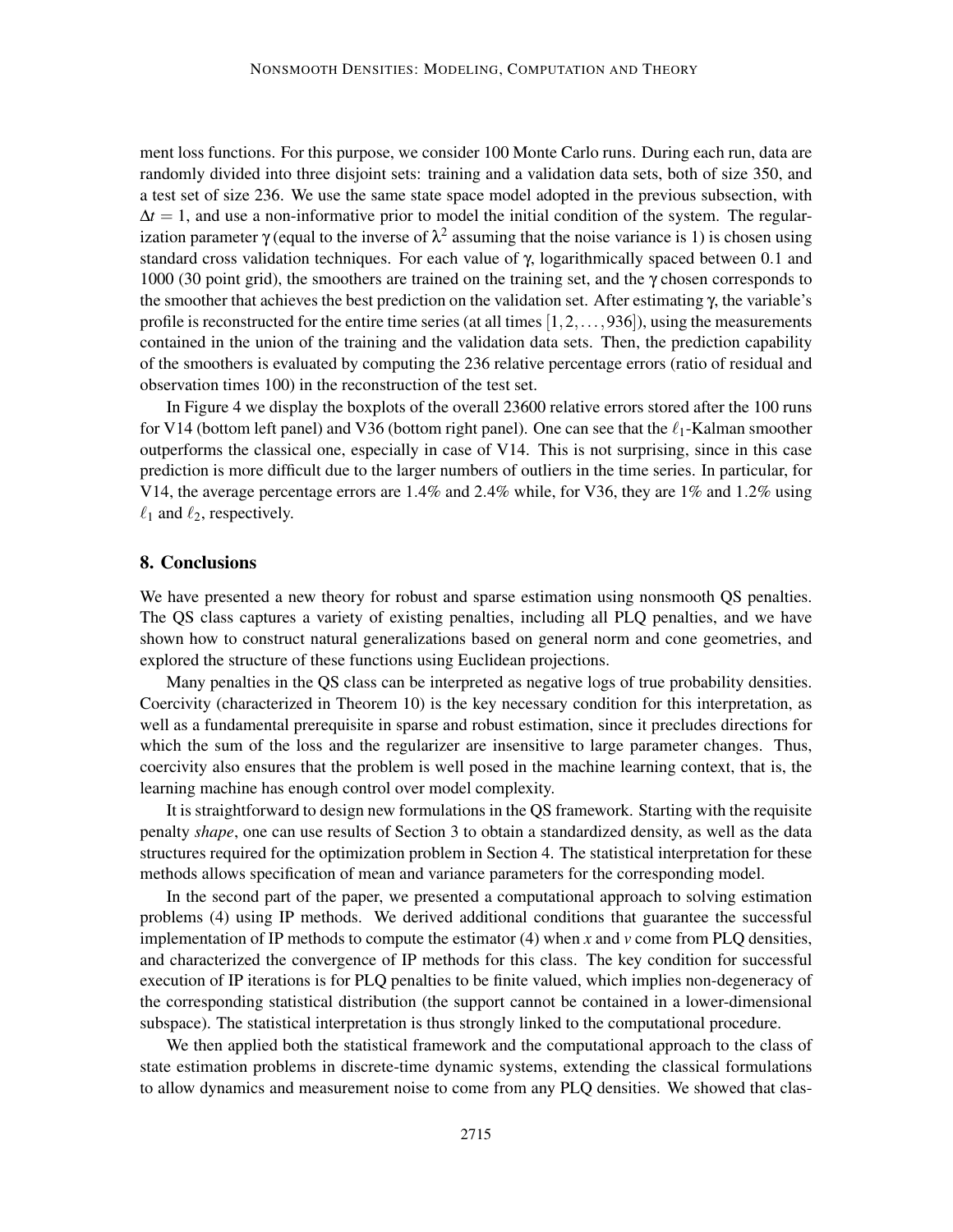ment loss functions. For this purpose, we consider 100 Monte Carlo runs. During each run, data are randomly divided into three disjoint sets: training and a validation data sets, both of size 350, and a test set of size 236. We use the same state space model adopted in the previous subsection, with $\Delta t = 1$, and use a non-informative prior to model the initial condition of the system. The regularization parameter $\gamma$ (equal to the inverse of $\lambda^2$ assuming that the noise variance is 1) is chosen using standard cross validation techniques. For each value of $\gamma$, logarithmically spaced between 0.1 and 1000 (30 point grid), the smoothers are trained on the training set, and the $\gamma$ chosen corresponds to the smoother that achieves the best prediction on the validation set. After estimating $\gamma$, the variable's profile is reconstructed for the entire time series (at all times $[1,2,\ldots,936]$), using the measurements contained in the union of the training and the validation data sets. Then, the prediction capability of the smoothers is evaluated by computing the 236 relative percentage errors (ratio of residual and observation times 100) in the reconstruction of the test set.

In Figure 4 we display the boxplots of the overall 23600 relative errors stored after the 100 runs for V14 (bottom left panel) and V36 (bottom right panel). One can see that the $\ell_1$-Kalman smoother outperforms the classical one, especially in case of V14. This is not surprising, since in this case prediction is more difficult due to the larger numbers of outliers in the time series. In particular, for V14, the average percentage errors are 1.4% and 2.4% while, for V36, they are 1% and 1.2% using $\ell_1$ and $\ell_2$, respectively.

## 8. Conclusions

We have presented a new theory for robust and sparse estimation using nonsmooth QS penalties. The QS class captures a variety of existing penalties, including all PLQ penalties, and we have shown how to construct natural generalizations based on general norm and cone geometries, and explored the structure of these functions using Euclidean projections.

Many penalties in the QS class can be interpreted as negative logs of true probability densities. Coercivity (characterized in Theorem 10) is the key necessary condition for this interpretation, as well as a fundamental prerequisite in sparse and robust estimation, since it precludes directions for which the sum of the loss and the regularizer are insensitive to large parameter changes. Thus, coercivity also ensures that the problem is well posed in the machine learning context, that is, the learning machine has enough control over model complexity.

It is straightforward to design new formulations in the QS framework. Starting with the requisite penalty *shape*, one can use results of Section 3 to obtain a standardized density, as well as the data structures required for the optimization problem in Section 4. The statistical interpretation for these methods allows specification of mean and variance parameters for the corresponding model.

In the second part of the paper, we presented a computational approach to solving estimation problems (4) using IP methods. We derived additional conditions that guarantee the successful implementation of IP methods to compute the estimator (4) when $x$ and $v$ come from PLQ densities, and characterized the convergence of IP methods for this class. The key condition for successful execution of IP iterations is for PLQ penalties to be finite valued, which implies non-degeneracy of the corresponding statistical distribution (the support cannot be contained in a lower-dimensional subspace). The statistical interpretation is thus strongly linked to the computational procedure.

We then applied both the statistical framework and the computational approach to the class of state estimation problems in discrete-time dynamic systems, extending the classical formulations to allow dynamics and measurement noise to come from any PLQ densities. We showed that clas-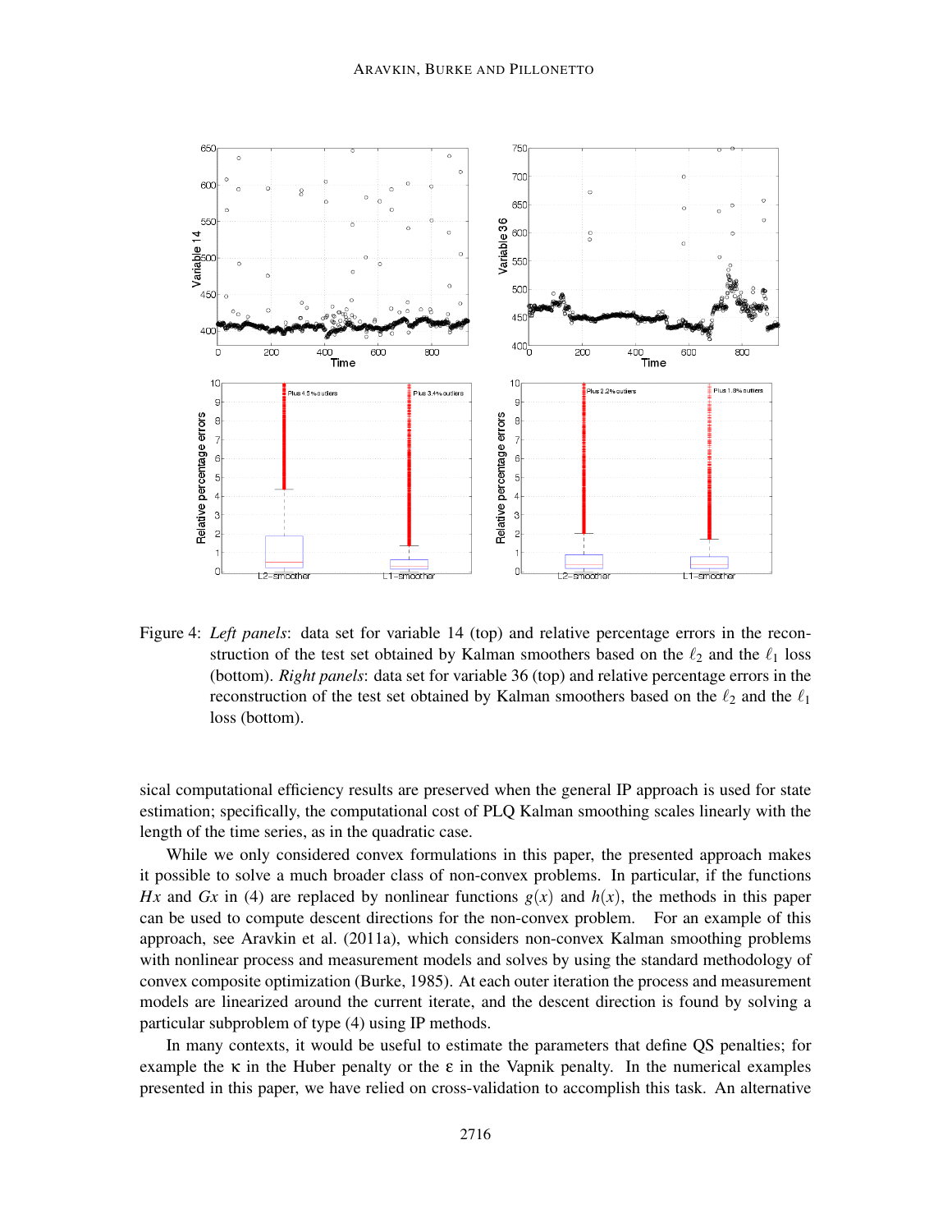Figure 4: *Left panels*: data set for variable 14 (top) and relative percentage errors in the reconstruction of the test set obtained by Kalman smoothers based on the $\ell_2$ and the $\ell_1$ loss (bottom). *Right panels*: data set for variable 36 (top) and relative percentage errors in the reconstruction of the test set obtained by Kalman smoothers based on the $\ell_2$ and the $\ell_1$ loss (bottom).

sical computational efficiency results are preserved when the general IP approach is used for state estimation; specifically, the computational cost of PLQ Kalman smoothing scales linearly with the length of the time series, as in the quadratic case.

While we only considered convex formulations in this paper, the presented approach makes it possible to solve a much broader class of non-convex problems. In particular, if the functions $Hx$ and $Gx$ in (4) are replaced by nonlinear functions $g(x)$ and $h(x)$, the methods in this paper can be used to compute descent directions for the non-convex problem. For an example of this approach, see Aravkin et al. (2011a), which considers non-convex Kalman smoothing problems with nonlinear process and measurement models and solves by using the standard methodology of convex composite optimization (Burke, 1985). At each outer iteration the process and measurement models are linearized around the current iterate, and the descent direction is found by solving a particular subproblem of type (4) using IP methods.

In many contexts, it would be useful to estimate the parameters that define QS penalties; for example the $\kappa$ in the Huber penalty or the $\varepsilon$ in the Vapnik penalty. In the numerical examples presented in this paper, we have relied on cross-validation to accomplish this task. An alternative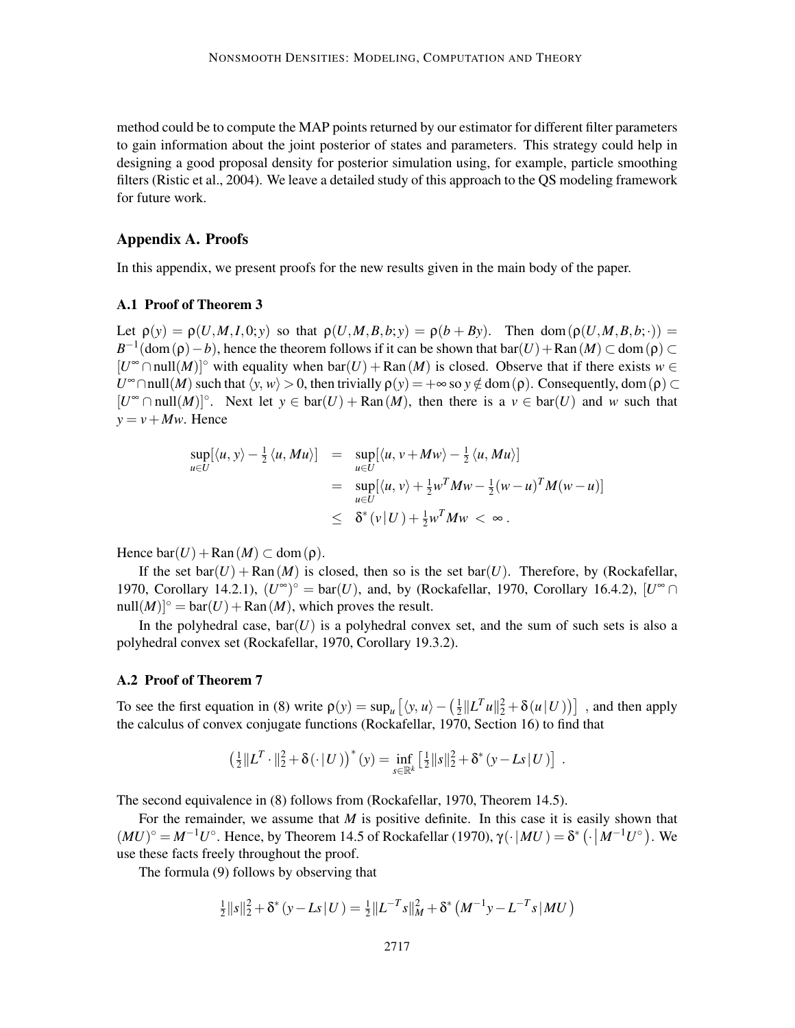method could be to compute the MAP points returned by our estimator for different filter parameters to gain information about the joint posterior of states and parameters. This strategy could help in designing a good proposal density for posterior simulation using, for example, particle smoothing filters (Ristic et al., 2004). We leave a detailed study of this approach to the QS modeling framework for future work.

## Appendix A. Proofs

In this appendix, we present proofs for the new results given in the main body of the paper.

### A.1 Proof of Theorem 3

Let $\rho(y) = \rho(U,M,I,0;y)$ so that $\rho(U,M,B,b;y) = \rho(b+By)$. Then $\mathrm{dom}(\rho(U,M,B,b;\cdot)) = B^{-1}(\mathrm{dom}(\rho)-b)$, hence the theorem follows if it can be shown that $\mathrm{bar}(U)+\mathrm{Ran}(M) \subset \mathrm{dom}(\rho) \subset [U^\infty \cap \mathrm{null}(M)]^\circ$ with equality when $\mathrm{bar}(U)+\mathrm{Ran}(M)$ is closed. Observe that if there exists $w \in U^\infty \cap \mathrm{null}(M)$ such that $\langle y, w\rangle > 0$, then trivially $\rho(y) = +\infty$ so $y \notin \mathrm{dom}(\rho)$. Consequently, $\mathrm{dom}(\rho) \subset [U^\infty \cap \mathrm{null}(M)]^\circ$. Next let $y \in \mathrm{bar}(U)+\mathrm{Ran}(M)$, then there is a $v \in \mathrm{bar}(U)$ and $w$ such that $y = v + Mw$. Hence

$$
\begin{aligned}
\sup_{u\in U}[\langle u, y\rangle - \tfrac{1}{2}\langle u, Mu\rangle] &= \sup_{u\in U}[\langle u, v+Mw\rangle - \tfrac{1}{2}\langle u, Mu\rangle] \\
&= \sup_{u\in U}[\langle u, v\rangle + \tfrac{1}{2}w^T Mw - \tfrac{1}{2}(w-u)^T M(w-u)] \\
&\le \delta^*(v\,|\,U) + \tfrac{1}{2}w^T Mw \;<\; \infty\,.
\end{aligned}
$$

Hence $\mathrm{bar}(U)+\mathrm{Ran}(M) \subset \mathrm{dom}(\rho)$.

If the set $\mathrm{bar}(U)+\mathrm{Ran}(M)$ is closed, then so is the set $\mathrm{bar}(U)$. Therefore, by (Rockafellar, 1970, Corollary 14.2.1), $(U^\infty)^\circ = \mathrm{bar}(U)$, and, by (Rockafellar, 1970, Corollary 16.4.2), $[U^\infty \cap \mathrm{null}(M)]^\circ = \mathrm{bar}(U)+\mathrm{Ran}(M)$, which proves the result.

In the polyhedral case, $\mathrm{bar}(U)$ is a polyhedral convex set, and the sum of such sets is also a polyhedral convex set (Rockafellar, 1970, Corollary 19.3.2).

### A.2 Proof of Theorem 7

To see the first equation in (8) write $\rho(y) = \sup_u \left[\langle y, u\rangle - \left(\tfrac{1}{2}\|L^T u\|_2^2 + \delta(u\,|\,U)\right)\right]$ , and then apply the calculus of convex conjugate functions (Rockafellar, 1970, Section 16) to find that

$$
\left(\tfrac{1}{2}\|L^T\cdot\|_2^2 + \delta(\cdot\,|\,U)\right)^*(y) = \inf_{s\in\mathbb{R}^k}\left[\tfrac{1}{2}\|s\|_2^2 + \delta^*(y-Ls\,|\,U)\right]\,.
$$

The second equivalence in (8) follows from (Rockafellar, 1970, Theorem 14.5).

For the remainder, we assume that $M$ is positive definite. In this case it is easily shown that $(MU)^\circ = M^{-1}U^\circ$. Hence, by Theorem 14.5 of Rockafellar (1970), $\gamma(\cdot\,|\,MU) = \delta^*\left(\cdot\,\middle|\,M^{-1}U^\circ\right)$. We use these facts freely throughout the proof.

The formula (9) follows by observing that

$$
\tfrac{1}{2}\|s\|_2^2 + \delta^*(y-Ls\,|\,U) = \tfrac{1}{2}\|L^{-T}s\|_M^2 + \delta^*\left(M^{-1}y - L^{-T}s\,|\,MU\right)
$$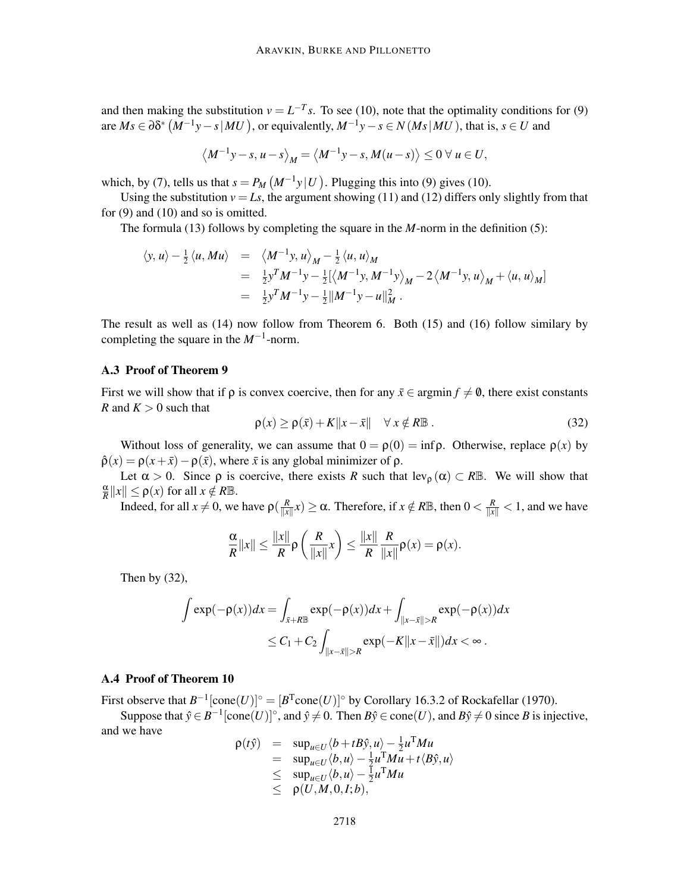and then making the substitution $v = L^{-T}s$. To see (10), note that the optimality conditions for (9) are $Ms \in \partial\delta^*\left(M^{-1}y - s \,|\, MU\right)$, or equivalently, $M^{-1}y - s \in N\left(Ms \,|\, MU\right)$, that is, $s \in U$ and

$$\left\langle M^{-1}y - s, u - s\right\rangle_M = \left\langle M^{-1}y - s, M(u-s)\right\rangle \leq 0 \; \forall \; u \in U,$$

which, by (7), tells us that $s = P_M\left(M^{-1}y \,|\, U\right)$. Plugging this into (9) gives (10).

Using the substitution $v = Ls$, the argument showing (11) and (12) differs only slightly from that for (9) and (10) and so is omitted.

The formula (13) follows by completing the square in the $M$-norm in the definition (5):

$$\begin{aligned}
\langle y, u\rangle - \tfrac{1}{2}\langle u, Mu\rangle &= \left\langle M^{-1}y, u\right\rangle_M - \tfrac{1}{2}\langle u, u\rangle_M \\
&= \tfrac{1}{2}y^T M^{-1} y - \tfrac{1}{2}[\left\langle M^{-1}y, M^{-1}y\right\rangle_M - 2\left\langle M^{-1}y, u\right\rangle_M + \langle u, u\rangle_M] \\
&= \tfrac{1}{2}y^T M^{-1} y - \tfrac{1}{2}\|M^{-1}y - u\|_M^2 \,.
\end{aligned}$$

The result as well as (14) now follow from Theorem 6. Both (15) and (16) follow similary by completing the square in the $M^{-1}$-norm.

### A.3 Proof of Theorem 9

First we will show that if $\rho$ is convex coercive, then for any $\bar{x} \in \arg\min f \neq \emptyset$, there exist constants $R$ and $K > 0$ such that

$$\rho(x) \geq \rho(\bar{x}) + K\|x - \bar{x}\| \quad \forall \, x \notin R\mathbb{B} \,. \tag{32}$$

Without loss of generality, we can assume that $0 = \rho(0) = \inf \rho$. Otherwise, replace $\rho(x)$ by $\hat{\rho}(x) = \rho(x + \bar{x}) - \rho(\bar{x})$, where $\bar{x}$ is any global minimizer of $\rho$.

Let $\alpha > 0$. Since $\rho$ is coercive, there exists $R$ such that $\mathrm{lev}_\rho(\alpha) \subset R\mathbb{B}$. We will show that $\frac{\alpha}{R}\|x\| \leq \rho(x)$ for all $x \notin R\mathbb{B}$.

Indeed, for all $x \neq 0$, we have $\rho(\frac{R}{\|x\|}x) \geq \alpha$. Therefore, if $x \notin R\mathbb{B}$, then $0 < \frac{R}{\|x\|} < 1$, and we have

$$\frac{\alpha}{R}\|x\| \leq \frac{\|x\|}{R}\rho\left(\frac{R}{\|x\|}x\right) \leq \frac{\|x\|}{R}\frac{R}{\|x\|}\rho(x) = \rho(x).$$

Then by (32),

$$\begin{aligned}
\int \exp(-\rho(x))dx &= \int_{\bar{x}+R\mathbb{B}} \exp(-\rho(x))dx + \int_{\|x-\bar{x}\|>R} \exp(-\rho(x))dx \\
&\leq C_1 + C_2\int_{\|x-\bar{x}\|>R} \exp(-K\|x - \bar{x}\|)dx < \infty \,.
\end{aligned}$$

### A.4 Proof of Theorem 10

First observe that $B^{-1}[\mathrm{cone}(U)]^\circ = [B^{\mathrm{T}}\mathrm{cone}(U)]^\circ$ by Corollary 16.3.2 of Rockafellar (1970).

Suppose that $\hat{y} \in B^{-1}[\mathrm{cone}(U)]^\circ$, and $\hat{y} \neq 0$. Then $B\hat{y} \in \mathrm{cone}(U)$, and $B\hat{y} \neq 0$ since $B$ is injective, and we have

$$\begin{aligned}
\rho(t\hat{y}) &= \sup_{u\in U}\langle b + tB\hat{y}, u\rangle - \tfrac{1}{2}u^{\mathrm{T}}Mu \\
&= \sup_{u\in U}\langle b, u\rangle - \tfrac{1}{2}u^{\mathrm{T}}Mu + t\langle B\hat{y}, u\rangle \\
&\leq \sup_{u\in U}\langle b, u\rangle - \tfrac{1}{2}u^{\mathrm{T}}Mu \\
&\leq \rho(U, M, 0, I; b),
\end{aligned}$$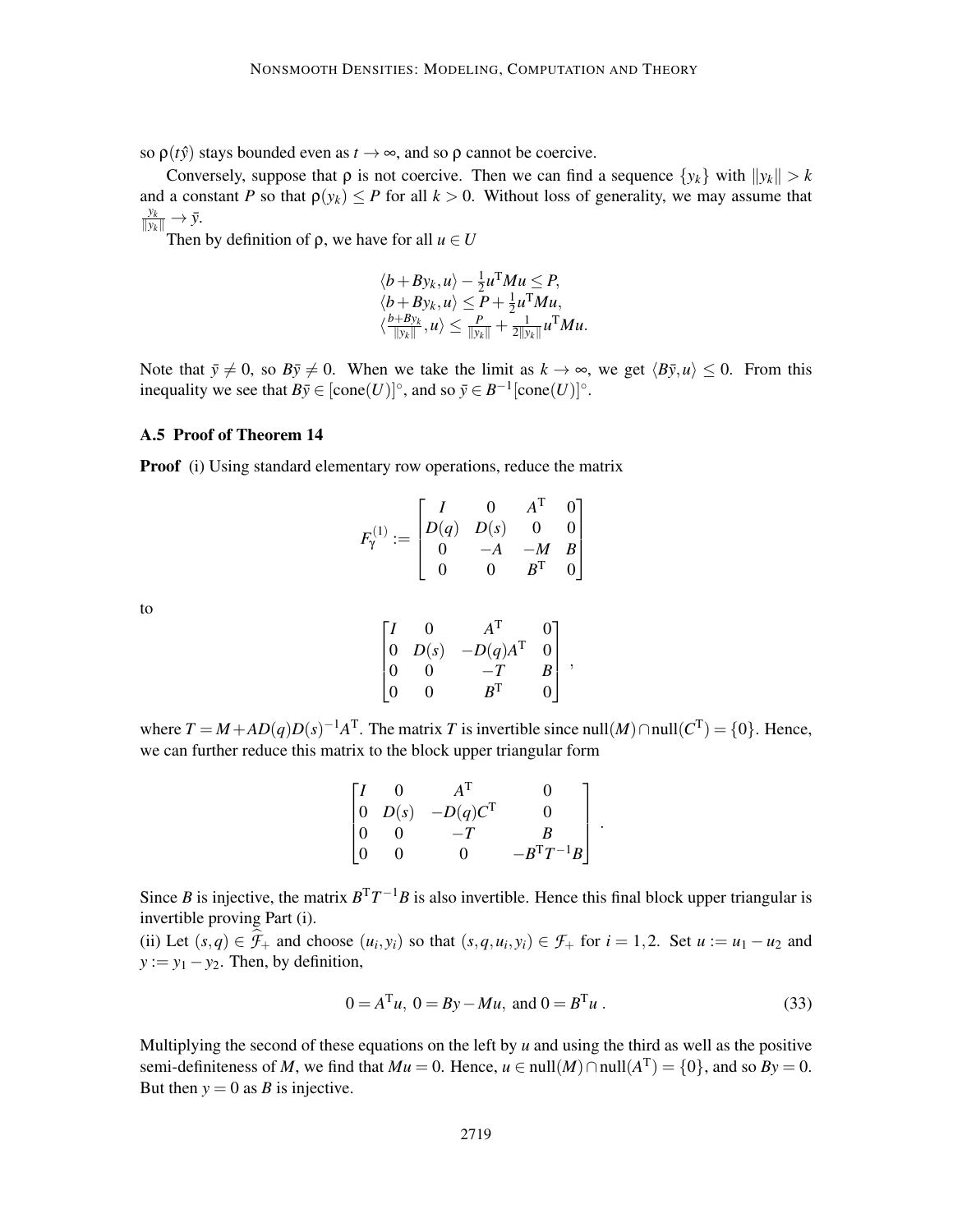so $\rho(t\hat{y})$ stays bounded even as $t \to \infty$, and so $\rho$ cannot be coercive.

Conversely, suppose that $\rho$ is not coercive. Then we can find a sequence $\{y_k\}$ with $\|y_k\| > k$ and a constant $P$ so that $\rho(y_k) \le P$ for all $k > 0$. Without loss of generality, we may assume that $\frac{y_k}{\|y_k\|} \to \bar{y}$.

Then by definition of $\rho$, we have for all $u \in U$

$$
\begin{aligned}
&\langle b + By_k, u\rangle - \tfrac{1}{2}u^{\mathrm{T}}Mu \le P, \\
&\langle b + By_k, u\rangle \le P + \tfrac{1}{2}u^{\mathrm{T}}Mu, \\
&\langle \tfrac{b+By_k}{\|y_k\|}, u\rangle \le \tfrac{P}{\|y_k\|} + \tfrac{1}{2\|y_k\|}u^{\mathrm{T}}Mu.
\end{aligned}
$$

Note that $\bar{y} \neq 0$, so $B\bar{y} \neq 0$. When we take the limit as $k \to \infty$, we get $\langle B\bar{y}, u\rangle \le 0$. From this inequality we see that $B\bar{y} \in [\mathrm{cone}(U)]^\circ$, and so $\bar{y} \in B^{-1}[\mathrm{cone}(U)]^\circ$.

### A.5 Proof of Theorem 14

**Proof** (i) Using standard elementary row operations, reduce the matrix

$$
F_\gamma^{(1)} := \begin{bmatrix} I & 0 & A^{\mathrm{T}} & 0 \\ D(q) & D(s) & 0 & 0 \\ 0 & -A & -M & B \\ 0 & 0 & B^{\mathrm{T}} & 0 \end{bmatrix}
$$

to

$$
\begin{bmatrix} I & 0 & A^{\mathrm{T}} & 0 \\ 0 & D(s) & -D(q)A^{\mathrm{T}} & 0 \\ 0 & 0 & -T & B \\ 0 & 0 & B^{\mathrm{T}} & 0 \end{bmatrix},
$$

where $T = M + AD(q)D(s)^{-1}A^{\mathrm{T}}$. The matrix $T$ is invertible since $\mathrm{null}(M) \cap \mathrm{null}(C^{\mathrm{T}}) = \{0\}$. Hence, we can further reduce this matrix to the block upper triangular form

$$
\begin{bmatrix} I & 0 & A^{\mathrm{T}} & 0 \\ 0 & D(s) & -D(q)C^{\mathrm{T}} & 0 \\ 0 & 0 & -T & B \\ 0 & 0 & 0 & -B^{\mathrm{T}}T^{-1}B \end{bmatrix}.
$$

Since $B$ is injective, the matrix $B^{\mathrm{T}}T^{-1}B$ is also invertible. Hence this final block upper triangular is invertible proving Part (i).

(ii) Let $(s, q) \in \widehat{\mathcal{F}}_+$ and choose $(u_i, y_i)$ so that $(s, q, u_i, y_i) \in \mathcal{F}_+$ for $i = 1, 2$. Set $u := u_1 - u_2$ and $y := y_1 - y_2$. Then, by definition,

$$
0 = A^{\mathrm{T}}u, \; 0 = By - Mu, \text{ and } 0 = B^{\mathrm{T}}u\,. \tag{33}
$$

Multiplying the second of these equations on the left by $u$ and using the third as well as the positive semi-definiteness of $M$, we find that $Mu = 0$. Hence, $u \in \mathrm{null}(M) \cap \mathrm{null}(A^{\mathrm{T}}) = \{0\}$, and so $By = 0$. But then $y = 0$ as $B$ is injective.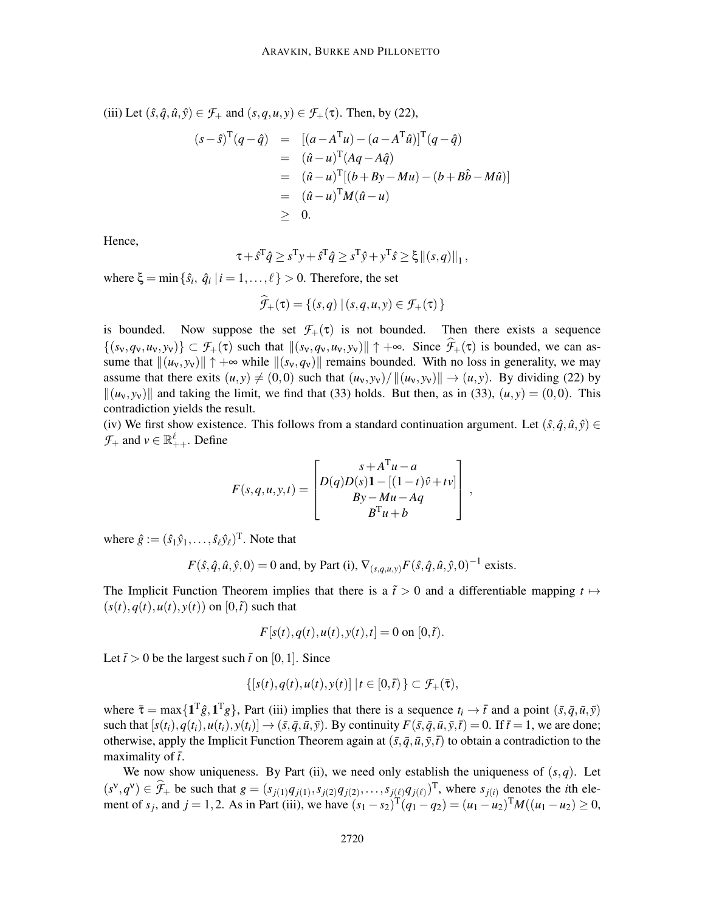(iii) Let $(\hat{s},\hat{q},\hat{u},\hat{y}) \in \mathcal{F}_+$ and $(s,q,u,y) \in \mathcal{F}_+(\tau)$. Then, by (22),

$$
\begin{aligned}
(s-\hat{s})^{\mathrm{T}}(q-\hat{q}) &= [(a-A^{\mathrm{T}}u)-(a-A^{\mathrm{T}}\hat{u})]^{\mathrm{T}}(q-\hat{q}) \\
&= (\hat{u}-u)^{\mathrm{T}}(Aq-A\hat{q}) \\
&= (\hat{u}-u)^{\mathrm{T}}[(b+By-Mu)-(b+B\hat{b}-M\hat{u})] \\
&= (\hat{u}-u)^{\mathrm{T}}M(\hat{u}-u) \\
&\geq 0.
\end{aligned}
$$

Hence,

$$
\tau + \hat{s}^{\mathrm{T}}\hat{q} \geq s^{\mathrm{T}}y + \hat{s}^{\mathrm{T}}\hat{q} \geq s^{\mathrm{T}}\hat{y} + y^{\mathrm{T}}\hat{s} \geq \xi \left\|(s,q)\right\|_1,
$$

where $\xi = \min\{\hat{s}_i,\ \hat{q}_i \,|\, i=1,\ldots,\ell\} > 0$. Therefore, the set

$$
\widehat{\mathcal{F}}_+(\tau) = \{(s,q) \,|\, (s,q,u,y) \in \mathcal{F}_+(\tau)\}
$$

is bounded. Now suppose the set $\mathcal{F}_+(\tau)$ is not bounded. Then there exists a sequence $\{(s_\nu,q_\nu,u_\nu,y_\nu)\} \subset \mathcal{F}_+(\tau)$ such that $\|(s_\nu,q_\nu,u_\nu,y_\nu)\| \uparrow +\infty$. Since $\widehat{\mathcal{F}}_+(\tau)$ is bounded, we can assume that $\|(u_\nu,y_\nu)\| \uparrow +\infty$ while $\|(s_\nu,q_\nu)\|$ remains bounded. With no loss in generality, we may assume that there exits $(u,y) \neq (0,0)$ such that $(u_\nu,y_\nu)/\|(u_\nu,y_\nu)\| \to (u,y)$. By dividing (22) by $\|(u_\nu,y_\nu)\|$ and taking the limit, we find that (33) holds. But then, as in (33), $(u,y)=(0,0)$. This contradiction yields the result.

(iv) We first show existence. This follows from a standard continuation argument. Let $(\hat{s},\hat{q},\hat{u},\hat{y}) \in \mathcal{F}_+$ and $v \in \mathbb{R}^\ell_{++}$. Define

$$
F(s,q,u,y,t) = \begin{bmatrix} s + A^{\mathrm{T}}u - a \\ D(q)D(s)\mathbf{1} - [(1-t)\hat{v} + tv] \\ By - Mu - Aq \\ B^{\mathrm{T}}u + b \end{bmatrix},
$$

where $\hat{g} := (\hat{s}_1\hat{y}_1,\ldots,\hat{s}_\ell\hat{y}_\ell)^{\mathrm{T}}$. Note that

$$
F(\hat{s},\hat{q},\hat{u},\hat{y},0) = 0 \text{ and, by Part (i), } \nabla_{(s,q,u,y)}F(\hat{s},\hat{q},\hat{u},\hat{y},0)^{-1} \text{ exists.}
$$

The Implicit Function Theorem implies that there is a $\tilde{t} > 0$ and a differentiable mapping $t \mapsto (s(t),q(t),u(t),y(t))$ on $[0,\tilde{t})$ such that

$$
F[s(t),q(t),u(t),y(t),t] = 0 \text{ on } [0,\tilde{t}).
$$

Let $\bar{t} > 0$ be the largest such $\tilde{t}$ on $[0,1]$. Since

$$
\{[s(t),q(t),u(t),y(t)] \,|\, t \in [0,\bar{t})\} \subset \mathcal{F}_+(\bar{\tau}),
$$

where $\bar{\tau} = \max\{\mathbf{1}^{\mathrm{T}}\hat{g}, \mathbf{1}^{\mathrm{T}}g\}$, Part (iii) implies that there is a sequence $t_i \to \bar{t}$ and a point $(\bar{s},\bar{q},\bar{u},\bar{y})$ such that $[s(t_i),q(t_i),u(t_i),y(t_i)] \to (\bar{s},\bar{q},\bar{u},\bar{y})$. By continuity $F(\bar{s},\bar{q},\bar{u},\bar{y},\bar{t}) = 0$. If $\bar{t} = 1$, we are done; otherwise, apply the Implicit Function Theorem again at $(\bar{s},\bar{q},\bar{u},\bar{y},\bar{t})$ to obtain a contradiction to the maximality of $\bar{t}$.

We now show uniqueness. By Part (ii), we need only establish the uniqueness of $(s,q)$. Let $(s^\nu,q^\nu) \in \widehat{\mathcal{F}}_+$ be such that $g = (s_{j(1)}q_{j(1)}, s_{j(2)}q_{j(2)},\ldots,s_{j(\ell)}q_{j(\ell)})^{\mathrm{T}}$, where $s_{j(i)}$ denotes the $i$th element of $s_j$, and $j=1,2$. As in Part (iii), we have $(s_1-s_2)^{\mathrm{T}}(q_1-q_2) = (u_1-u_2)^{\mathrm{T}}M((u_1-u_2) \geq 0$,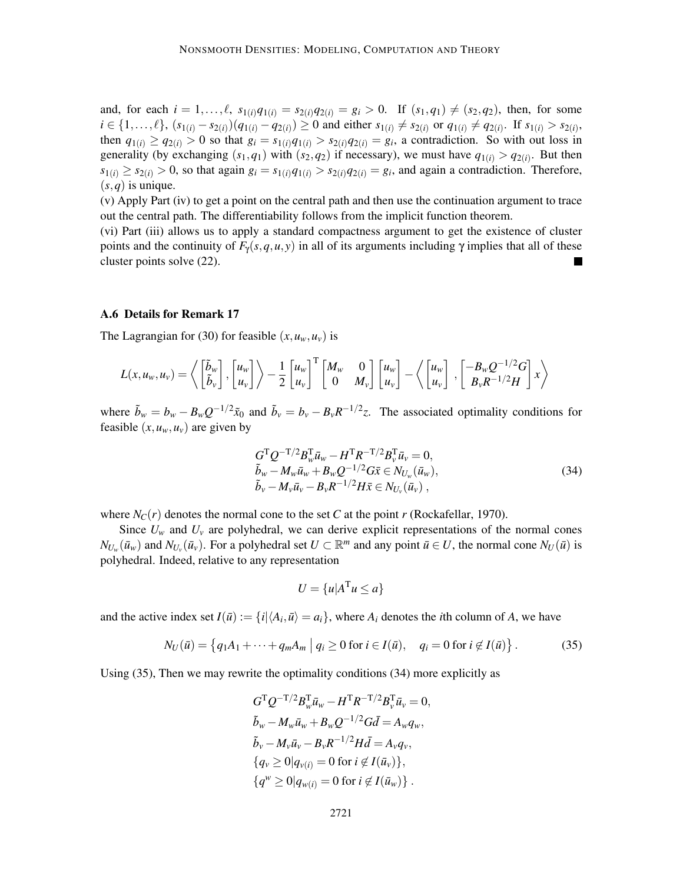and, for each $i = 1, \ldots, \ell$, $s_{1(i)}q_{1(i)} = s_{2(i)}q_{2(i)} = g_i > 0$. If $(s_1, q_1) \neq (s_2, q_2)$, then, for some $i \in \{1, \ldots, \ell\}$, $(s_{1(i)} - s_{2(i)})(q_{1(i)} - q_{2(i)}) \geq 0$ and either $s_{1(i)} \neq s_{2(i)}$ or $q_{1(i)} \neq q_{2(i)}$. If $s_{1(i)} > s_{2(i)}$, then $q_{1(i)} \geq q_{2(i)} > 0$ so that $g_i = s_{1(i)}q_{1(i)} > s_{2(i)}q_{2(i)} = g_i$, a contradiction. So with out loss in generality (by exchanging $(s_1, q_1)$ with $(s_2, q_2)$ if necessary), we must have $q_{1(i)} > q_{2(i)}$. But then $s_{1(i)} \geq s_{2(i)} > 0$, so that again $g_i = s_{1(i)}q_{1(i)} > s_{2(i)}q_{2(i)} = g_i$, and again a contradiction. Therefore, $(s, q)$ is unique.

(v) Apply Part (iv) to get a point on the central path and then use the continuation argument to trace out the central path. The differentiability follows from the implicit function theorem.

(vi) Part (iii) allows us to apply a standard compactness argument to get the existence of cluster points and the continuity of $F_\gamma(s, q, u, y)$ in all of its arguments including $\gamma$ implies that all of these cluster points solve (22). ■

### A.6 Details for Remark 17

The Lagrangian for (30) for feasible $(x, u_w, u_v)$ is

$$L(x, u_w, u_v) = \left\langle \begin{bmatrix} \tilde{b}_w \\ \tilde{b}_v \end{bmatrix}, \begin{bmatrix} u_w \\ u_v \end{bmatrix} \right\rangle - \frac{1}{2} \begin{bmatrix} u_w \\ u_v \end{bmatrix}^{\mathrm{T}} \begin{bmatrix} M_w & 0 \\ 0 & M_v \end{bmatrix} \begin{bmatrix} u_w \\ u_v \end{bmatrix} - \left\langle \begin{bmatrix} u_w \\ u_v \end{bmatrix}, \begin{bmatrix} -B_w Q^{-1/2} G \\ B_v R^{-1/2} H \end{bmatrix} x \right\rangle$$

where $\tilde{b}_w = b_w - B_w Q^{-1/2} \tilde{x}_0$ and $\tilde{b}_v = b_v - B_v R^{-1/2} z$. The associated optimality conditions for feasible $(x, u_w, u_v)$ are given by

$$\begin{aligned} G^{\mathrm{T}} Q^{-\mathrm{T}/2} B_w^{\mathrm{T}} \bar{u}_w - H^{\mathrm{T}} R^{-\mathrm{T}/2} B_v^{\mathrm{T}} \bar{u}_v &= 0, \\ \tilde{b}_w - M_w \bar{u}_w + B_w Q^{-1/2} G \bar{x} &\in N_{U_w}(\bar{u}_w), \\ \tilde{b}_v - M_v \bar{u}_v - B_v R^{-1/2} H \bar{x} &\in N_{U_v}(\bar{u}_v), \end{aligned} \tag{34}$$

where $N_C(r)$ denotes the normal cone to the set $C$ at the point $r$ (Rockafellar, 1970).

Since $U_w$ and $U_v$ are polyhedral, we can derive explicit representations of the normal cones $N_{U_w}(\bar{u}_w)$ and $N_{U_v}(\bar{u}_v)$. For a polyhedral set $U \subset \mathbb{R}^m$ and any point $\bar{u} \in U$, the normal cone $N_U(\bar{u})$ is polyhedral. Indeed, relative to any representation

$$U = \{u | A^{\mathrm{T}} u \leq a\}$$

and the active index set $I(\bar{u}) := \{i | \langle A_i, \bar{u} \rangle = a_i\}$, where $A_i$ denotes the $i$th column of $A$, we have

$$N_U(\bar{u}) = \left\{ q_1 A_1 + \cdots + q_m A_m \;\middle|\; q_i \geq 0 \text{ for } i \in I(\bar{u}), \quad q_i = 0 \text{ for } i \notin I(\bar{u}) \right\}. \tag{35}$$

Using (35), Then we may rewrite the optimality conditions (34) more explicitly as

$$\begin{aligned} &G^{\mathrm{T}} Q^{-\mathrm{T}/2} B_w^{\mathrm{T}} \bar{u}_w - H^{\mathrm{T}} R^{-\mathrm{T}/2} B_v^{\mathrm{T}} \bar{u}_v = 0, \\ &\tilde{b}_w - M_w \bar{u}_w + B_w Q^{-1/2} G \bar{d} = A_w q_w, \\ &\tilde{b}_v - M_v \bar{u}_v - B_v R^{-1/2} H \bar{d} = A_v q_v, \\ &\{q_v \geq 0 | q_{v(i)} = 0 \text{ for } i \notin I(\bar{u}_v)\}, \\ &\{q^w \geq 0 | q_{w(i)} = 0 \text{ for } i \notin I(\bar{u}_w)\}. \end{aligned}$$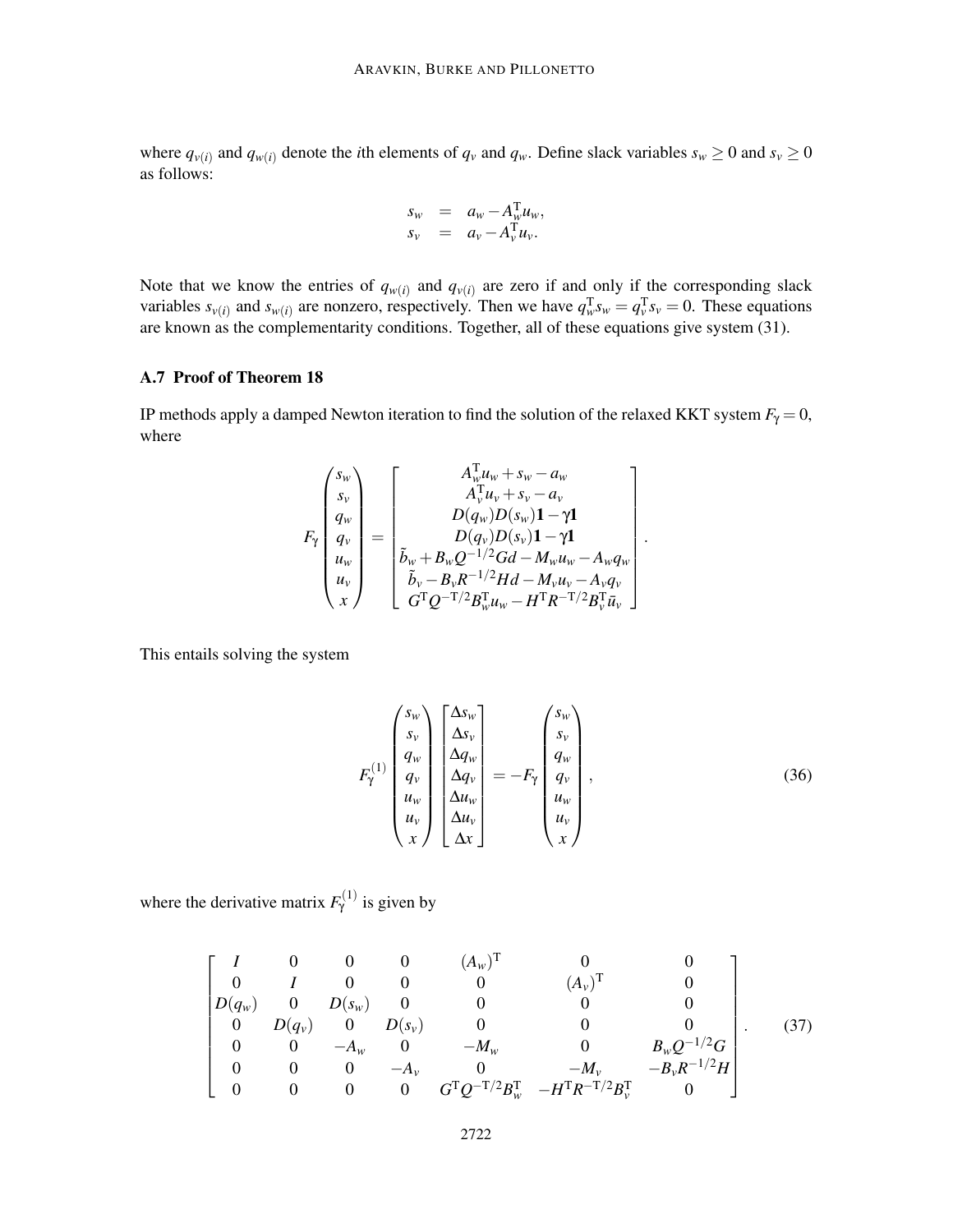where $q_{v(i)}$ and $q_{w(i)}$ denote the $i$th elements of $q_v$ and $q_w$. Define slack variables $s_w \geq 0$ and $s_v \geq 0$ as follows:

$$
\begin{aligned}
s_w &= a_w - A_w^{\mathrm{T}} u_w, \\
s_v &= a_v - A_v^{\mathrm{T}} u_v.
\end{aligned}
$$

Note that we know the entries of $q_{w(i)}$ and $q_{v(i)}$ are zero if and only if the corresponding slack variables $s_{v(i)}$ and $s_{w(i)}$ are nonzero, respectively. Then we have $q_w^{\mathrm{T}} s_w = q_v^{\mathrm{T}} s_v = 0$. These equations are known as the complementarity conditions. Together, all of these equations give system (31).

### A.7 Proof of Theorem 18

IP methods apply a damped Newton iteration to find the solution of the relaxed KKT system $F_\gamma = 0$, where

$$
F_\gamma \begin{pmatrix} s_w \\ s_v \\ q_w \\ q_v \\ u_w \\ u_v \\ x \end{pmatrix} = \begin{bmatrix} A_w^{\mathrm{T}} u_w + s_w - a_w \\ A_v^{\mathrm{T}} u_v + s_v - a_v \\ D(q_w) D(s_w) \mathbf{1} - \gamma \mathbf{1} \\ D(q_v) D(s_v) \mathbf{1} - \gamma \mathbf{1} \\ \tilde{b}_w + B_w Q^{-1/2} G d - M_w u_w - A_w q_w \\ \tilde{b}_v - B_v R^{-1/2} H d - M_v u_v - A_v q_v \\ G^{\mathrm{T}} Q^{-\mathrm{T}/2} B_w^{\mathrm{T}} u_w - H^{\mathrm{T}} R^{-\mathrm{T}/2} B_v^{\mathrm{T}} \bar{u}_v \end{bmatrix}.
$$

This entails solving the system

$$
F_\gamma^{(1)} \begin{pmatrix} s_w \\ s_v \\ q_w \\ q_v \\ u_w \\ u_v \\ x \end{pmatrix} \begin{bmatrix} \Delta s_w \\ \Delta s_v \\ \Delta q_w \\ \Delta q_v \\ \Delta u_w \\ \Delta u_v \\ \Delta x \end{bmatrix} = -F_\gamma \begin{pmatrix} s_w \\ s_v \\ q_w \\ q_v \\ u_w \\ u_v \\ x \end{pmatrix}, \tag{36}
$$

where the derivative matrix $F_\gamma^{(1)}$ is given by

$$
\begin{bmatrix}
I & 0 & 0 & 0 & (A_w)^{\mathrm{T}} & 0 & 0 \\
0 & I & 0 & 0 & 0 & (A_v)^{\mathrm{T}} & 0 \\
D(q_w) & 0 & D(s_w) & 0 & 0 & 0 & 0 \\
0 & D(q_v) & 0 & D(s_v) & 0 & 0 & 0 \\
0 & 0 & -A_w & 0 & -M_w & 0 & B_w Q^{-1/2} G \\
0 & 0 & 0 & -A_v & 0 & -M_v & -B_v R^{-1/2} H \\
0 & 0 & 0 & 0 & G^{\mathrm{T}} Q^{-\mathrm{T}/2} B_w^{\mathrm{T}} & -H^{\mathrm{T}} R^{-\mathrm{T}/2} B_v^{\mathrm{T}} & 0
\end{bmatrix}. \tag{37}
$$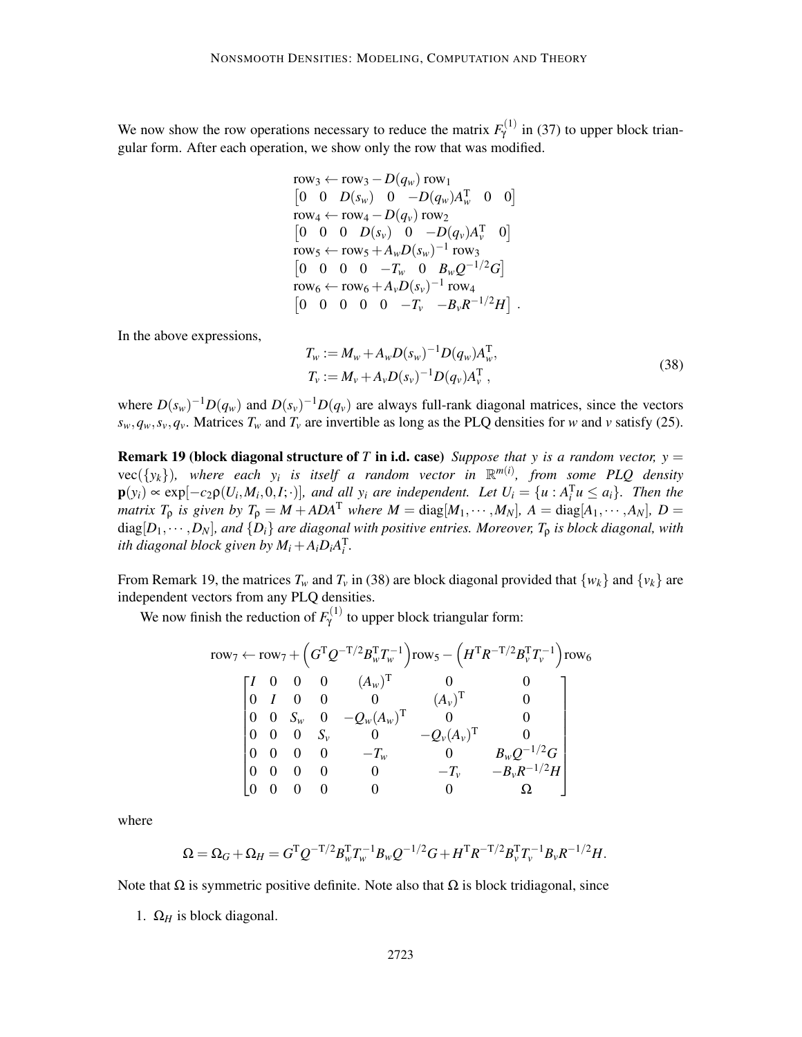We now show the row operations necessary to reduce the matrix $F_\gamma^{(1)}$ in (37) to upper block triangular form. After each operation, we show only the row that was modified.

$$
\begin{array}{l}
\text{row}_3 \leftarrow \text{row}_3 - D(q_w)\,\text{row}_1 \\
\begin{bmatrix} 0 & 0 & D(s_w) & 0 & -D(q_w)A_w^{\mathrm{T}} & 0 & 0 \end{bmatrix} \\
\text{row}_4 \leftarrow \text{row}_4 - D(q_v)\,\text{row}_2 \\
\begin{bmatrix} 0 & 0 & 0 & D(s_v) & 0 & -D(q_v)A_v^{\mathrm{T}} & 0 \end{bmatrix} \\
\text{row}_5 \leftarrow \text{row}_5 + A_w D(s_w)^{-1}\,\text{row}_3 \\
\begin{bmatrix} 0 & 0 & 0 & 0 & -T_w & 0 & B_w Q^{-1/2} G \end{bmatrix} \\
\text{row}_6 \leftarrow \text{row}_6 + A_v D(s_v)^{-1}\,\text{row}_4 \\
\begin{bmatrix} 0 & 0 & 0 & 0 & 0 & -T_v & -B_v R^{-1/2} H \end{bmatrix} .
\end{array}
$$

In the above expressions,

$$
\begin{aligned}
T_w &:= M_w + A_w D(s_w)^{-1} D(q_w) A_w^{\mathrm{T}}, \\
T_v &:= M_v + A_v D(s_v)^{-1} D(q_v) A_v^{\mathrm{T}}\,,
\end{aligned} \tag{38}
$$

where $D(s_w)^{-1}D(q_w)$ and $D(s_v)^{-1}D(q_v)$ are always full-rank diagonal matrices, since the vectors $s_w, q_w, s_v, q_v$. Matrices $T_w$ and $T_v$ are invertible as long as the PLQ densities for $w$ and $v$ satisfy (25).

**Remark 19 (block diagonal structure of $T$ in i.d. case)** *Suppose that $y$ is a random vector, $y = \mathrm{vec}(\{y_k\})$, where each $y_i$ is itself a random vector in $\mathbb{R}^{m(i)}$, from some PLQ density $\mathbf{p}(y_i) \propto \exp[-c_2\rho(U_i, M_i, 0, I; \cdot)]$, and all $y_i$ are independent. Let $U_i = \{u : A_i^{\mathrm{T}} u \le a_i\}$. Then the matrix $T_\rho$ is given by $T_\rho = M + ADA^{\mathrm{T}}$ where $M = \mathrm{diag}[M_1, \cdots, M_N]$, $A = \mathrm{diag}[A_1, \cdots, A_N]$, $D = \mathrm{diag}[D_1, \cdots, D_N]$, and $\{D_i\}$ are diagonal with positive entries. Moreover, $T_\rho$ is block diagonal, with ith diagonal block given by $M_i + A_i D_i A_i^{\mathrm{T}}$.*

From Remark 19, the matrices $T_w$ and $T_v$ in (38) are block diagonal provided that $\{w_k\}$ and $\{v_k\}$ are independent vectors from any PLQ densities.

We now finish the reduction of $F_\gamma^{(1)}$ to upper block triangular form:

$$
\text{row}_7 \leftarrow \text{row}_7 + \left(G^{\mathrm{T}} Q^{-\mathrm{T}/2} B_w^{\mathrm{T}} T_w^{-1}\right)\text{row}_5 - \left(H^{\mathrm{T}} R^{-\mathrm{T}/2} B_v^{\mathrm{T}} T_v^{-1}\right)\text{row}_6
$$

$$
\begin{bmatrix}
I & 0 & 0 & 0 & (A_w)^{\mathrm{T}} & 0 & 0 \\
0 & I & 0 & 0 & 0 & (A_v)^{\mathrm{T}} & 0 \\
0 & 0 & S_w & 0 & -Q_w (A_w)^{\mathrm{T}} & 0 & 0 \\
0 & 0 & 0 & S_v & 0 & -Q_v (A_v)^{\mathrm{T}} & 0 \\
0 & 0 & 0 & 0 & -T_w & 0 & B_w Q^{-1/2} G \\
0 & 0 & 0 & 0 & 0 & -T_v & -B_v R^{-1/2} H \\
0 & 0 & 0 & 0 & 0 & 0 & \Omega
\end{bmatrix}
$$

where

$$
\Omega = \Omega_G + \Omega_H = G^{\mathrm{T}} Q^{-\mathrm{T}/2} B_w^{\mathrm{T}} T_w^{-1} B_w Q^{-1/2} G + H^{\mathrm{T}} R^{-\mathrm{T}/2} B_v^{\mathrm{T}} T_v^{-1} B_v R^{-1/2} H.
$$

Note that $\Omega$ is symmetric positive definite. Note also that $\Omega$ is block tridiagonal, since

1. $\Omega_H$ is block diagonal.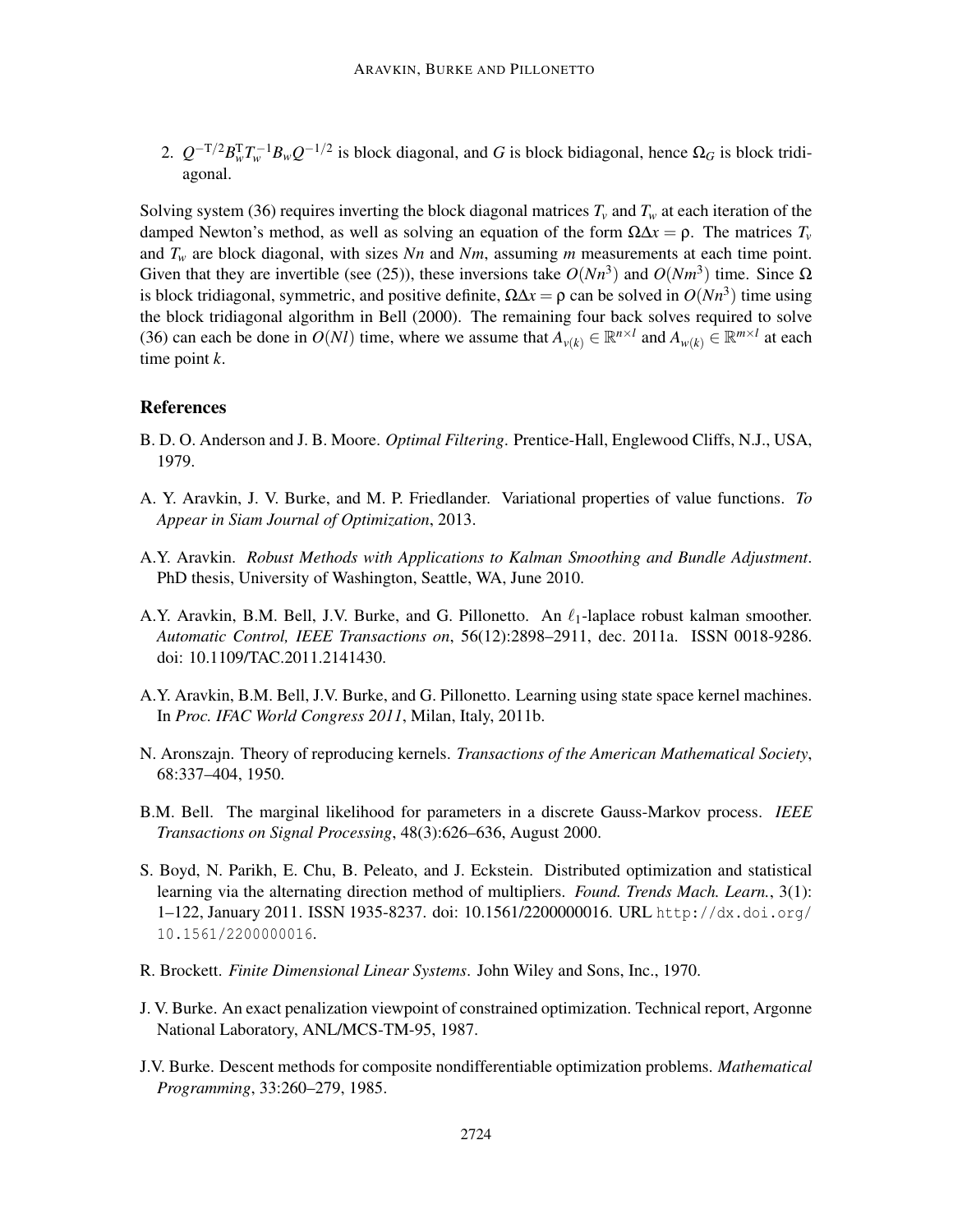2. $Q^{-\mathrm{T}/2}B_w^{\mathrm{T}}T_w^{-1}B_wQ^{-1/2}$ is block diagonal, and $G$ is block bidiagonal, hence $\Omega_G$ is block tridiagonal.

Solving system (36) requires inverting the block diagonal matrices $T_v$ and $T_w$ at each iteration of the damped Newton's method, as well as solving an equation of the form $\Omega\Delta x = \rho$. The matrices $T_v$ and $T_w$ are block diagonal, with sizes $Nn$ and $Nm$, assuming $m$ measurements at each time point. Given that they are invertible (see (25)), these inversions take $O(Nn^3)$ and $O(Nm^3)$ time. Since $\Omega$ is block tridiagonal, symmetric, and positive definite, $\Omega\Delta x = \rho$ can be solved in $O(Nn^3)$ time using the block tridiagonal algorithm in Bell (2000). The remaining four back solves required to solve (36) can each be done in $O(Nl)$ time, where we assume that $A_{v(k)} \in \mathbb{R}^{n\times l}$ and $A_{w(k)} \in \mathbb{R}^{m\times l}$ at each time point $k$.

## References

B. D. O. Anderson and J. B. Moore. *Optimal Filtering*. Prentice-Hall, Englewood Cliffs, N.J., USA, 1979.

A. Y. Aravkin, J. V. Burke, and M. P. Friedlander. Variational properties of value functions. *To Appear in Siam Journal of Optimization*, 2013.

A.Y. Aravkin. *Robust Methods with Applications to Kalman Smoothing and Bundle Adjustment*. PhD thesis, University of Washington, Seattle, WA, June 2010.

A.Y. Aravkin, B.M. Bell, J.V. Burke, and G. Pillonetto. An $\ell_1$-laplace robust kalman smoother. *Automatic Control, IEEE Transactions on*, 56(12):2898–2911, dec. 2011a. ISSN 0018-9286. doi: 10.1109/TAC.2011.2141430.

A.Y. Aravkin, B.M. Bell, J.V. Burke, and G. Pillonetto. Learning using state space kernel machines. In *Proc. IFAC World Congress 2011*, Milan, Italy, 2011b.

N. Aronszajn. Theory of reproducing kernels. *Transactions of the American Mathematical Society*, 68:337–404, 1950.

B.M. Bell. The marginal likelihood for parameters in a discrete Gauss-Markov process. *IEEE Transactions on Signal Processing*, 48(3):626–636, August 2000.

S. Boyd, N. Parikh, E. Chu, B. Peleato, and J. Eckstein. Distributed optimization and statistical learning via the alternating direction method of multipliers. *Found. Trends Mach. Learn.*, 3(1): 1–122, January 2011. ISSN 1935-8237. doi: 10.1561/2200000016. URL http://dx.doi.org/10.1561/2200000016.

R. Brockett. *Finite Dimensional Linear Systems*. John Wiley and Sons, Inc., 1970.

J. V. Burke. An exact penalization viewpoint of constrained optimization. Technical report, Argonne National Laboratory, ANL/MCS-TM-95, 1987.

J.V. Burke. Descent methods for composite nondifferentiable optimization problems. *Mathematical Programming*, 33:260–279, 1985.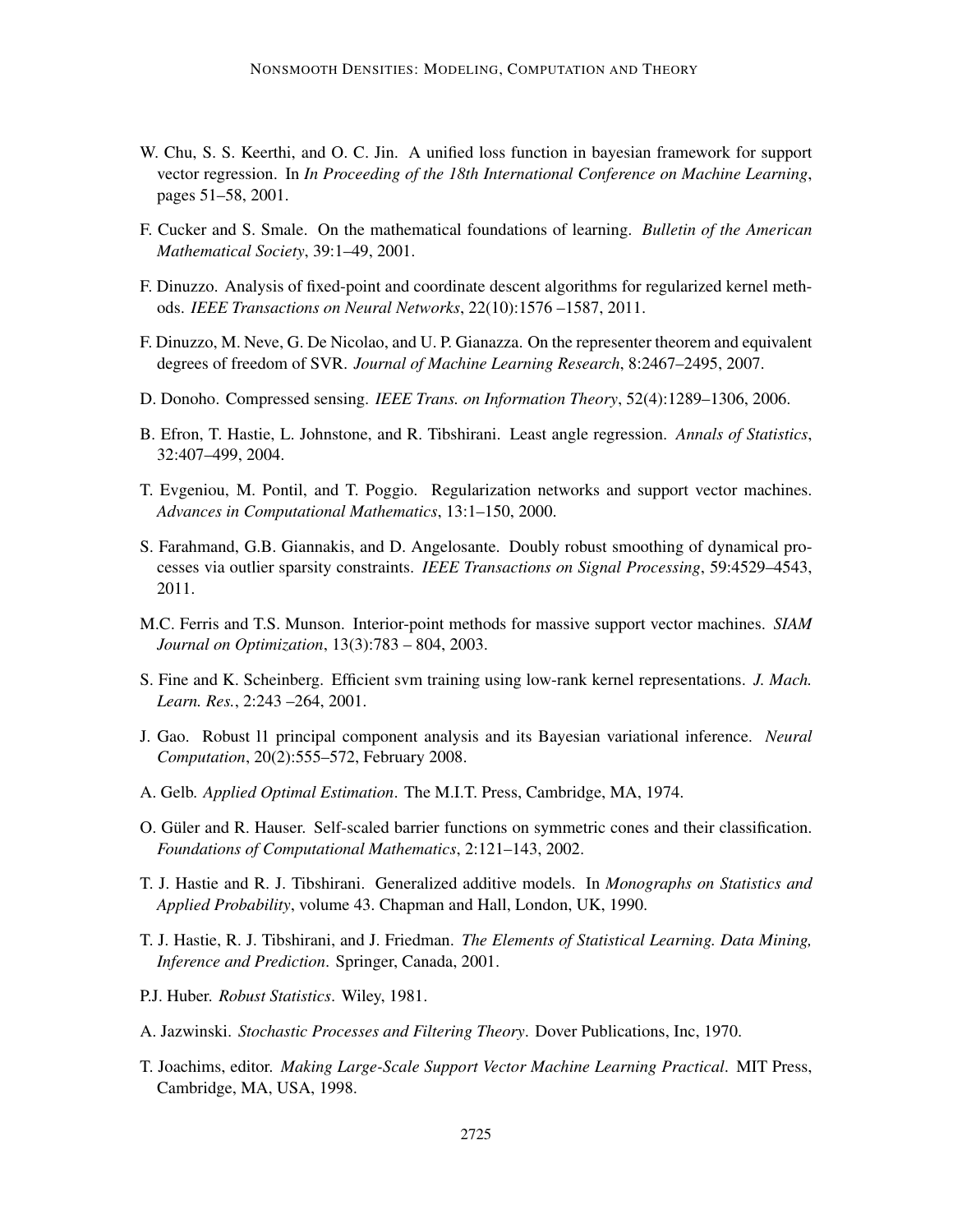W. Chu, S. S. Keerthi, and O. C. Jin. A unified loss function in bayesian framework for support vector regression. In *In Proceeding of the 18th International Conference on Machine Learning*, pages 51–58, 2001.

F. Cucker and S. Smale. On the mathematical foundations of learning. *Bulletin of the American Mathematical Society*, 39:1–49, 2001.

F. Dinuzzo. Analysis of fixed-point and coordinate descent algorithms for regularized kernel methods. *IEEE Transactions on Neural Networks*, 22(10):1576 –1587, 2011.

F. Dinuzzo, M. Neve, G. De Nicolao, and U. P. Gianazza. On the representer theorem and equivalent degrees of freedom of SVR. *Journal of Machine Learning Research*, 8:2467–2495, 2007.

D. Donoho. Compressed sensing. *IEEE Trans. on Information Theory*, 52(4):1289–1306, 2006.

B. Efron, T. Hastie, L. Johnstone, and R. Tibshirani. Least angle regression. *Annals of Statistics*, 32:407–499, 2004.

T. Evgeniou, M. Pontil, and T. Poggio. Regularization networks and support vector machines. *Advances in Computational Mathematics*, 13:1–150, 2000.

S. Farahmand, G.B. Giannakis, and D. Angelosante. Doubly robust smoothing of dynamical processes via outlier sparsity constraints. *IEEE Transactions on Signal Processing*, 59:4529–4543, 2011.

M.C. Ferris and T.S. Munson. Interior-point methods for massive support vector machines. *SIAM Journal on Optimization*, 13(3):783 – 804, 2003.

S. Fine and K. Scheinberg. Efficient svm training using low-rank kernel representations. *J. Mach. Learn. Res.*, 2:243 –264, 2001.

J. Gao. Robust l1 principal component analysis and its Bayesian variational inference. *Neural Computation*, 20(2):555–572, February 2008.

A. Gelb. *Applied Optimal Estimation*. The M.I.T. Press, Cambridge, MA, 1974.

O. Güler and R. Hauser. Self-scaled barrier functions on symmetric cones and their classification. *Foundations of Computational Mathematics*, 2:121–143, 2002.

T. J. Hastie and R. J. Tibshirani. Generalized additive models. In *Monographs on Statistics and Applied Probability*, volume 43. Chapman and Hall, London, UK, 1990.

T. J. Hastie, R. J. Tibshirani, and J. Friedman. *The Elements of Statistical Learning. Data Mining, Inference and Prediction*. Springer, Canada, 2001.

P.J. Huber. *Robust Statistics*. Wiley, 1981.

A. Jazwinski. *Stochastic Processes and Filtering Theory*. Dover Publications, Inc, 1970.

T. Joachims, editor. *Making Large-Scale Support Vector Machine Learning Practical*. MIT Press, Cambridge, MA, USA, 1998.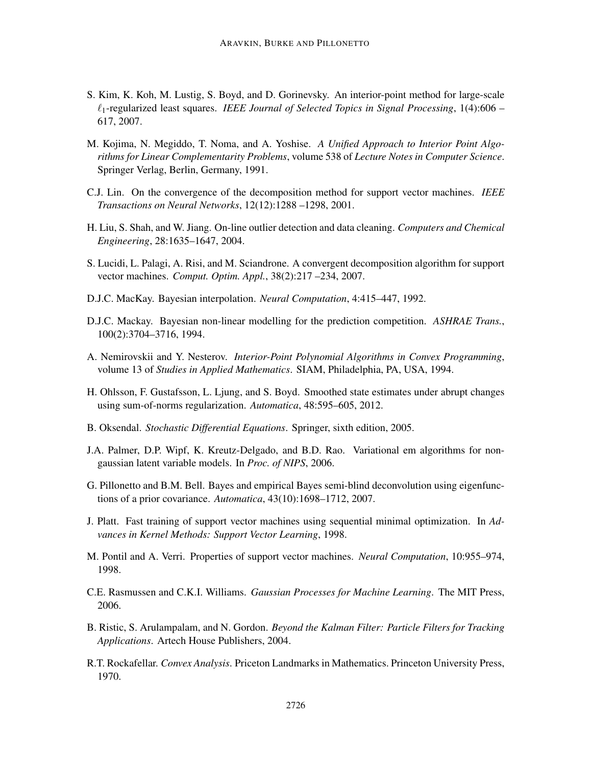S. Kim, K. Koh, M. Lustig, S. Boyd, and D. Gorinevsky. An interior-point method for large-scale $\ell_1$-regularized least squares. *IEEE Journal of Selected Topics in Signal Processing*, 1(4):606 – 617, 2007.

M. Kojima, N. Megiddo, T. Noma, and A. Yoshise. *A Unified Approach to Interior Point Algorithms for Linear Complementarity Problems*, volume 538 of *Lecture Notes in Computer Science*. Springer Verlag, Berlin, Germany, 1991.

C.J. Lin. On the convergence of the decomposition method for support vector machines. *IEEE Transactions on Neural Networks*, 12(12):1288 –1298, 2001.

H. Liu, S. Shah, and W. Jiang. On-line outlier detection and data cleaning. *Computers and Chemical Engineering*, 28:1635–1647, 2004.

S. Lucidi, L. Palagi, A. Risi, and M. Sciandrone. A convergent decomposition algorithm for support vector machines. *Comput. Optim. Appl.*, 38(2):217 –234, 2007.

D.J.C. MacKay. Bayesian interpolation. *Neural Computation*, 4:415–447, 1992.

D.J.C. Mackay. Bayesian non-linear modelling for the prediction competition. *ASHRAE Trans.*, 100(2):3704–3716, 1994.

A. Nemirovskii and Y. Nesterov. *Interior-Point Polynomial Algorithms in Convex Programming*, volume 13 of *Studies in Applied Mathematics*. SIAM, Philadelphia, PA, USA, 1994.

H. Ohlsson, F. Gustafsson, L. Ljung, and S. Boyd. Smoothed state estimates under abrupt changes using sum-of-norms regularization. *Automatica*, 48:595–605, 2012.

B. Oksendal. *Stochastic Differential Equations*. Springer, sixth edition, 2005.

J.A. Palmer, D.P. Wipf, K. Kreutz-Delgado, and B.D. Rao. Variational em algorithms for non-gaussian latent variable models. In *Proc. of NIPS*, 2006.

G. Pillonetto and B.M. Bell. Bayes and empirical Bayes semi-blind deconvolution using eigenfunctions of a prior covariance. *Automatica*, 43(10):1698–1712, 2007.

J. Platt. Fast training of support vector machines using sequential minimal optimization. In *Advances in Kernel Methods: Support Vector Learning*, 1998.

M. Pontil and A. Verri. Properties of support vector machines. *Neural Computation*, 10:955–974, 1998.

C.E. Rasmussen and C.K.I. Williams. *Gaussian Processes for Machine Learning*. The MIT Press, 2006.

B. Ristic, S. Arulampalam, and N. Gordon. *Beyond the Kalman Filter: Particle Filters for Tracking Applications*. Artech House Publishers, 2004.

R.T. Rockafellar. *Convex Analysis*. Priceton Landmarks in Mathematics. Princeton University Press, 1970.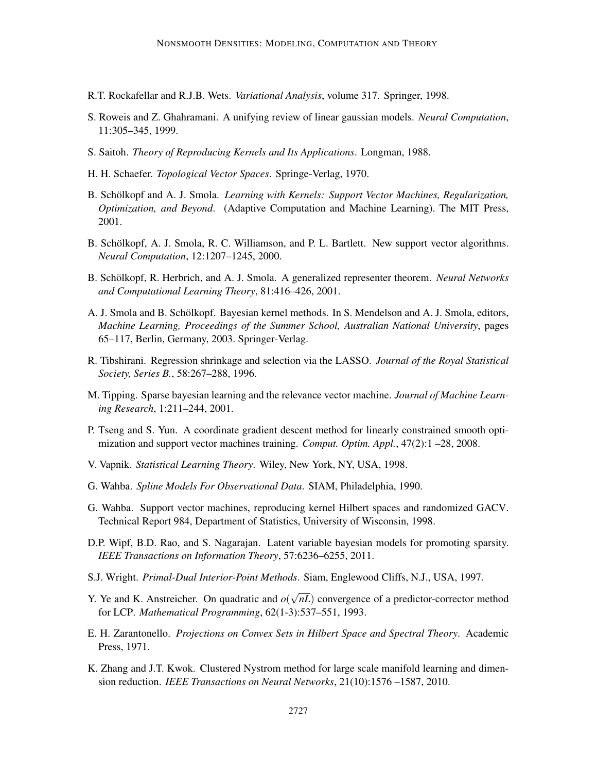R.T. Rockafellar and R.J.B. Wets. *Variational Analysis*, volume 317. Springer, 1998.

S. Roweis and Z. Ghahramani. A unifying review of linear gaussian models. *Neural Computation*, 11:305–345, 1999.

S. Saitoh. *Theory of Reproducing Kernels and Its Applications*. Longman, 1988.

H. H. Schaefer. *Topological Vector Spaces*. Springe-Verlag, 1970.

B. Schölkopf and A. J. Smola. *Learning with Kernels: Support Vector Machines, Regularization, Optimization, and Beyond*. (Adaptive Computation and Machine Learning). The MIT Press, 2001.

B. Schölkopf, A. J. Smola, R. C. Williamson, and P. L. Bartlett. New support vector algorithms. *Neural Computation*, 12:1207–1245, 2000.

B. Schölkopf, R. Herbrich, and A. J. Smola. A generalized representer theorem. *Neural Networks and Computational Learning Theory*, 81:416–426, 2001.

A. J. Smola and B. Schölkopf. Bayesian kernel methods. In S. Mendelson and A. J. Smola, editors, *Machine Learning, Proceedings of the Summer School, Australian National University*, pages 65–117, Berlin, Germany, 2003. Springer-Verlag.

R. Tibshirani. Regression shrinkage and selection via the LASSO. *Journal of the Royal Statistical Society, Series B.*, 58:267–288, 1996.

M. Tipping. Sparse bayesian learning and the relevance vector machine. *Journal of Machine Learning Research*, 1:211–244, 2001.

P. Tseng and S. Yun. A coordinate gradient descent method for linearly constrained smooth optimization and support vector machines training. *Comput. Optim. Appl.*, 47(2):1 –28, 2008.

V. Vapnik. *Statistical Learning Theory*. Wiley, New York, NY, USA, 1998.

G. Wahba. *Spline Models For Observational Data*. SIAM, Philadelphia, 1990.

G. Wahba. Support vector machines, reproducing kernel Hilbert spaces and randomized GACV. Technical Report 984, Department of Statistics, University of Wisconsin, 1998.

D.P. Wipf, B.D. Rao, and S. Nagarajan. Latent variable bayesian models for promoting sparsity. *IEEE Transactions on Information Theory*, 57:6236–6255, 2011.

S.J. Wright. *Primal-Dual Interior-Point Methods*. Siam, Englewood Cliffs, N.J., USA, 1997.

Y. Ye and K. Anstreicher. On quadratic and $o(\sqrt{nL})$ convergence of a predictor-corrector method for LCP. *Mathematical Programming*, 62(1-3):537–551, 1993.

E. H. Zarantonello. *Projections on Convex Sets in Hilbert Space and Spectral Theory*. Academic Press, 1971.

K. Zhang and J.T. Kwok. Clustered Nystrom method for large scale manifold learning and dimension reduction. *IEEE Transactions on Neural Networks*, 21(10):1576 –1587, 2010.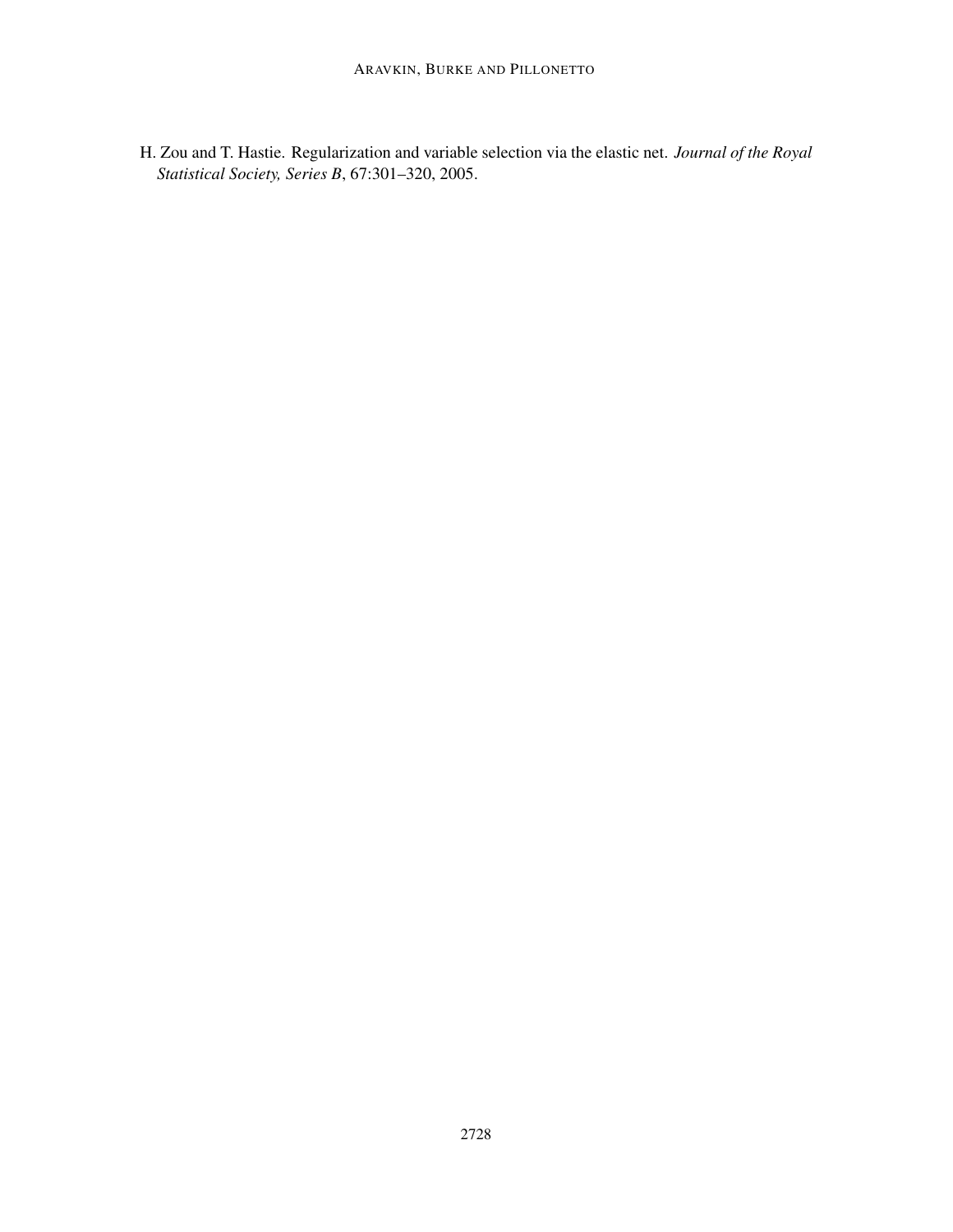H. Zou and T. Hastie. Regularization and variable selection via the elastic net. *Journal of the Royal Statistical Society, Series B*, 67:301–320, 2005.